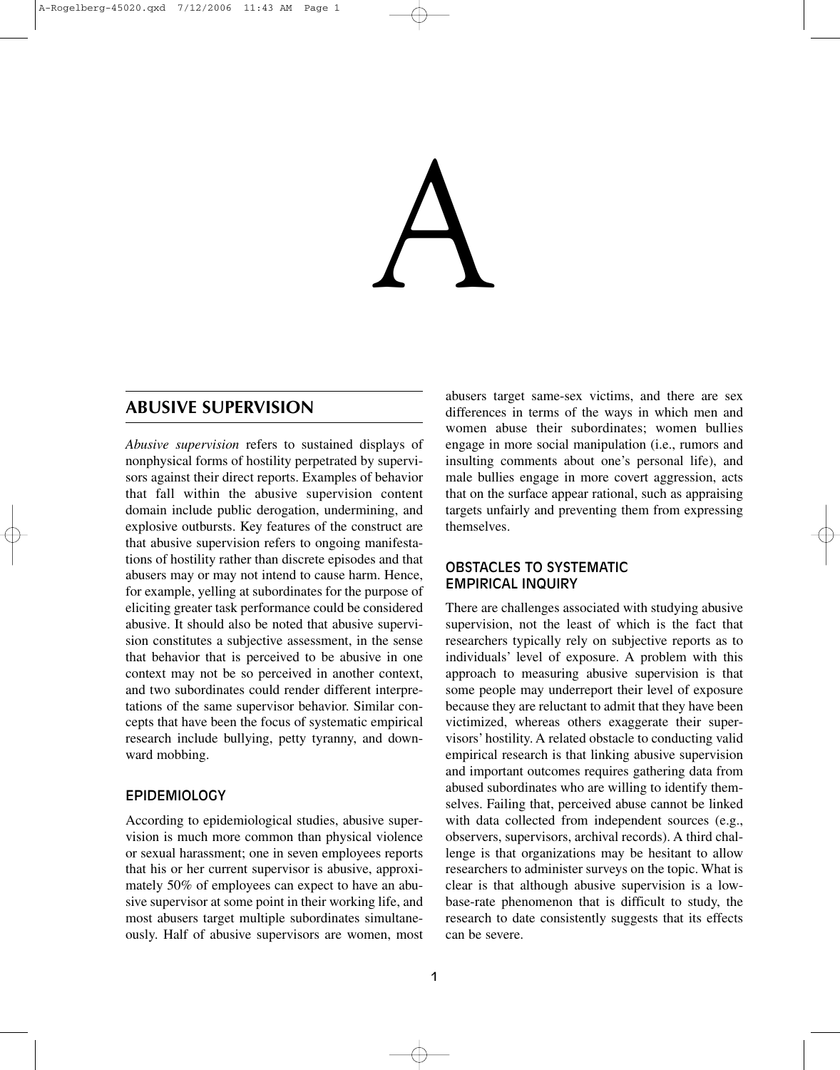# A

## ABUSIVE SUPERVISION

*Abusive supervision* refers to sustained displays of nonphysical forms of hostility perpetrated by supervisors against their direct reports. Examples of behavior that fall within the abusive supervision content domain include public derogation, undermining, and explosive outbursts. Key features of the construct are that abusive supervision refers to ongoing manifestations of hostility rather than discrete episodes and that abusers may or may not intend to cause harm. Hence, for example, yelling at subordinates for the purpose of eliciting greater task performance could be considered abusive. It should also be noted that abusive supervision constitutes a subjective assessment, in the sense that behavior that is perceived to be abusive in one context may not be so perceived in another context, and two subordinates could render different interpretations of the same supervisor behavior. Similar concepts that have been the focus of systematic empirical research include bullying, petty tyranny, and downward mobbing.

### EPIDEMIOLOGY

According to epidemiological studies, abusive supervision is much more common than physical violence or sexual harassment; one in seven employees reports that his or her current supervisor is abusive, approximately 50% of employees can expect to have an abusive supervisor at some point in their working life, and most abusers target multiple subordinates simultaneously. Half of abusive supervisors are women, most abusers target same-sex victims, and there are sex differences in terms of the ways in which men and women abuse their subordinates; women bullies engage in more social manipulation (i.e., rumors and insulting comments about one's personal life), and male bullies engage in more covert aggression, acts that on the surface appear rational, such as appraising targets unfairly and preventing them from expressing themselves.

### OBSTACLES TO SYSTEMATIC EMPIRICAL INQUIRY

There are challenges associated with studying abusive supervision, not the least of which is the fact that researchers typically rely on subjective reports as to individuals' level of exposure. A problem with this approach to measuring abusive supervision is that some people may underreport their level of exposure because they are reluctant to admit that they have been victimized, whereas others exaggerate their supervisors' hostility. A related obstacle to conducting valid empirical research is that linking abusive supervision and important outcomes requires gathering data from abused subordinates who are willing to identify themselves. Failing that, perceived abuse cannot be linked with data collected from independent sources (e.g., observers, supervisors, archival records). A third challenge is that organizations may be hesitant to allow researchers to administer surveys on the topic. What is clear is that although abusive supervision is a low-base-rate phenomenon that is difficult to study, the research to date consistently suggests that its effects can be severe.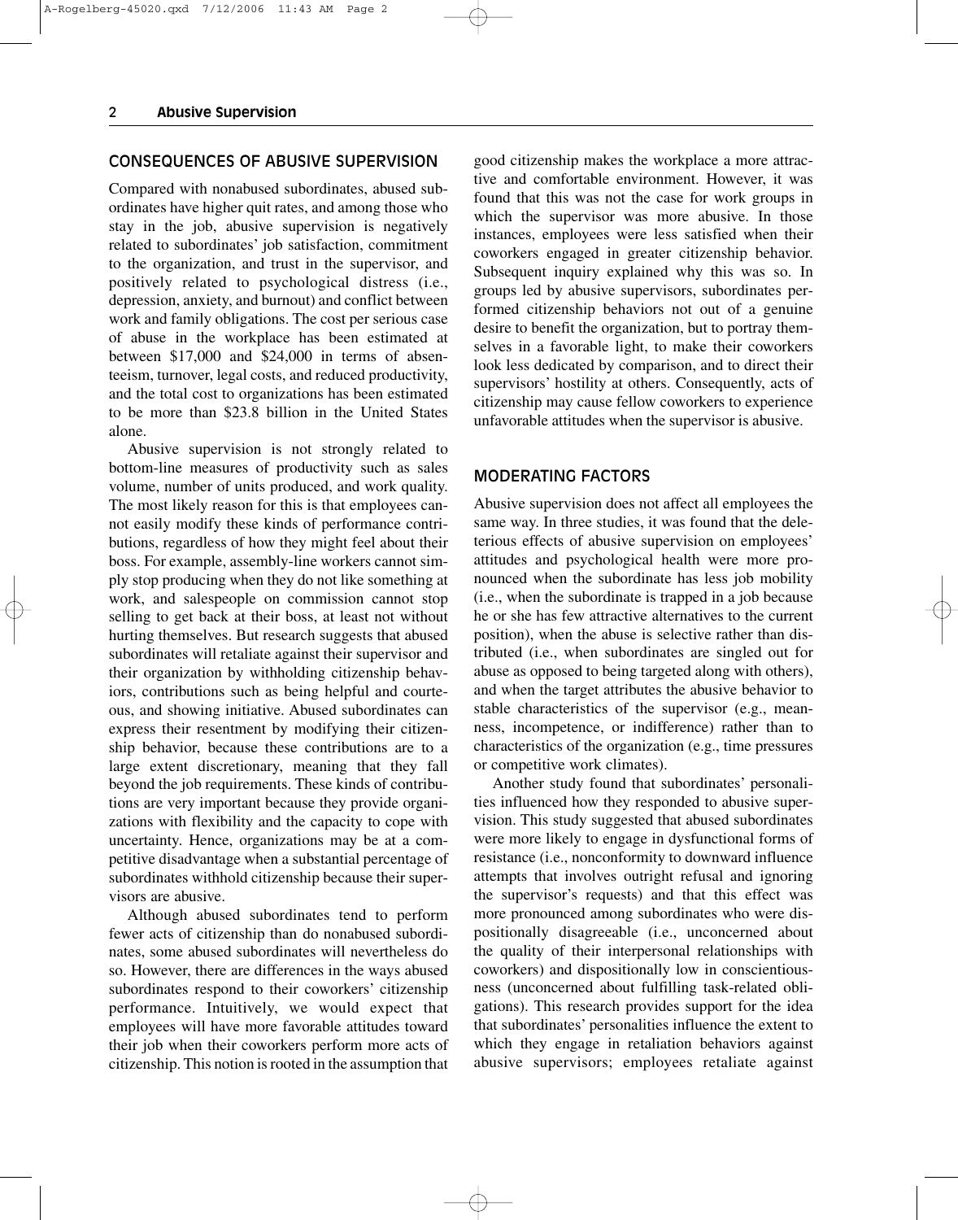## CONSEQUENCES OF ABUSIVE SUPERVISION

Compared with nonabused subordinates, abused subordinates have higher quit rates, and among those who stay in the job, abusive supervision is negatively related to subordinates' job satisfaction, commitment to the organization, and trust in the supervisor, and positively related to psychological distress (i.e., depression, anxiety, and burnout) and conflict between work and family obligations. The cost per serious case of abuse in the workplace has been estimated at between $17,000 and $24,000 in terms of absenteeism, turnover, legal costs, and reduced productivity, and the total cost to organizations has been estimated to be more than $23.8 billion in the United States alone.

Abusive supervision is not strongly related to bottom-line measures of productivity such as sales volume, number of units produced, and work quality. The most likely reason for this is that employees cannot easily modify these kinds of performance contributions, regardless of how they might feel about their boss. For example, assembly-line workers cannot simply stop producing when they do not like something at work, and salespeople on commission cannot stop selling to get back at their boss, at least not without hurting themselves. But research suggests that abused subordinates will retaliate against their supervisor and their organization by withholding citizenship behaviors, contributions such as being helpful and courteous, and showing initiative. Abused subordinates can express their resentment by modifying their citizenship behavior, because these contributions are to a large extent discretionary, meaning that they fall beyond the job requirements. These kinds of contributions are very important because they provide organizations with flexibility and the capacity to cope with uncertainty. Hence, organizations may be at a competitive disadvantage when a substantial percentage of subordinates withhold citizenship because their supervisors are abusive.

Although abused subordinates tend to perform fewer acts of citizenship than do nonabused subordinates, some abused subordinates will nevertheless do so. However, there are differences in the ways abused subordinates respond to their coworkers' citizenship performance. Intuitively, we would expect that employees will have more favorable attitudes toward their job when their coworkers perform more acts of citizenship. This notion is rooted in the assumption that good citizenship makes the workplace a more attractive and comfortable environment. However, it was found that this was not the case for work groups in which the supervisor was more abusive. In those instances, employees were less satisfied when their coworkers engaged in greater citizenship behavior. Subsequent inquiry explained why this was so. In groups led by abusive supervisors, subordinates performed citizenship behaviors not out of a genuine desire to benefit the organization, but to portray themselves in a favorable light, to make their coworkers look less dedicated by comparison, and to direct their supervisors' hostility at others. Consequently, acts of citizenship may cause fellow coworkers to experience unfavorable attitudes when the supervisor is abusive.

## MODERATING FACTORS

Abusive supervision does not affect all employees the same way. In three studies, it was found that the deleterious effects of abusive supervision on employees' attitudes and psychological health were more pronounced when the subordinate has less job mobility (i.e., when the subordinate is trapped in a job because he or she has few attractive alternatives to the current position), when the abuse is selective rather than distributed (i.e., when subordinates are singled out for abuse as opposed to being targeted along with others), and when the target attributes the abusive behavior to stable characteristics of the supervisor (e.g., meanness, incompetence, or indifference) rather than to characteristics of the organization (e.g., time pressures or competitive work climates).

Another study found that subordinates' personalities influenced how they responded to abusive supervision. This study suggested that abused subordinates were more likely to engage in dysfunctional forms of resistance (i.e., nonconformity to downward influence attempts that involves outright refusal and ignoring the supervisor's requests) and that this effect was more pronounced among subordinates who were dispositionally disagreeable (i.e., unconcerned about the quality of their interpersonal relationships with coworkers) and dispositionally low in conscientiousness (unconcerned about fulfilling task-related obligations). This research provides support for the idea that subordinates' personalities influence the extent to which they engage in retaliation behaviors against abusive supervisors; employees retaliate against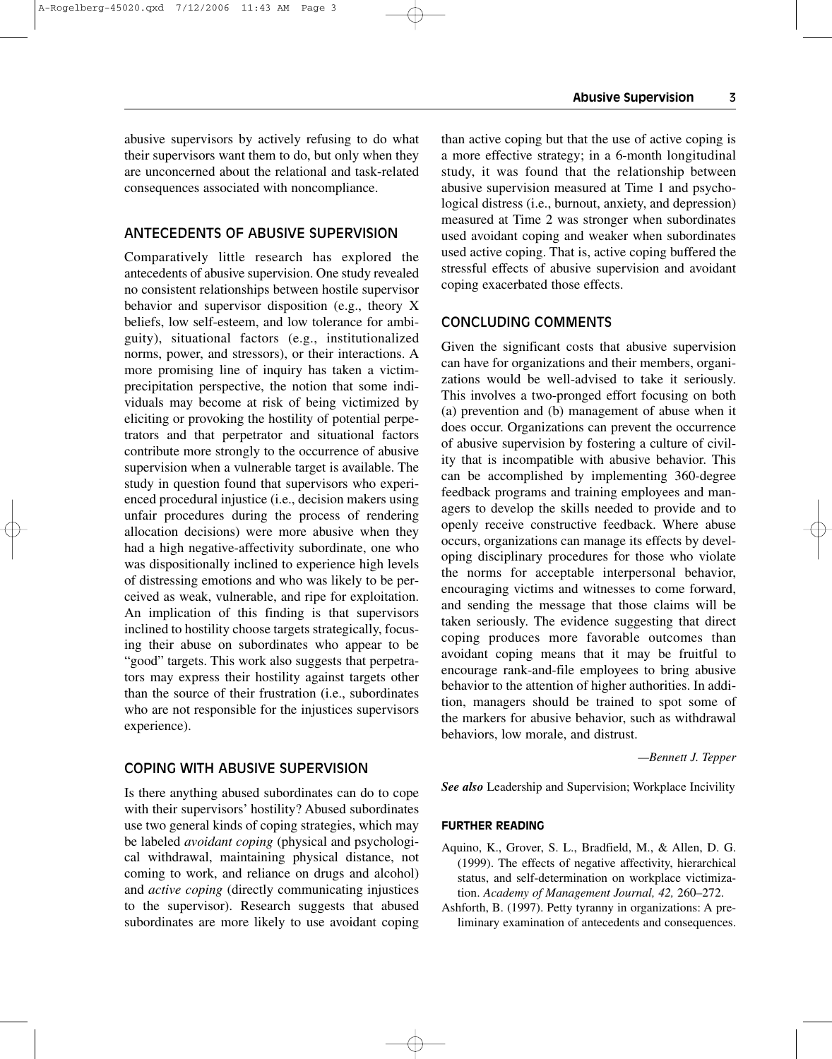abusive supervisors by actively refusing to do what their supervisors want them to do, but only when they are unconcerned about the relational and task-related consequences associated with noncompliance.

## ANTECEDENTS OF ABUSIVE SUPERVISION

Comparatively little research has explored the antecedents of abusive supervision. One study revealed no consistent relationships between hostile supervisor behavior and supervisor disposition (e.g., theory X beliefs, low self-esteem, and low tolerance for ambiguity), situational factors (e.g., institutionalized norms, power, and stressors), or their interactions. A more promising line of inquiry has taken a victim-precipitation perspective, the notion that some individuals may become at risk of being victimized by eliciting or provoking the hostility of potential perpetrators and that perpetrator and situational factors contribute more strongly to the occurrence of abusive supervision when a vulnerable target is available. The study in question found that supervisors who experienced procedural injustice (i.e., decision makers using unfair procedures during the process of rendering allocation decisions) were more abusive when they had a high negative-affectivity subordinate, one who was dispositionally inclined to experience high levels of distressing emotions and who was likely to be perceived as weak, vulnerable, and ripe for exploitation. An implication of this finding is that supervisors inclined to hostility choose targets strategically, focusing their abuse on subordinates who appear to be "good" targets. This work also suggests that perpetrators may express their hostility against targets other than the source of their frustration (i.e., subordinates who are not responsible for the injustices supervisors experience).

## COPING WITH ABUSIVE SUPERVISION

Is there anything abused subordinates can do to cope with their supervisors' hostility? Abused subordinates use two general kinds of coping strategies, which may be labeled *avoidant coping* (physical and psychological withdrawal, maintaining physical distance, not coming to work, and reliance on drugs and alcohol) and *active coping* (directly communicating injustices to the supervisor). Research suggests that abused subordinates are more likely to use avoidant coping than active coping but that the use of active coping is a more effective strategy; in a 6-month longitudinal study, it was found that the relationship between abusive supervision measured at Time 1 and psychological distress (i.e., burnout, anxiety, and depression) measured at Time 2 was stronger when subordinates used avoidant coping and weaker when subordinates used active coping. That is, active coping buffered the stressful effects of abusive supervision and avoidant coping exacerbated those effects.

## CONCLUDING COMMENTS

Given the significant costs that abusive supervision can have for organizations and their members, organizations would be well-advised to take it seriously. This involves a two-pronged effort focusing on both (a) prevention and (b) management of abuse when it does occur. Organizations can prevent the occurrence of abusive supervision by fostering a culture of civility that is incompatible with abusive behavior. This can be accomplished by implementing 360-degree feedback programs and training employees and managers to develop the skills needed to provide and to openly receive constructive feedback. Where abuse occurs, organizations can manage its effects by developing disciplinary procedures for those who violate the norms for acceptable interpersonal behavior, encouraging victims and witnesses to come forward, and sending the message that those claims will be taken seriously. The evidence suggesting that direct coping produces more favorable outcomes than avoidant coping means that it may be fruitful to encourage rank-and-file employees to bring abusive behavior to the attention of higher authorities. In addition, managers should be trained to spot some of the markers for abusive behavior, such as withdrawal behaviors, low morale, and distrust.

—*Bennett J. Tepper*

***See also*** Leadership and Supervision; Workplace Incivility

### FURTHER READING

Aquino, K., Grover, S. L., Bradfield, M., & Allen, D. G. (1999). The effects of negative affectivity, hierarchical status, and self-determination on workplace victimization. *Academy of Management Journal, 42,* 260–272.

Ashforth, B. (1997). Petty tyranny in organizations: A preliminary examination of antecedents and consequences.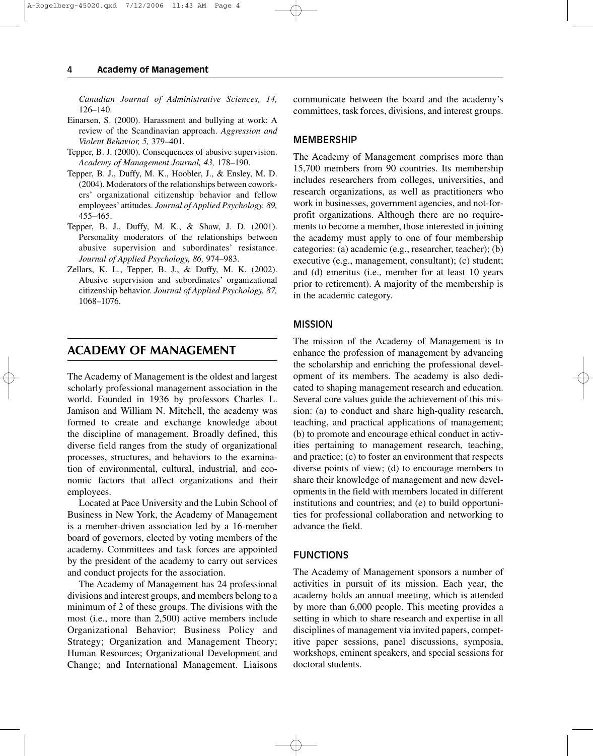*Canadian Journal of Administrative Sciences, 14,* 126–140.

Einarsen, S. (2000). Harassment and bullying at work: A review of the Scandinavian approach. *Aggression and Violent Behavior, 5,* 379–401.

Tepper, B. J. (2000). Consequences of abusive supervision. *Academy of Management Journal, 43,* 178–190.

Tepper, B. J., Duffy, M. K., Hoobler, J., & Ensley, M. D. (2004). Moderators of the relationships between coworkers' organizational citizenship behavior and fellow employees' attitudes. *Journal of Applied Psychology, 89,* 455–465.

Tepper, B. J., Duffy, M. K., & Shaw, J. D. (2001). Personality moderators of the relationships between abusive supervision and subordinates' resistance. *Journal of Applied Psychology, 86,* 974–983.

Zellars, K. L., Tepper, B. J., & Duffy, M. K. (2002). Abusive supervision and subordinates' organizational citizenship behavior. *Journal of Applied Psychology, 87,* 1068–1076.

## ACADEMY OF MANAGEMENT

The Academy of Management is the oldest and largest scholarly professional management association in the world. Founded in 1936 by professors Charles L. Jamison and William N. Mitchell, the academy was formed to create and exchange knowledge about the discipline of management. Broadly defined, this diverse field ranges from the study of organizational processes, structures, and behaviors to the examination of environmental, cultural, industrial, and economic factors that affect organizations and their employees.

Located at Pace University and the Lubin School of Business in New York, the Academy of Management is a member-driven association led by a 16-member board of governors, elected by voting members of the academy. Committees and task forces are appointed by the president of the academy to carry out services and conduct projects for the association.

The Academy of Management has 24 professional divisions and interest groups, and members belong to a minimum of 2 of these groups. The divisions with the most (i.e., more than 2,500) active members include Organizational Behavior; Business Policy and Strategy; Organization and Management Theory; Human Resources; Organizational Development and Change; and International Management. Liaisons communicate between the board and the academy's committees, task forces, divisions, and interest groups.

### MEMBERSHIP

The Academy of Management comprises more than 15,700 members from 90 countries. Its membership includes researchers from colleges, universities, and research organizations, as well as practitioners who work in businesses, government agencies, and not-for-profit organizations. Although there are no requirements to become a member, those interested in joining the academy must apply to one of four membership categories: (a) academic (e.g., researcher, teacher); (b) executive (e.g., management, consultant); (c) student; and (d) emeritus (i.e., member for at least 10 years prior to retirement). A majority of the membership is in the academic category.

### MISSION

The mission of the Academy of Management is to enhance the profession of management by advancing the scholarship and enriching the professional development of its members. The academy is also dedicated to shaping management research and education. Several core values guide the achievement of this mission: (a) to conduct and share high-quality research, teaching, and practical applications of management; (b) to promote and encourage ethical conduct in activities pertaining to management research, teaching, and practice; (c) to foster an environment that respects diverse points of view; (d) to encourage members to share their knowledge of management and new developments in the field with members located in different institutions and countries; and (e) to build opportunities for professional collaboration and networking to advance the field.

### FUNCTIONS

The Academy of Management sponsors a number of activities in pursuit of its mission. Each year, the academy holds an annual meeting, which is attended by more than 6,000 people. This meeting provides a setting in which to share research and expertise in all disciplines of management via invited papers, competitive paper sessions, panel discussions, symposia, workshops, eminent speakers, and special sessions for doctoral students.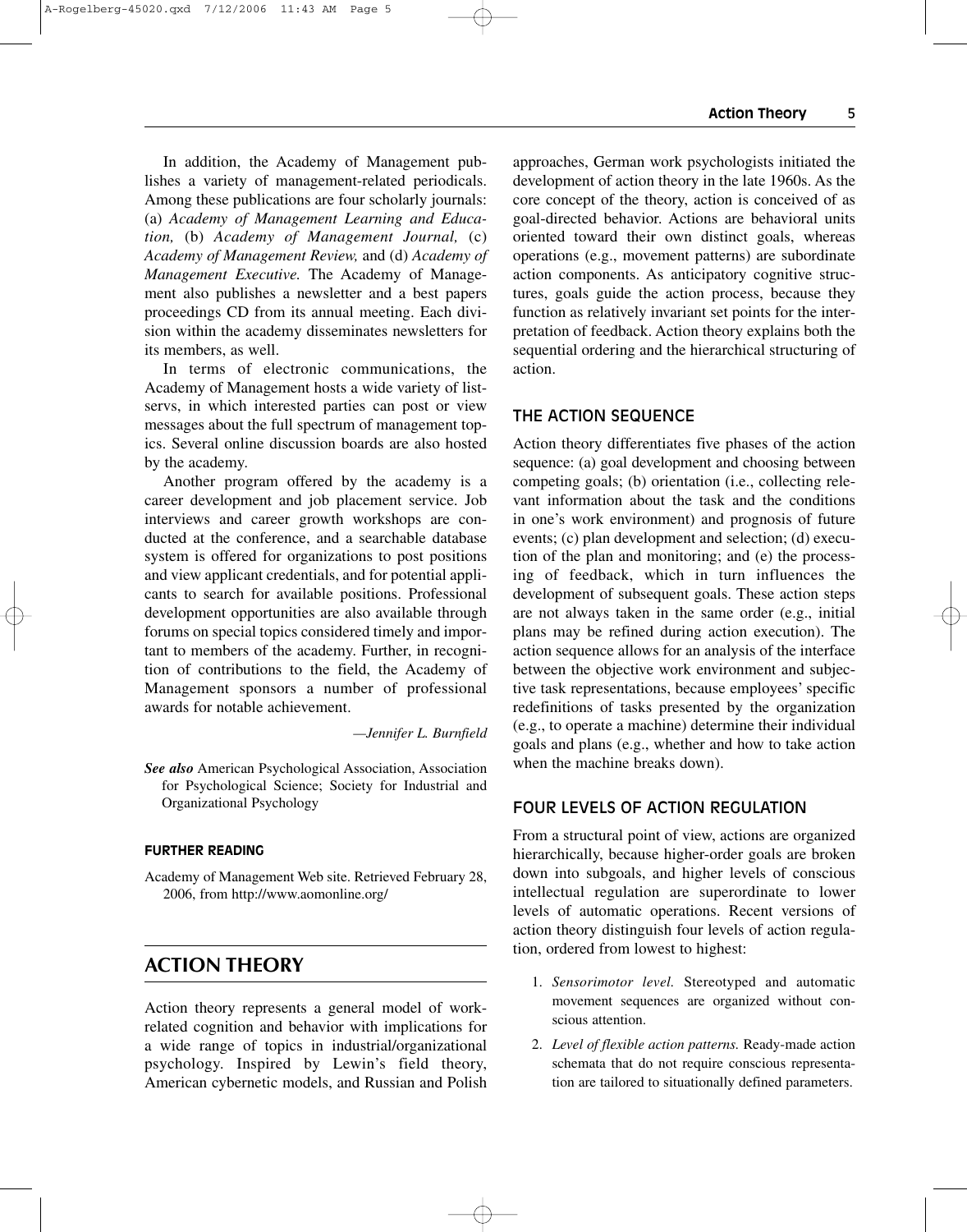In addition, the Academy of Management publishes a variety of management-related periodicals. Among these publications are four scholarly journals: (a) *Academy of Management Learning and Education,* (b) *Academy of Management Journal,* (c) *Academy of Management Review,* and (d) *Academy of Management Executive.* The Academy of Management also publishes a newsletter and a best papers proceedings CD from its annual meeting. Each division within the academy disseminates newsletters for its members, as well.

In terms of electronic communications, the Academy of Management hosts a wide variety of listservs, in which interested parties can post or view messages about the full spectrum of management topics. Several online discussion boards are also hosted by the academy.

Another program offered by the academy is a career development and job placement service. Job interviews and career growth workshops are conducted at the conference, and a searchable database system is offered for organizations to post positions and view applicant credentials, and for potential applicants to search for available positions. Professional development opportunities are also available through forums on special topics considered timely and important to members of the academy. Further, in recognition of contributions to the field, the Academy of Management sponsors a number of professional awards for notable achievement.

*—Jennifer L. Burnfield*

***See also*** American Psychological Association, Association for Psychological Science; Society for Industrial and Organizational Psychology

#### FURTHER READING

Academy of Management Web site. Retrieved February 28, 2006, from http://www.aomonline.org/

## ACTION THEORY

Action theory represents a general model of work-related cognition and behavior with implications for a wide range of topics in industrial/organizational psychology. Inspired by Lewin's field theory, American cybernetic models, and Russian and Polish approaches, German work psychologists initiated the development of action theory in the late 1960s. As the core concept of the theory, action is conceived of as goal-directed behavior. Actions are behavioral units oriented toward their own distinct goals, whereas operations (e.g., movement patterns) are subordinate action components. As anticipatory cognitive structures, goals guide the action process, because they function as relatively invariant set points for the interpretation of feedback. Action theory explains both the sequential ordering and the hierarchical structuring of action.

### THE ACTION SEQUENCE

Action theory differentiates five phases of the action sequence: (a) goal development and choosing between competing goals; (b) orientation (i.e., collecting relevant information about the task and the conditions in one's work environment) and prognosis of future events; (c) plan development and selection; (d) execution of the plan and monitoring; and (e) the processing of feedback, which in turn influences the development of subsequent goals. These action steps are not always taken in the same order (e.g., initial plans may be refined during action execution). The action sequence allows for an analysis of the interface between the objective work environment and subjective task representations, because employees' specific redefinitions of tasks presented by the organization (e.g., to operate a machine) determine their individual goals and plans (e.g., whether and how to take action when the machine breaks down).

### FOUR LEVELS OF ACTION REGULATION

From a structural point of view, actions are organized hierarchically, because higher-order goals are broken down into subgoals, and higher levels of conscious intellectual regulation are superordinate to lower levels of automatic operations. Recent versions of action theory distinguish four levels of action regulation, ordered from lowest to highest:

1. *Sensorimotor level.* Stereotyped and automatic movement sequences are organized without conscious attention.
2. *Level of flexible action patterns.* Ready-made action schemata that do not require conscious representation are tailored to situationally defined parameters.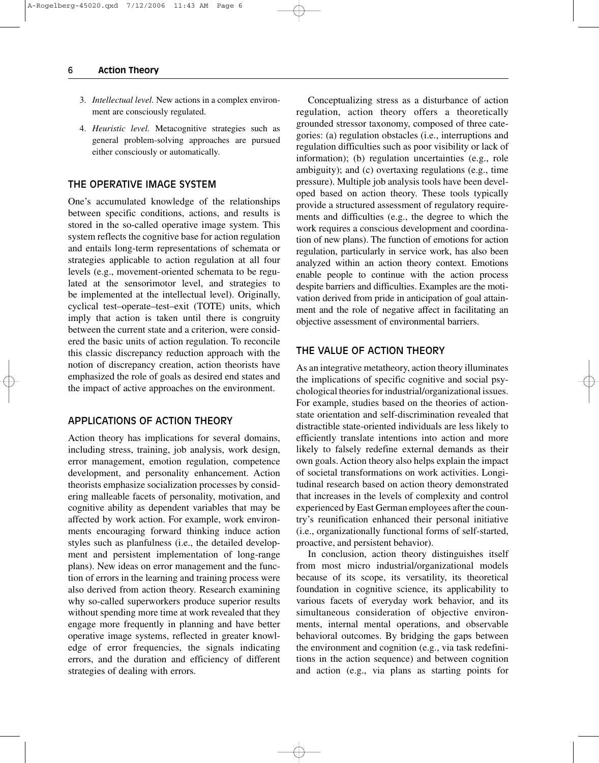3. *Intellectual level.* New actions in a complex environment are consciously regulated.
4. *Heuristic level.* Metacognitive strategies such as general problem-solving approaches are pursued either consciously or automatically.

## THE OPERATIVE IMAGE SYSTEM

One's accumulated knowledge of the relationships between specific conditions, actions, and results is stored in the so-called operative image system. This system reflects the cognitive base for action regulation and entails long-term representations of schemata or strategies applicable to action regulation at all four levels (e.g., movement-oriented schemata to be regulated at the sensorimotor level, and strategies to be implemented at the intellectual level). Originally, cyclical test–operate–test–exit (TOTE) units, which imply that action is taken until there is congruity between the current state and a criterion, were considered the basic units of action regulation. To reconcile this classic discrepancy reduction approach with the notion of discrepancy creation, action theorists have emphasized the role of goals as desired end states and the impact of active approaches on the environment.

## APPLICATIONS OF ACTION THEORY

Action theory has implications for several domains, including stress, training, job analysis, work design, error management, emotion regulation, competence development, and personality enhancement. Action theorists emphasize socialization processes by considering malleable facets of personality, motivation, and cognitive ability as dependent variables that may be affected by work action. For example, work environments encouraging forward thinking induce action styles such as planfulness (i.e., the detailed development and persistent implementation of long-range plans). New ideas on error management and the function of errors in the learning and training process were also derived from action theory. Research examining why so-called superworkers produce superior results without spending more time at work revealed that they engage more frequently in planning and have better operative image systems, reflected in greater knowledge of error frequencies, the signals indicating errors, and the duration and efficiency of different strategies of dealing with errors.

Conceptualizing stress as a disturbance of action regulation, action theory offers a theoretically grounded stressor taxonomy, composed of three categories: (a) regulation obstacles (i.e., interruptions and regulation difficulties such as poor visibility or lack of information); (b) regulation uncertainties (e.g., role ambiguity); and (c) overtaxing regulations (e.g., time pressure). Multiple job analysis tools have been developed based on action theory. These tools typically provide a structured assessment of regulatory requirements and difficulties (e.g., the degree to which the work requires a conscious development and coordination of new plans). The function of emotions for action regulation, particularly in service work, has also been analyzed within an action theory context. Emotions enable people to continue with the action process despite barriers and difficulties. Examples are the motivation derived from pride in anticipation of goal attainment and the role of negative affect in facilitating an objective assessment of environmental barriers.

## THE VALUE OF ACTION THEORY

As an integrative metatheory, action theory illuminates the implications of specific cognitive and social psychological theories for industrial/organizational issues. For example, studies based on the theories of action-state orientation and self-discrimination revealed that distractible state-oriented individuals are less likely to efficiently translate intentions into action and more likely to falsely redefine external demands as their own goals. Action theory also helps explain the impact of societal transformations on work activities. Longitudinal research based on action theory demonstrated that increases in the levels of complexity and control experienced by East German employees after the country's reunification enhanced their personal initiative (i.e., organizationally functional forms of self-started, proactive, and persistent behavior).

In conclusion, action theory distinguishes itself from most micro industrial/organizational models because of its scope, its versatility, its theoretical foundation in cognitive science, its applicability to various facets of everyday work behavior, and its simultaneous consideration of objective environments, internal mental operations, and observable behavioral outcomes. By bridging the gaps between the environment and cognition (e.g., via task redefinitions in the action sequence) and between cognition and action (e.g., via plans as starting points for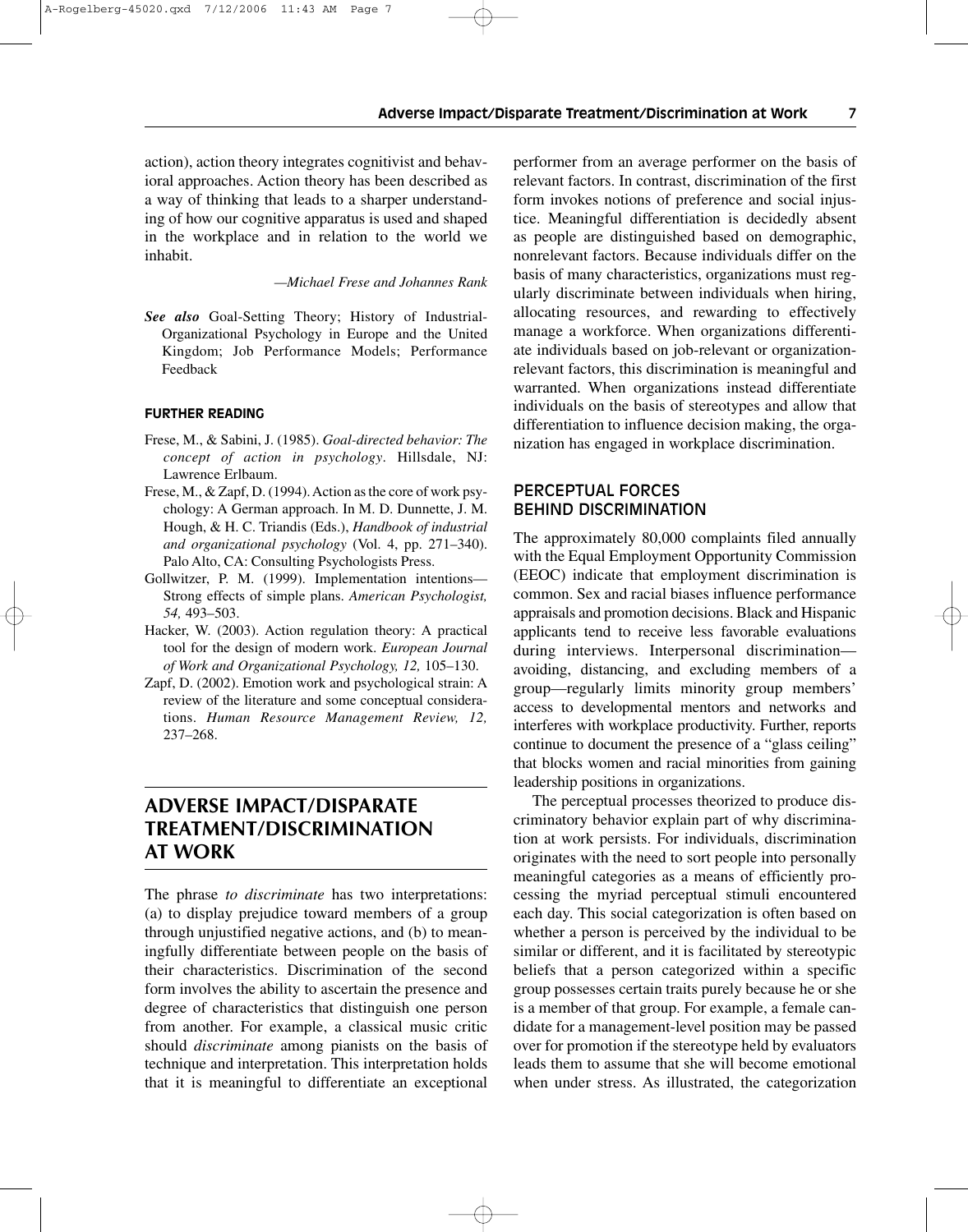action), action theory integrates cognitivist and behavioral approaches. Action theory has been described as a way of thinking that leads to a sharper understanding of how our cognitive apparatus is used and shaped in the workplace and in relation to the world we inhabit.

—*Michael Frese and Johannes Rank*

***See also*** Goal-Setting Theory; History of Industrial-Organizational Psychology in Europe and the United Kingdom; Job Performance Models; Performance Feedback

#### FURTHER READING

- Frese, M., & Sabini, J. (1985). *Goal-directed behavior: The concept of action in psychology*. Hillsdale, NJ: Lawrence Erlbaum.
- Frese, M., & Zapf, D. (1994). Action as the core of work psychology: A German approach. In M. D. Dunnette, J. M. Hough, & H. C. Triandis (Eds.), *Handbook of industrial and organizational psychology* (Vol. 4, pp. 271–340). Palo Alto, CA: Consulting Psychologists Press.
- Gollwitzer, P. M. (1999). Implementation intentions—Strong effects of simple plans. *American Psychologist, 54,* 493–503.
- Hacker, W. (2003). Action regulation theory: A practical tool for the design of modern work. *European Journal of Work and Organizational Psychology, 12,* 105–130.
- Zapf, D. (2002). Emotion work and psychological strain: A review of the literature and some conceptual considerations. *Human Resource Management Review, 12,* 237–268.

## ADVERSE IMPACT/DISPARATE TREATMENT/DISCRIMINATION AT WORK

The phrase *to discriminate* has two interpretations: (a) to display prejudice toward members of a group through unjustified negative actions, and (b) to meaningfully differentiate between people on the basis of their characteristics. Discrimination of the second form involves the ability to ascertain the presence and degree of characteristics that distinguish one person from another. For example, a classical music critic should *discriminate* among pianists on the basis of technique and interpretation. This interpretation holds that it is meaningful to differentiate an exceptional performer from an average performer on the basis of relevant factors. In contrast, discrimination of the first form invokes notions of preference and social injustice. Meaningful differentiation is decidedly absent as people are distinguished based on demographic, nonrelevant factors. Because individuals differ on the basis of many characteristics, organizations must regularly discriminate between individuals when hiring, allocating resources, and rewarding to effectively manage a workforce. When organizations differentiate individuals based on job-relevant or organization-relevant factors, this discrimination is meaningful and warranted. When organizations instead differentiate individuals on the basis of stereotypes and allow that differentiation to influence decision making, the organization has engaged in workplace discrimination.

### PERCEPTUAL FORCES BEHIND DISCRIMINATION

The approximately 80,000 complaints filed annually with the Equal Employment Opportunity Commission (EEOC) indicate that employment discrimination is common. Sex and racial biases influence performance appraisals and promotion decisions. Black and Hispanic applicants tend to receive less favorable evaluations during interviews. Interpersonal discrimination—avoiding, distancing, and excluding members of a group—regularly limits minority group members' access to developmental mentors and networks and interferes with workplace productivity. Further, reports continue to document the presence of a "glass ceiling" that blocks women and racial minorities from gaining leadership positions in organizations.

The perceptual processes theorized to produce discriminatory behavior explain part of why discrimination at work persists. For individuals, discrimination originates with the need to sort people into personally meaningful categories as a means of efficiently processing the myriad perceptual stimuli encountered each day. This social categorization is often based on whether a person is perceived by the individual to be similar or different, and it is facilitated by stereotypic beliefs that a person categorized within a specific group possesses certain traits purely because he or she is a member of that group. For example, a female candidate for a management-level position may be passed over for promotion if the stereotype held by evaluators leads them to assume that she will become emotional when under stress. As illustrated, the categorization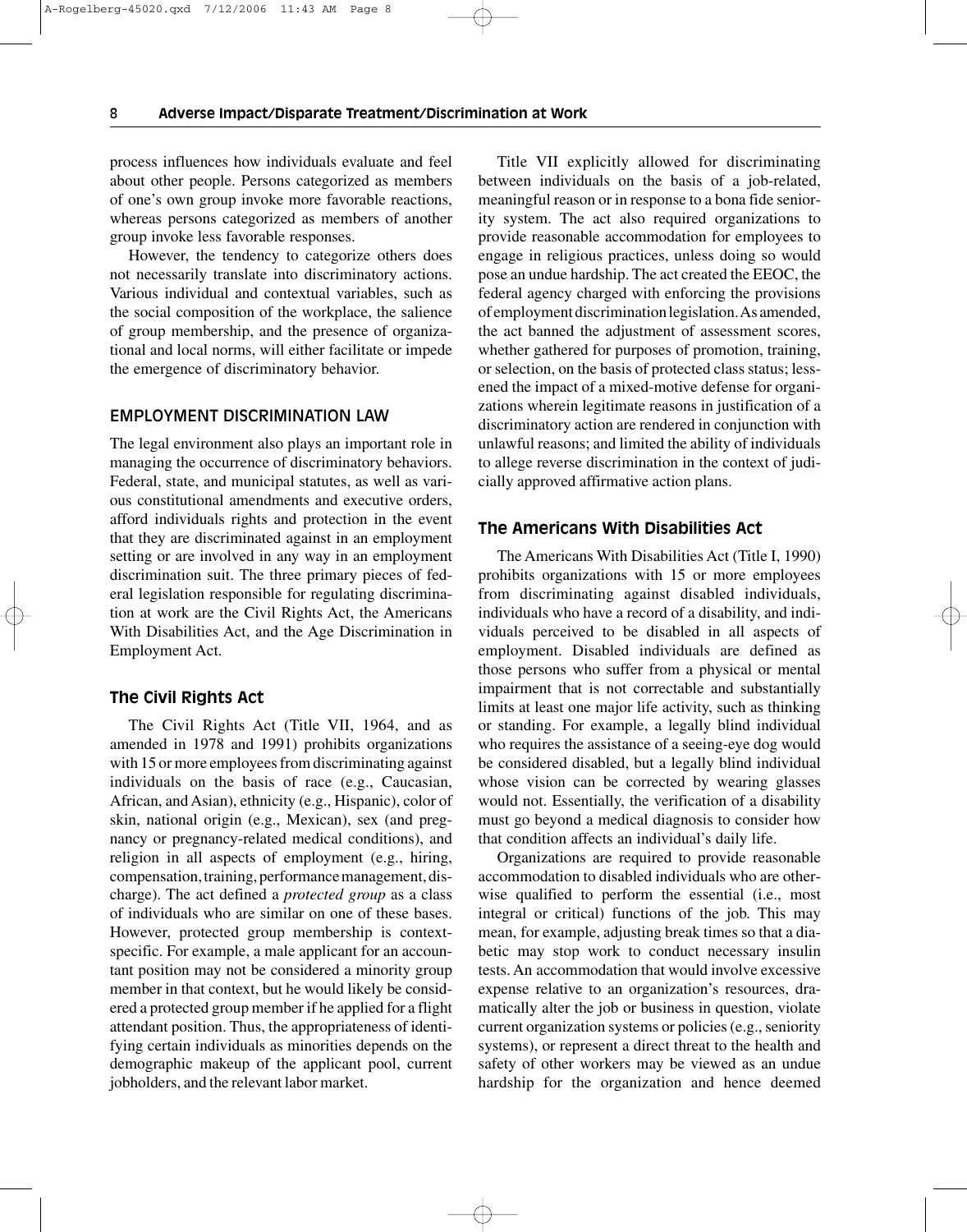process influences how individuals evaluate and feel about other people. Persons categorized as members of one's own group invoke more favorable reactions, whereas persons categorized as members of another group invoke less favorable responses.

However, the tendency to categorize others does not necessarily translate into discriminatory actions. Various individual and contextual variables, such as the social composition of the workplace, the salience of group membership, and the presence of organizational and local norms, will either facilitate or impede the emergence of discriminatory behavior.

## EMPLOYMENT DISCRIMINATION LAW

The legal environment also plays an important role in managing the occurrence of discriminatory behaviors. Federal, state, and municipal statutes, as well as various constitutional amendments and executive orders, afford individuals rights and protection in the event that they are discriminated against in an employment setting or are involved in any way in an employment discrimination suit. The three primary pieces of federal legislation responsible for regulating discrimination at work are the Civil Rights Act, the Americans With Disabilities Act, and the Age Discrimination in Employment Act.

### The Civil Rights Act

The Civil Rights Act (Title VII, 1964, and as amended in 1978 and 1991) prohibits organizations with 15 or more employees from discriminating against individuals on the basis of race (e.g., Caucasian, African, and Asian), ethnicity (e.g., Hispanic), color of skin, national origin (e.g., Mexican), sex (and pregnancy or pregnancy-related medical conditions), and religion in all aspects of employment (e.g., hiring, compensation, training, performance management, discharge). The act defined a *protected group* as a class of individuals who are similar on one of these bases. However, protected group membership is context-specific. For example, a male applicant for an accountant position may not be considered a minority group member in that context, but he would likely be considered a protected group member if he applied for a flight attendant position. Thus, the appropriateness of identifying certain individuals as minorities depends on the demographic makeup of the applicant pool, current jobholders, and the relevant labor market.

Title VII explicitly allowed for discriminating between individuals on the basis of a job-related, meaningful reason or in response to a bona fide seniority system. The act also required organizations to provide reasonable accommodation for employees to engage in religious practices, unless doing so would pose an undue hardship. The act created the EEOC, the federal agency charged with enforcing the provisions of employment discrimination legislation. As amended, the act banned the adjustment of assessment scores, whether gathered for purposes of promotion, training, or selection, on the basis of protected class status; lessened the impact of a mixed-motive defense for organizations wherein legitimate reasons in justification of a discriminatory action are rendered in conjunction with unlawful reasons; and limited the ability of individuals to allege reverse discrimination in the context of judicially approved affirmative action plans.

### The Americans With Disabilities Act

The Americans With Disabilities Act (Title I, 1990) prohibits organizations with 15 or more employees from discriminating against disabled individuals, individuals who have a record of a disability, and individuals perceived to be disabled in all aspects of employment. Disabled individuals are defined as those persons who suffer from a physical or mental impairment that is not correctable and substantially limits at least one major life activity, such as thinking or standing. For example, a legally blind individual who requires the assistance of a seeing-eye dog would be considered disabled, but a legally blind individual whose vision can be corrected by wearing glasses would not. Essentially, the verification of a disability must go beyond a medical diagnosis to consider how that condition affects an individual's daily life.

Organizations are required to provide reasonable accommodation to disabled individuals who are otherwise qualified to perform the essential (i.e., most integral or critical) functions of the job. This may mean, for example, adjusting break times so that a diabetic may stop work to conduct necessary insulin tests. An accommodation that would involve excessive expense relative to an organization's resources, dramatically alter the job or business in question, violate current organization systems or policies (e.g., seniority systems), or represent a direct threat to the health and safety of other workers may be viewed as an undue hardship for the organization and hence deemed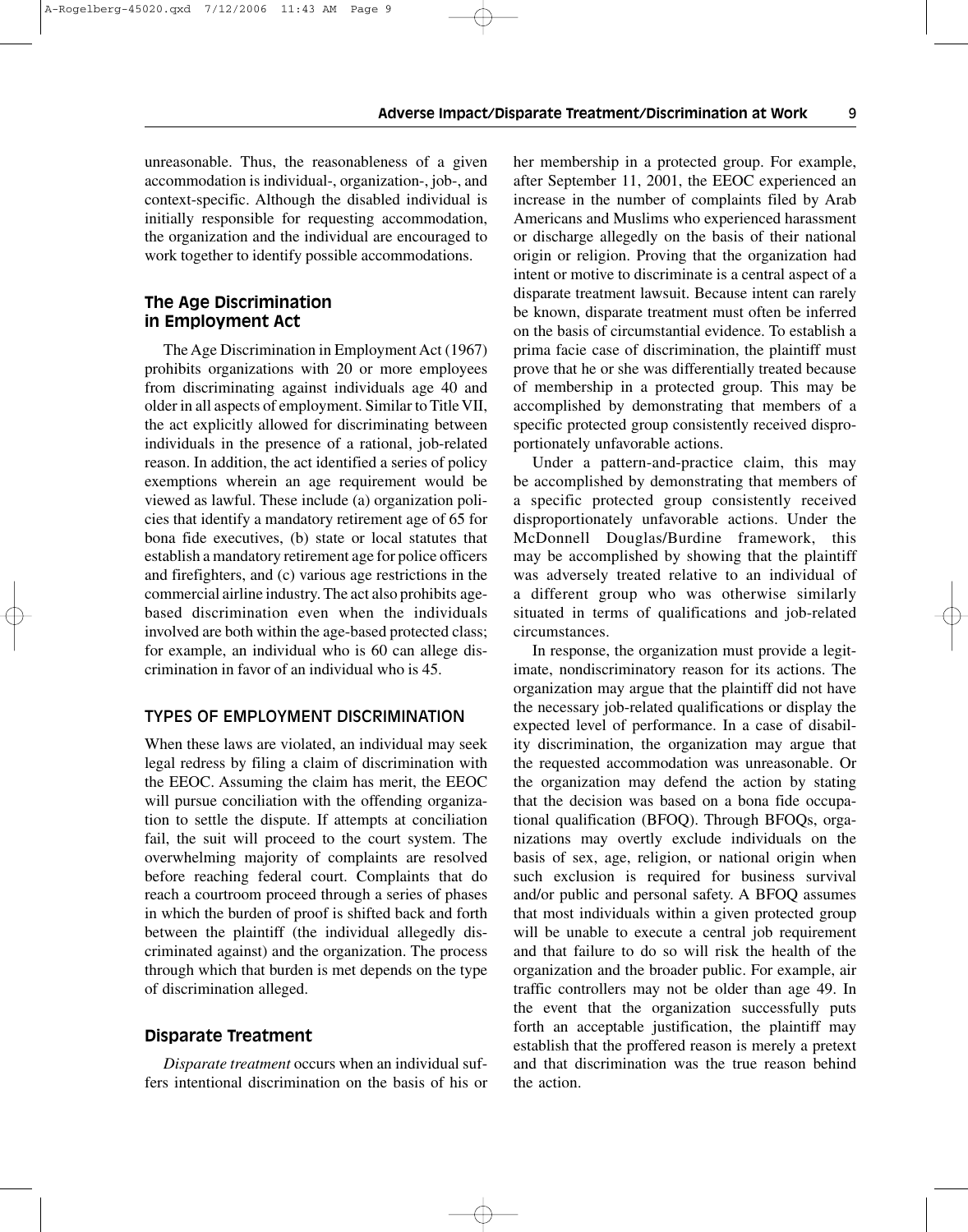unreasonable. Thus, the reasonableness of a given accommodation is individual-, organization-, job-, and context-specific. Although the disabled individual is initially responsible for requesting accommodation, the organization and the individual are encouraged to work together to identify possible accommodations.

### The Age Discrimination in Employment Act

The Age Discrimination in Employment Act (1967) prohibits organizations with 20 or more employees from discriminating against individuals age 40 and older in all aspects of employment. Similar to Title VII, the act explicitly allowed for discriminating between individuals in the presence of a rational, job-related reason. In addition, the act identified a series of policy exemptions wherein an age requirement would be viewed as lawful. These include (a) organization policies that identify a mandatory retirement age of 65 for bona fide executives, (b) state or local statutes that establish a mandatory retirement age for police officers and firefighters, and (c) various age restrictions in the commercial airline industry. The act also prohibits age-based discrimination even when the individuals involved are both within the age-based protected class; for example, an individual who is 60 can allege discrimination in favor of an individual who is 45.

## TYPES OF EMPLOYMENT DISCRIMINATION

When these laws are violated, an individual may seek legal redress by filing a claim of discrimination with the EEOC. Assuming the claim has merit, the EEOC will pursue conciliation with the offending organization to settle the dispute. If attempts at conciliation fail, the suit will proceed to the court system. The overwhelming majority of complaints are resolved before reaching federal court. Complaints that do reach a courtroom proceed through a series of phases in which the burden of proof is shifted back and forth between the plaintiff (the individual allegedly discriminated against) and the organization. The process through which that burden is met depends on the type of discrimination alleged.

### Disparate Treatment

*Disparate treatment* occurs when an individual suffers intentional discrimination on the basis of his or her membership in a protected group. For example, after September 11, 2001, the EEOC experienced an increase in the number of complaints filed by Arab Americans and Muslims who experienced harassment or discharge allegedly on the basis of their national origin or religion. Proving that the organization had intent or motive to discriminate is a central aspect of a disparate treatment lawsuit. Because intent can rarely be known, disparate treatment must often be inferred on the basis of circumstantial evidence. To establish a prima facie case of discrimination, the plaintiff must prove that he or she was differentially treated because of membership in a protected group. This may be accomplished by demonstrating that members of a specific protected group consistently received disproportionately unfavorable actions.

Under a pattern-and-practice claim, this may be accomplished by demonstrating that members of a specific protected group consistently received disproportionately unfavorable actions. Under the McDonnell Douglas/Burdine framework, this may be accomplished by showing that the plaintiff was adversely treated relative to an individual of a different group who was otherwise similarly situated in terms of qualifications and job-related circumstances.

In response, the organization must provide a legitimate, nondiscriminatory reason for its actions. The organization may argue that the plaintiff did not have the necessary job-related qualifications or display the expected level of performance. In a case of disability discrimination, the organization may argue that the requested accommodation was unreasonable. Or the organization may defend the action by stating that the decision was based on a bona fide occupational qualification (BFOQ). Through BFOQs, organizations may overtly exclude individuals on the basis of sex, age, religion, or national origin when such exclusion is required for business survival and/or public and personal safety. A BFOQ assumes that most individuals within a given protected group will be unable to execute a central job requirement and that failure to do so will risk the health of the organization and the broader public. For example, air traffic controllers may not be older than age 49. In the event that the organization successfully puts forth an acceptable justification, the plaintiff may establish that the proffered reason is merely a pretext and that discrimination was the true reason behind the action.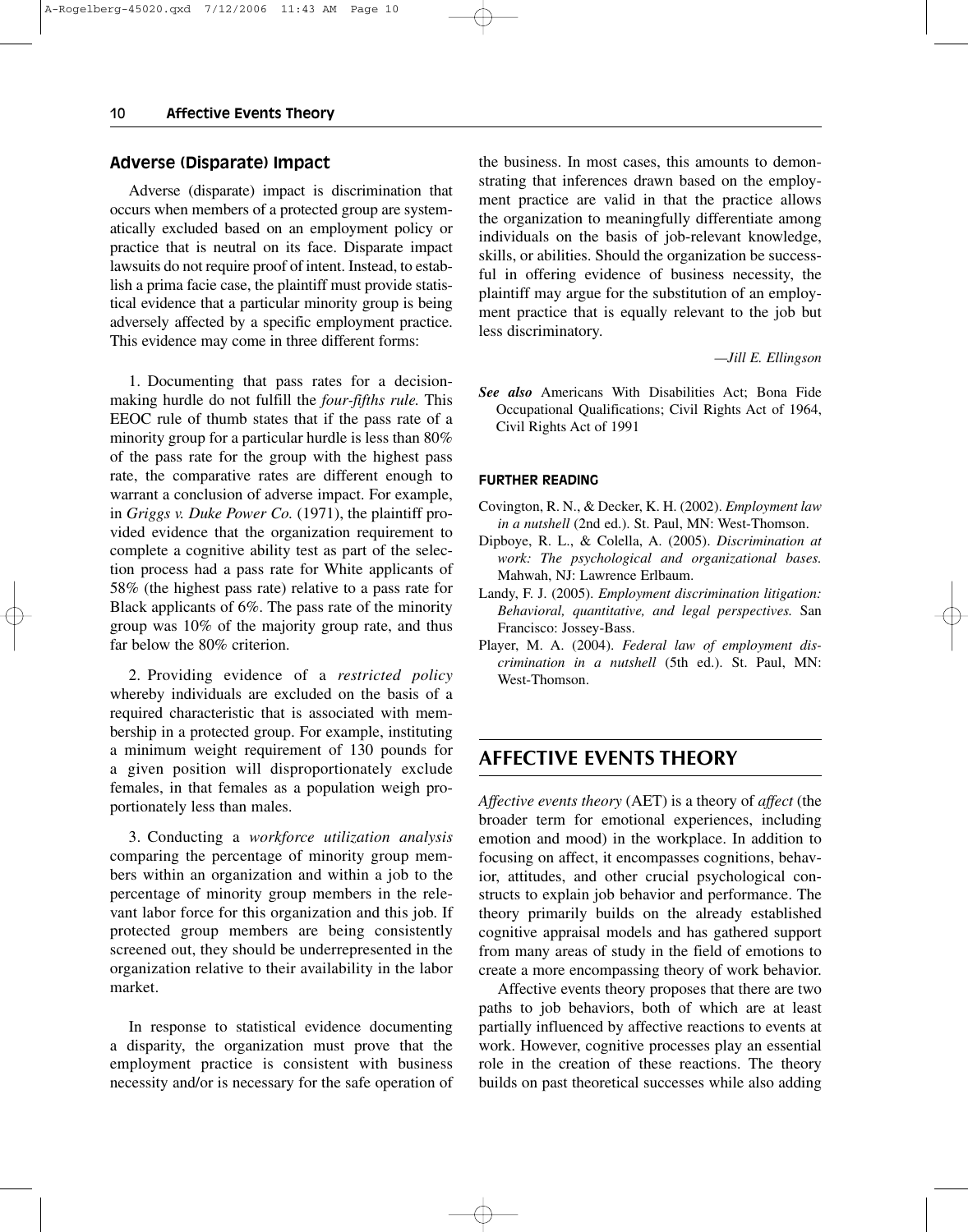## Adverse (Disparate) Impact

Adverse (disparate) impact is discrimination that occurs when members of a protected group are systematically excluded based on an employment policy or practice that is neutral on its face. Disparate impact lawsuits do not require proof of intent. Instead, to establish a prima facie case, the plaintiff must provide statistical evidence that a particular minority group is being adversely affected by a specific employment practice. This evidence may come in three different forms:

1. Documenting that pass rates for a decision-making hurdle do not fulfill the *four-fifths rule.* This EEOC rule of thumb states that if the pass rate of a minority group for a particular hurdle is less than 80% of the pass rate for the group with the highest pass rate, the comparative rates are different enough to warrant a conclusion of adverse impact. For example, in *Griggs v. Duke Power Co.* (1971), the plaintiff provided evidence that the organization requirement to complete a cognitive ability test as part of the selection process had a pass rate for White applicants of 58% (the highest pass rate) relative to a pass rate for Black applicants of 6%. The pass rate of the minority group was 10% of the majority group rate, and thus far below the 80% criterion.

2. Providing evidence of a *restricted policy* whereby individuals are excluded on the basis of a required characteristic that is associated with membership in a protected group. For example, instituting a minimum weight requirement of 130 pounds for a given position will disproportionately exclude females, in that females as a population weigh proportionately less than males.

3. Conducting a *workforce utilization analysis* comparing the percentage of minority group members within an organization and within a job to the percentage of minority group members in the relevant labor force for this organization and this job. If protected group members are being consistently screened out, they should be underrepresented in the organization relative to their availability in the labor market.

In response to statistical evidence documenting a disparity, the organization must prove that the employment practice is consistent with business necessity and/or is necessary for the safe operation of the business. In most cases, this amounts to demonstrating that inferences drawn based on the employment practice are valid in that the practice allows the organization to meaningfully differentiate among individuals on the basis of job-relevant knowledge, skills, or abilities. Should the organization be successful in offering evidence of business necessity, the plaintiff may argue for the substitution of an employment practice that is equally relevant to the job but less discriminatory.

—*Jill E. Ellingson*

***See also*** Americans With Disabilities Act; Bona Fide Occupational Qualifications; Civil Rights Act of 1964, Civil Rights Act of 1991

### FURTHER READING

Covington, R. N., & Decker, K. H. (2002). *Employment law in a nutshell* (2nd ed.). St. Paul, MN: West-Thomson.

Dipboye, R. L., & Colella, A. (2005). *Discrimination at work: The psychological and organizational bases.* Mahwah, NJ: Lawrence Erlbaum.

Landy, F. J. (2005). *Employment discrimination litigation: Behavioral, quantitative, and legal perspectives.* San Francisco: Jossey-Bass.

Player, M. A. (2004). *Federal law of employment discrimination in a nutshell* (5th ed.). St. Paul, MN: West-Thomson.

## AFFECTIVE EVENTS THEORY

*Affective events theory* (AET) is a theory of *affect* (the broader term for emotional experiences, including emotion and mood) in the workplace. In addition to focusing on affect, it encompasses cognitions, behavior, attitudes, and other crucial psychological constructs to explain job behavior and performance. The theory primarily builds on the already established cognitive appraisal models and has gathered support from many areas of study in the field of emotions to create a more encompassing theory of work behavior.

Affective events theory proposes that there are two paths to job behaviors, both of which are at least partially influenced by affective reactions to events at work. However, cognitive processes play an essential role in the creation of these reactions. The theory builds on past theoretical successes while also adding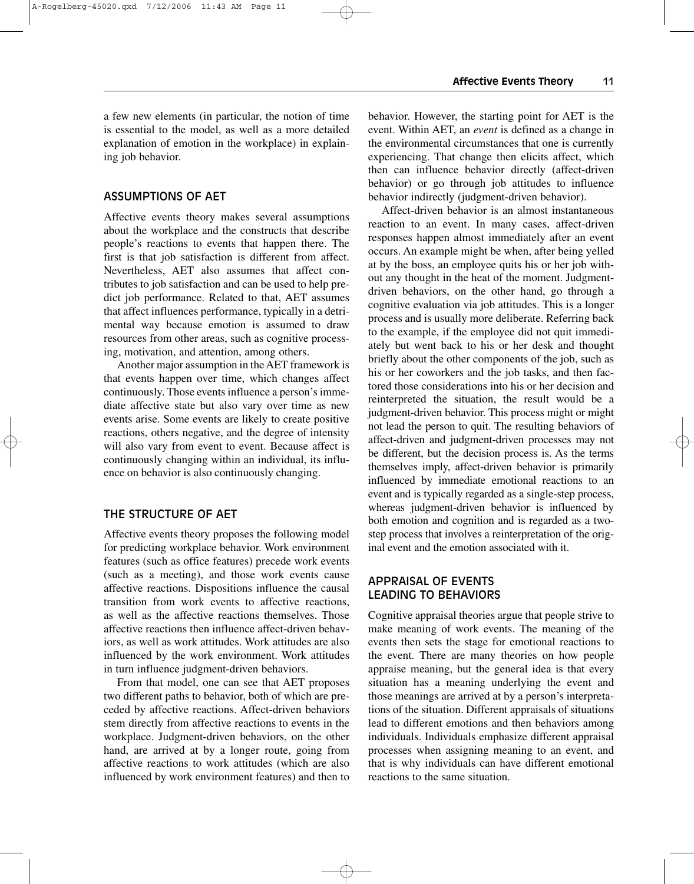a few new elements (in particular, the notion of time is essential to the model, as well as a more detailed explanation of emotion in the workplace) in explaining job behavior.

## ASSUMPTIONS OF AET

Affective events theory makes several assumptions about the workplace and the constructs that describe people's reactions to events that happen there. The first is that job satisfaction is different from affect. Nevertheless, AET also assumes that affect contributes to job satisfaction and can be used to help predict job performance. Related to that, AET assumes that affect influences performance, typically in a detrimental way because emotion is assumed to draw resources from other areas, such as cognitive processing, motivation, and attention, among others.

Another major assumption in the AET framework is that events happen over time, which changes affect continuously. Those events influence a person's immediate affective state but also vary over time as new events arise. Some events are likely to create positive reactions, others negative, and the degree of intensity will also vary from event to event. Because affect is continuously changing within an individual, its influence on behavior is also continuously changing.

## THE STRUCTURE OF AET

Affective events theory proposes the following model for predicting workplace behavior. Work environment features (such as office features) precede work events (such as a meeting), and those work events cause affective reactions. Dispositions influence the causal transition from work events to affective reactions, as well as the affective reactions themselves. Those affective reactions then influence affect-driven behaviors, as well as work attitudes. Work attitudes are also influenced by the work environment. Work attitudes in turn influence judgment-driven behaviors.

From that model, one can see that AET proposes two different paths to behavior, both of which are preceded by affective reactions. Affect-driven behaviors stem directly from affective reactions to events in the workplace. Judgment-driven behaviors, on the other hand, are arrived at by a longer route, going from affective reactions to work attitudes (which are also influenced by work environment features) and then to behavior. However, the starting point for AET is the event. Within AET, an *event* is defined as a change in the environmental circumstances that one is currently experiencing. That change then elicits affect, which then can influence behavior directly (affect-driven behavior) or go through job attitudes to influence behavior indirectly (judgment-driven behavior).

Affect-driven behavior is an almost instantaneous reaction to an event. In many cases, affect-driven responses happen almost immediately after an event occurs. An example might be when, after being yelled at by the boss, an employee quits his or her job without any thought in the heat of the moment. Judgment-driven behaviors, on the other hand, go through a cognitive evaluation via job attitudes. This is a longer process and is usually more deliberate. Referring back to the example, if the employee did not quit immediately but went back to his or her desk and thought briefly about the other components of the job, such as his or her coworkers and the job tasks, and then factored those considerations into his or her decision and reinterpreted the situation, the result would be a judgment-driven behavior. This process might or might not lead the person to quit. The resulting behaviors of affect-driven and judgment-driven processes may not be different, but the decision process is. As the terms themselves imply, affect-driven behavior is primarily influenced by immediate emotional reactions to an event and is typically regarded as a single-step process, whereas judgment-driven behavior is influenced by both emotion and cognition and is regarded as a two-step process that involves a reinterpretation of the original event and the emotion associated with it.

## APPRAISAL OF EVENTS LEADING TO BEHAVIORS

Cognitive appraisal theories argue that people strive to make meaning of work events. The meaning of the events then sets the stage for emotional reactions to the event. There are many theories on how people appraise meaning, but the general idea is that every situation has a meaning underlying the event and those meanings are arrived at by a person's interpretations of the situation. Different appraisals of situations lead to different emotions and then behaviors among individuals. Individuals emphasize different appraisal processes when assigning meaning to an event, and that is why individuals can have different emotional reactions to the same situation.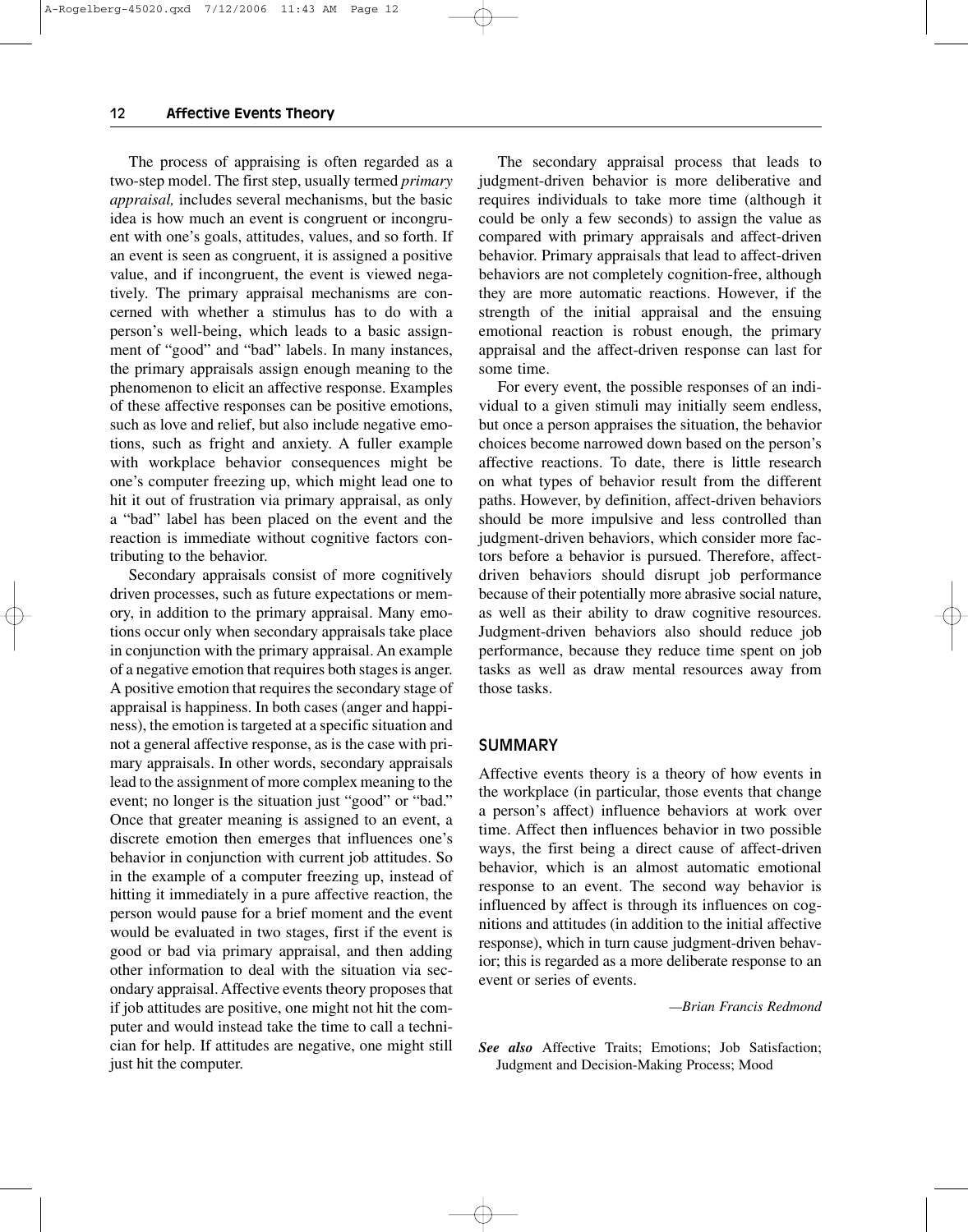The process of appraising is often regarded as a two-step model. The first step, usually termed *primary appraisal,* includes several mechanisms, but the basic idea is how much an event is congruent or incongruent with one's goals, attitudes, values, and so forth. If an event is seen as congruent, it is assigned a positive value, and if incongruent, the event is viewed negatively. The primary appraisal mechanisms are concerned with whether a stimulus has to do with a person's well-being, which leads to a basic assignment of "good" and "bad" labels. In many instances, the primary appraisals assign enough meaning to the phenomenon to elicit an affective response. Examples of these affective responses can be positive emotions, such as love and relief, but also include negative emotions, such as fright and anxiety. A fuller example with workplace behavior consequences might be one's computer freezing up, which might lead one to hit it out of frustration via primary appraisal, as only a "bad" label has been placed on the event and the reaction is immediate without cognitive factors contributing to the behavior.

Secondary appraisals consist of more cognitively driven processes, such as future expectations or memory, in addition to the primary appraisal. Many emotions occur only when secondary appraisals take place in conjunction with the primary appraisal. An example of a negative emotion that requires both stages is anger. A positive emotion that requires the secondary stage of appraisal is happiness. In both cases (anger and happiness), the emotion is targeted at a specific situation and not a general affective response, as is the case with primary appraisals. In other words, secondary appraisals lead to the assignment of more complex meaning to the event; no longer is the situation just "good" or "bad." Once that greater meaning is assigned to an event, a discrete emotion then emerges that influences one's behavior in conjunction with current job attitudes. So in the example of a computer freezing up, instead of hitting it immediately in a pure affective reaction, the person would pause for a brief moment and the event would be evaluated in two stages, first if the event is good or bad via primary appraisal, and then adding other information to deal with the situation via secondary appraisal. Affective events theory proposes that if job attitudes are positive, one might not hit the computer and would instead take the time to call a technician for help. If attitudes are negative, one might still just hit the computer.

The secondary appraisal process that leads to judgment-driven behavior is more deliberative and requires individuals to take more time (although it could be only a few seconds) to assign the value as compared with primary appraisals and affect-driven behavior. Primary appraisals that lead to affect-driven behaviors are not completely cognition-free, although they are more automatic reactions. However, if the strength of the initial appraisal and the ensuing emotional reaction is robust enough, the primary appraisal and the affect-driven response can last for some time.

For every event, the possible responses of an individual to a given stimuli may initially seem endless, but once a person appraises the situation, the behavior choices become narrowed down based on the person's affective reactions. To date, there is little research on what types of behavior result from the different paths. However, by definition, affect-driven behaviors should be more impulsive and less controlled than judgment-driven behaviors, which consider more factors before a behavior is pursued. Therefore, affect-driven behaviors should disrupt job performance because of their potentially more abrasive social nature, as well as their ability to draw cognitive resources. Judgment-driven behaviors also should reduce job performance, because they reduce time spent on job tasks as well as draw mental resources away from those tasks.

## SUMMARY

Affective events theory is a theory of how events in the workplace (in particular, those events that change a person's affect) influence behaviors at work over time. Affect then influences behavior in two possible ways, the first being a direct cause of affect-driven behavior, which is an almost automatic emotional response to an event. The second way behavior is influenced by affect is through its influences on cognitions and attitudes (in addition to the initial affective response), which in turn cause judgment-driven behavior; this is regarded as a more deliberate response to an event or series of events.

*—Brian Francis Redmond*

***See also*** Affective Traits; Emotions; Job Satisfaction; Judgment and Decision-Making Process; Mood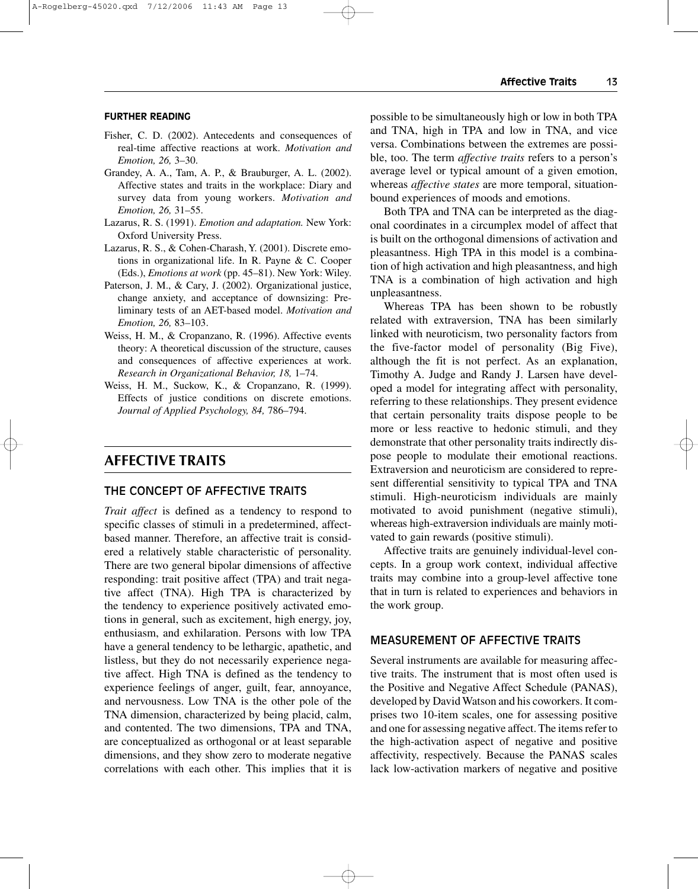## FURTHER READING

- Fisher, C. D. (2002). Antecedents and consequences of real-time affective reactions at work. *Motivation and Emotion, 26,* 3–30.
- Grandey, A. A., Tam, A. P., & Brauburger, A. L. (2002). Affective states and traits in the workplace: Diary and survey data from young workers. *Motivation and Emotion, 26,* 31–55.
- Lazarus, R. S. (1991). *Emotion and adaptation.* New York: Oxford University Press.
- Lazarus, R. S., & Cohen-Charash, Y. (2001). Discrete emotions in organizational life. In R. Payne & C. Cooper (Eds.), *Emotions at work* (pp. 45–81). New York: Wiley.
- Paterson, J. M., & Cary, J. (2002). Organizational justice, change anxiety, and acceptance of downsizing: Preliminary tests of an AET-based model. *Motivation and Emotion, 26,* 83–103.
- Weiss, H. M., & Cropanzano, R. (1996). Affective events theory: A theoretical discussion of the structure, causes and consequences of affective experiences at work. *Research in Organizational Behavior, 18,* 1–74.
- Weiss, H. M., Suckow, K., & Cropanzano, R. (1999). Effects of justice conditions on discrete emotions. *Journal of Applied Psychology, 84,* 786–794.

# AFFECTIVE TRAITS

## THE CONCEPT OF AFFECTIVE TRAITS

*Trait affect* is defined as a tendency to respond to specific classes of stimuli in a predetermined, affect-based manner. Therefore, an affective trait is considered a relatively stable characteristic of personality. There are two general bipolar dimensions of affective responding: trait positive affect (TPA) and trait negative affect (TNA). High TPA is characterized by the tendency to experience positively activated emotions in general, such as excitement, high energy, joy, enthusiasm, and exhilaration. Persons with low TPA have a general tendency to be lethargic, apathetic, and listless, but they do not necessarily experience negative affect. High TNA is defined as the tendency to experience feelings of anger, guilt, fear, annoyance, and nervousness. Low TNA is the other pole of the TNA dimension, characterized by being placid, calm, and contented. The two dimensions, TPA and TNA, are conceptualized as orthogonal or at least separable dimensions, and they show zero to moderate negative correlations with each other. This implies that it is possible to be simultaneously high or low in both TPA and TNA, high in TPA and low in TNA, and vice versa. Combinations between the extremes are possible, too. The term *affective traits* refers to a person's average level or typical amount of a given emotion, whereas *affective states* are more temporal, situation-bound experiences of moods and emotions.

Both TPA and TNA can be interpreted as the diagonal coordinates in a circumplex model of affect that is built on the orthogonal dimensions of activation and pleasantness. High TPA in this model is a combination of high activation and high pleasantness, and high TNA is a combination of high activation and high unpleasantness.

Whereas TPA has been shown to be robustly related with extraversion, TNA has been similarly linked with neuroticism, two personality factors from the five-factor model of personality (Big Five), although the fit is not perfect. As an explanation, Timothy A. Judge and Randy J. Larsen have developed a model for integrating affect with personality, referring to these relationships. They present evidence that certain personality traits dispose people to be more or less reactive to hedonic stimuli, and they demonstrate that other personality traits indirectly dispose people to modulate their emotional reactions. Extraversion and neuroticism are considered to represent differential sensitivity to typical TPA and TNA stimuli. High-neuroticism individuals are mainly motivated to avoid punishment (negative stimuli), whereas high-extraversion individuals are mainly motivated to gain rewards (positive stimuli).

Affective traits are genuinely individual-level concepts. In a group work context, individual affective traits may combine into a group-level affective tone that in turn is related to experiences and behaviors in the work group.

## MEASUREMENT OF AFFECTIVE TRAITS

Several instruments are available for measuring affective traits. The instrument that is most often used is the Positive and Negative Affect Schedule (PANAS), developed by David Watson and his coworkers. It comprises two 10-item scales, one for assessing positive and one for assessing negative affect. The items refer to the high-activation aspect of negative and positive affectivity, respectively. Because the PANAS scales lack low-activation markers of negative and positive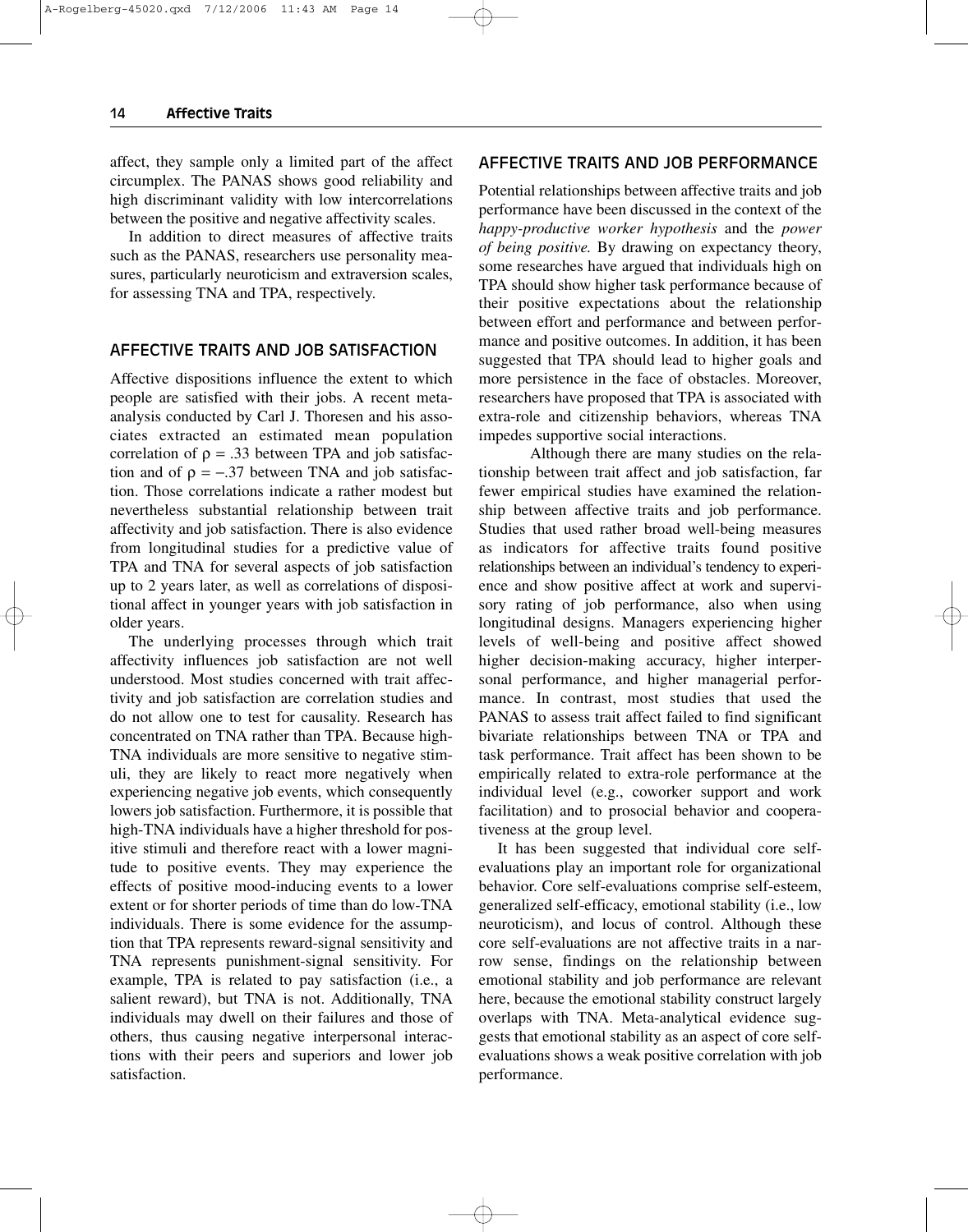affect, they sample only a limited part of the affect circumplex. The PANAS shows good reliability and high discriminant validity with low intercorrelations between the positive and negative affectivity scales.

In addition to direct measures of affective traits such as the PANAS, researchers use personality measures, particularly neuroticism and extraversion scales, for assessing TNA and TPA, respectively.

## AFFECTIVE TRAITS AND JOB SATISFACTION

Affective dispositions influence the extent to which people are satisfied with their jobs. A recent meta-analysis conducted by Carl J. Thoresen and his associates extracted an estimated mean population correlation of $\rho = .33$ between TPA and job satisfaction and of $\rho = -.37$ between TNA and job satisfaction. Those correlations indicate a rather modest but nevertheless substantial relationship between trait affectivity and job satisfaction. There is also evidence from longitudinal studies for a predictive value of TPA and TNA for several aspects of job satisfaction up to 2 years later, as well as correlations of dispositional affect in younger years with job satisfaction in older years.

The underlying processes through which trait affectivity influences job satisfaction are not well understood. Most studies concerned with trait affectivity and job satisfaction are correlation studies and do not allow one to test for causality. Research has concentrated on TNA rather than TPA. Because high-TNA individuals are more sensitive to negative stimuli, they are likely to react more negatively when experiencing negative job events, which consequently lowers job satisfaction. Furthermore, it is possible that high-TNA individuals have a higher threshold for positive stimuli and therefore react with a lower magnitude to positive events. They may experience the effects of positive mood-inducing events to a lower extent or for shorter periods of time than do low-TNA individuals. There is some evidence for the assumption that TPA represents reward-signal sensitivity and TNA represents punishment-signal sensitivity. For example, TPA is related to pay satisfaction (i.e., a salient reward), but TNA is not. Additionally, TNA individuals may dwell on their failures and those of others, thus causing negative interpersonal interactions with their peers and superiors and lower job satisfaction.

## AFFECTIVE TRAITS AND JOB PERFORMANCE

Potential relationships between affective traits and job performance have been discussed in the context of the *happy-productive worker hypothesis* and the *power of being positive.* By drawing on expectancy theory, some researches have argued that individuals high on TPA should show higher task performance because of their positive expectations about the relationship between effort and performance and between performance and positive outcomes. In addition, it has been suggested that TPA should lead to higher goals and more persistence in the face of obstacles. Moreover, researchers have proposed that TPA is associated with extra-role and citizenship behaviors, whereas TNA impedes supportive social interactions.

Although there are many studies on the relationship between trait affect and job satisfaction, far fewer empirical studies have examined the relationship between affective traits and job performance. Studies that used rather broad well-being measures as indicators for affective traits found positive relationships between an individual's tendency to experience and show positive affect at work and supervisory rating of job performance, also when using longitudinal designs. Managers experiencing higher levels of well-being and positive affect showed higher decision-making accuracy, higher interpersonal performance, and higher managerial performance. In contrast, most studies that used the PANAS to assess trait affect failed to find significant bivariate relationships between TNA or TPA and task performance. Trait affect has been shown to be empirically related to extra-role performance at the individual level (e.g., coworker support and work facilitation) and to prosocial behavior and cooperativeness at the group level.

It has been suggested that individual core self-evaluations play an important role for organizational behavior. Core self-evaluations comprise self-esteem, generalized self-efficacy, emotional stability (i.e., low neuroticism), and locus of control. Although these core self-evaluations are not affective traits in a narrow sense, findings on the relationship between emotional stability and job performance are relevant here, because the emotional stability construct largely overlaps with TNA. Meta-analytical evidence suggests that emotional stability as an aspect of core self-evaluations shows a weak positive correlation with job performance.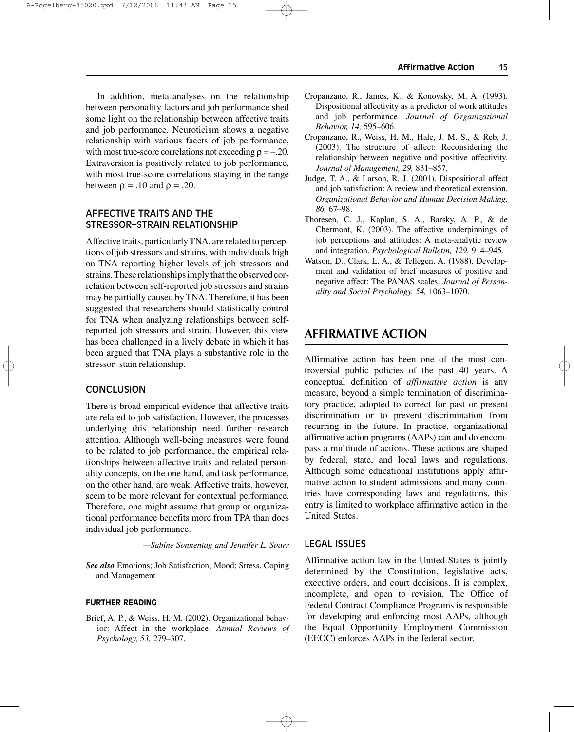In addition, meta-analyses on the relationship between personality factors and job performance shed some light on the relationship between affective traits and job performance. Neuroticism shows a negative relationship with various facets of job performance, with most true-score correlations not exceeding $\rho = -.20$. Extraversion is positively related to job performance, with most true-score correlations staying in the range between $\rho = .10$ and $\rho = .20$.

### AFFECTIVE TRAITS AND THE STRESSOR–STRAIN RELATIONSHIP

Affective traits, particularly TNA, are related to perceptions of job stressors and strains, with individuals high on TNA reporting higher levels of job stressors and strains. These relationships imply that the observed correlation between self-reported job stressors and strains may be partially caused by TNA. Therefore, it has been suggested that researchers should statistically control for TNA when analyzing relationships between self-reported job stressors and strain. However, this view has been challenged in a lively debate in which it has been argued that TNA plays a substantive role in the stressor–stain relationship.

### CONCLUSION

There is broad empirical evidence that affective traits are related to job satisfaction. However, the processes underlying this relationship need further research attention. Although well-being measures were found to be related to job performance, the empirical relationships between affective traits and related personality concepts, on the one hand, and task performance, on the other hand, are weak. Affective traits, however, seem to be more relevant for contextual performance. Therefore, one might assume that group or organizational performance benefits more from TPA than does individual job performance.

*—Sabine Sonnentag and Jennifer L. Sparr*

***See also*** Emotions; Job Satisfaction; Mood; Stress, Coping and Management

#### FURTHER READING

Brief, A. P., & Weiss, H. M. (2002). Organizational behavior: Affect in the workplace. *Annual Reviews of Psychology, 53,* 279–307.

Cropanzano, R., James, K., & Konovsky, M. A. (1993). Dispositional affectivity as a predictor of work attitudes and job performance. *Journal of Organizational Behavior, 14,* 595–606.

Cropanzano, R., Weiss, H. M., Hale, J. M. S., & Reb, J. (2003). The structure of affect: Reconsidering the relationship between negative and positive affectivity. *Journal of Management, 29,* 831–857.

Judge, T. A., & Larson, R. J. (2001). Dispositional affect and job satisfaction: A review and theoretical extension. *Organizational Behavior and Human Decision Making, 86,* 67–98.

Thoresen, C. J., Kaplan, S. A., Barsky, A. P., & de Chermont, K. (2003). The affective underpinnings of job perceptions and attitudes: A meta-analytic review and integration. *Psychological Bulletin, 129,* 914–945.

Watson, D., Clark, L. A., & Tellegen, A. (1988). Development and validation of brief measures of positive and negative affect: The PANAS scales. *Journal of Personality and Social Psychology, 54,* 1063–1070.

## AFFIRMATIVE ACTION

Affirmative action has been one of the most controversial public policies of the past 40 years. A conceptual definition of *affirmative action* is any measure, beyond a simple termination of discriminatory practice, adopted to correct for past or present discrimination or to prevent discrimination from recurring in the future. In practice, organizational affirmative action programs (AAPs) can and do encompass a multitude of actions. These actions are shaped by federal, state, and local laws and regulations. Although some educational institutions apply affirmative action to student admissions and many countries have corresponding laws and regulations, this entry is limited to workplace affirmative action in the United States.

### LEGAL ISSUES

Affirmative action law in the United States is jointly determined by the Constitution, legislative acts, executive orders, and court decisions. It is complex, incomplete, and open to revision. The Office of Federal Contract Compliance Programs is responsible for developing and enforcing most AAPs, although the Equal Opportunity Employment Commission (EEOC) enforces AAPs in the federal sector.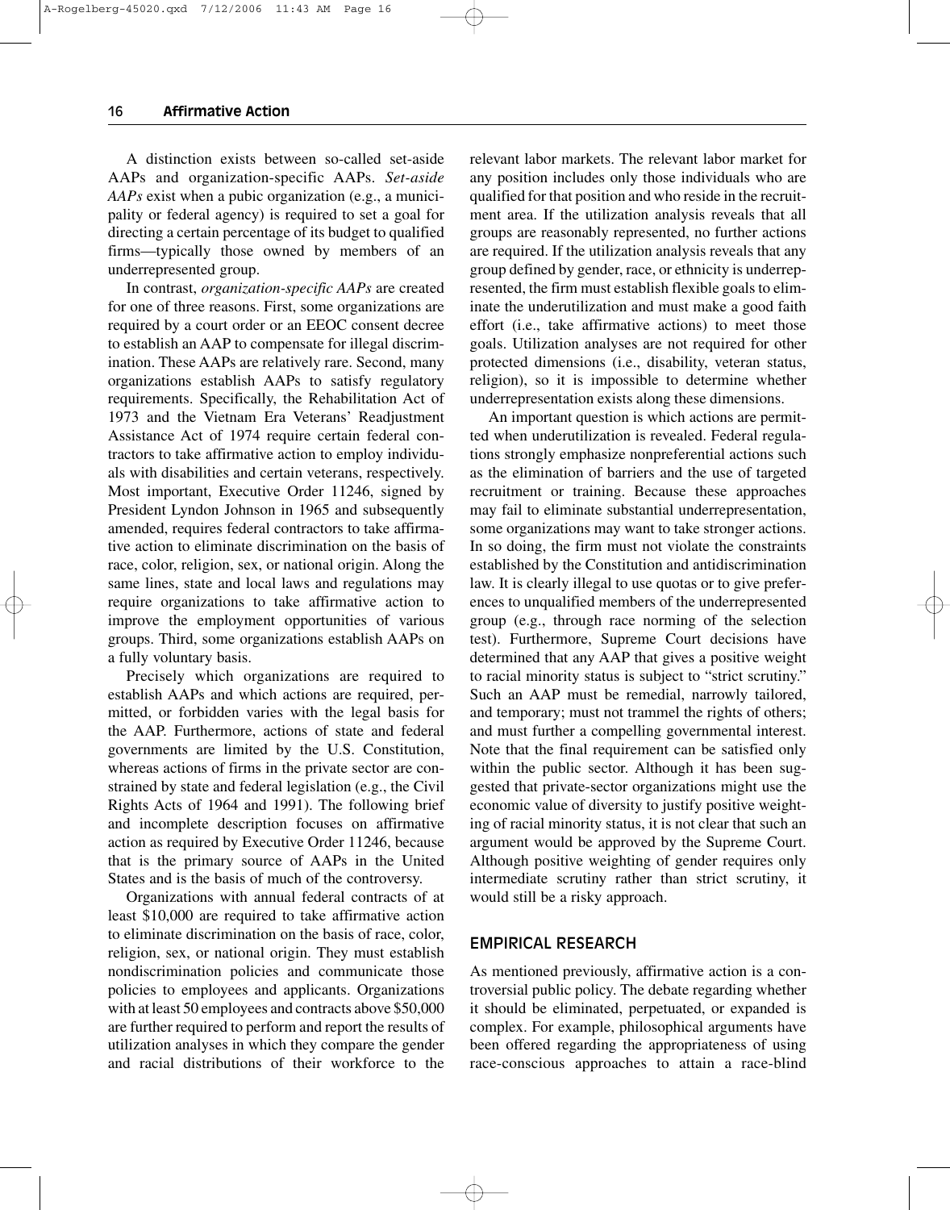A distinction exists between so-called set-aside AAPs and organization-specific AAPs. *Set-aside AAPs* exist when a pubic organization (e.g., a municipality or federal agency) is required to set a goal for directing a certain percentage of its budget to qualified firms—typically those owned by members of an underrepresented group.

In contrast, *organization-specific AAPs* are created for one of three reasons. First, some organizations are required by a court order or an EEOC consent decree to establish an AAP to compensate for illegal discrimination. These AAPs are relatively rare. Second, many organizations establish AAPs to satisfy regulatory requirements. Specifically, the Rehabilitation Act of 1973 and the Vietnam Era Veterans' Readjustment Assistance Act of 1974 require certain federal contractors to take affirmative action to employ individuals with disabilities and certain veterans, respectively. Most important, Executive Order 11246, signed by President Lyndon Johnson in 1965 and subsequently amended, requires federal contractors to take affirmative action to eliminate discrimination on the basis of race, color, religion, sex, or national origin. Along the same lines, state and local laws and regulations may require organizations to take affirmative action to improve the employment opportunities of various groups. Third, some organizations establish AAPs on a fully voluntary basis.

Precisely which organizations are required to establish AAPs and which actions are required, permitted, or forbidden varies with the legal basis for the AAP. Furthermore, actions of state and federal governments are limited by the U.S. Constitution, whereas actions of firms in the private sector are constrained by state and federal legislation (e.g., the Civil Rights Acts of 1964 and 1991). The following brief and incomplete description focuses on affirmative action as required by Executive Order 11246, because that is the primary source of AAPs in the United States and is the basis of much of the controversy.

Organizations with annual federal contracts of at least $10,000 are required to take affirmative action to eliminate discrimination on the basis of race, color, religion, sex, or national origin. They must establish nondiscrimination policies and communicate those policies to employees and applicants. Organizations with at least 50 employees and contracts above $50,000 are further required to perform and report the results of utilization analyses in which they compare the gender and racial distributions of their workforce to the relevant labor markets. The relevant labor market for any position includes only those individuals who are qualified for that position and who reside in the recruitment area. If the utilization analysis reveals that all groups are reasonably represented, no further actions are required. If the utilization analysis reveals that any group defined by gender, race, or ethnicity is underrepresented, the firm must establish flexible goals to eliminate the underutilization and must make a good faith effort (i.e., take affirmative actions) to meet those goals. Utilization analyses are not required for other protected dimensions (i.e., disability, veteran status, religion), so it is impossible to determine whether underrepresentation exists along these dimensions.

An important question is which actions are permitted when underutilization is revealed. Federal regulations strongly emphasize nonpreferential actions such as the elimination of barriers and the use of targeted recruitment or training. Because these approaches may fail to eliminate substantial underrepresentation, some organizations may want to take stronger actions. In so doing, the firm must not violate the constraints established by the Constitution and antidiscrimination law. It is clearly illegal to use quotas or to give preferences to unqualified members of the underrepresented group (e.g., through race norming of the selection test). Furthermore, Supreme Court decisions have determined that any AAP that gives a positive weight to racial minority status is subject to "strict scrutiny." Such an AAP must be remedial, narrowly tailored, and temporary; must not trammel the rights of others; and must further a compelling governmental interest. Note that the final requirement can be satisfied only within the public sector. Although it has been suggested that private-sector organizations might use the economic value of diversity to justify positive weighting of racial minority status, it is not clear that such an argument would be approved by the Supreme Court. Although positive weighting of gender requires only intermediate scrutiny rather than strict scrutiny, it would still be a risky approach.

## EMPIRICAL RESEARCH

As mentioned previously, affirmative action is a controversial public policy. The debate regarding whether it should be eliminated, perpetuated, or expanded is complex. For example, philosophical arguments have been offered regarding the appropriateness of using race-conscious approaches to attain a race-blind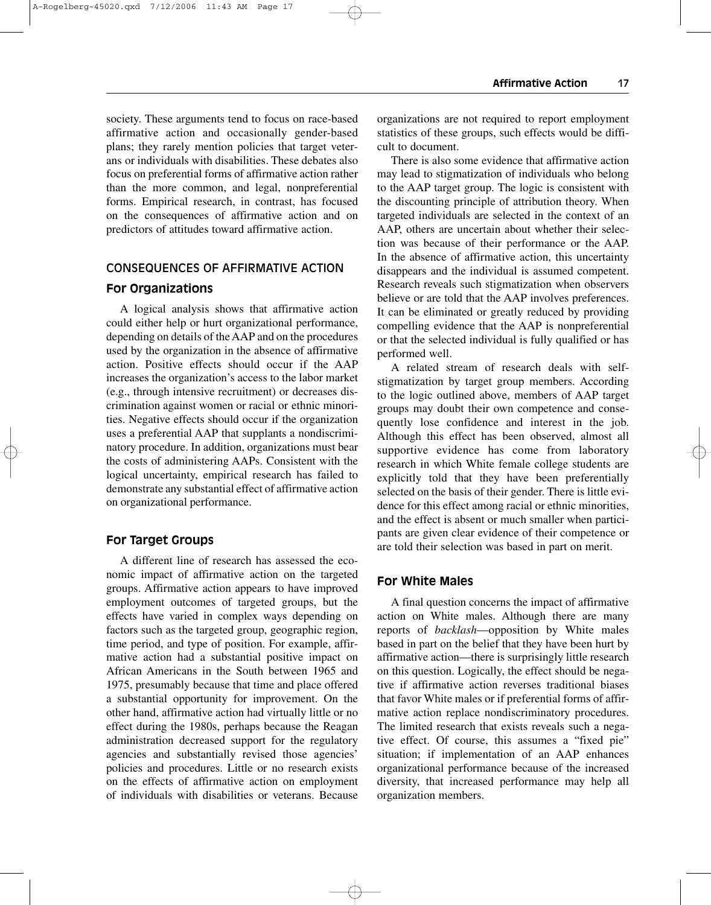society. These arguments tend to focus on race-based affirmative action and occasionally gender-based plans; they rarely mention policies that target veterans or individuals with disabilities. These debates also focus on preferential forms of affirmative action rather than the more common, and legal, nonpreferential forms. Empirical research, in contrast, has focused on the consequences of affirmative action and on predictors of attitudes toward affirmative action.

## CONSEQUENCES OF AFFIRMATIVE ACTION

### For Organizations

A logical analysis shows that affirmative action could either help or hurt organizational performance, depending on details of the AAP and on the procedures used by the organization in the absence of affirmative action. Positive effects should occur if the AAP increases the organization's access to the labor market (e.g., through intensive recruitment) or decreases discrimination against women or racial or ethnic minorities. Negative effects should occur if the organization uses a preferential AAP that supplants a nondiscriminatory procedure. In addition, organizations must bear the costs of administering AAPs. Consistent with the logical uncertainty, empirical research has failed to demonstrate any substantial effect of affirmative action on organizational performance.

### For Target Groups

A different line of research has assessed the economic impact of affirmative action on the targeted groups. Affirmative action appears to have improved employment outcomes of targeted groups, but the effects have varied in complex ways depending on factors such as the targeted group, geographic region, time period, and type of position. For example, affirmative action had a substantial positive impact on African Americans in the South between 1965 and 1975, presumably because that time and place offered a substantial opportunity for improvement. On the other hand, affirmative action had virtually little or no effect during the 1980s, perhaps because the Reagan administration decreased support for the regulatory agencies and substantially revised those agencies' policies and procedures. Little or no research exists on the effects of affirmative action on employment of individuals with disabilities or veterans. Because organizations are not required to report employment statistics of these groups, such effects would be difficult to document.

There is also some evidence that affirmative action may lead to stigmatization of individuals who belong to the AAP target group. The logic is consistent with the discounting principle of attribution theory. When targeted individuals are selected in the context of an AAP, others are uncertain about whether their selection was because of their performance or the AAP. In the absence of affirmative action, this uncertainty disappears and the individual is assumed competent. Research reveals such stigmatization when observers believe or are told that the AAP involves preferences. It can be eliminated or greatly reduced by providing compelling evidence that the AAP is nonpreferential or that the selected individual is fully qualified or has performed well.

A related stream of research deals with self-stigmatization by target group members. According to the logic outlined above, members of AAP target groups may doubt their own competence and consequently lose confidence and interest in the job. Although this effect has been observed, almost all supportive evidence has come from laboratory research in which White female college students are explicitly told that they have been preferentially selected on the basis of their gender. There is little evidence for this effect among racial or ethnic minorities, and the effect is absent or much smaller when participants are given clear evidence of their competence or are told their selection was based in part on merit.

### For White Males

A final question concerns the impact of affirmative action on White males. Although there are many reports of *backlash*—opposition by White males based in part on the belief that they have been hurt by affirmative action—there is surprisingly little research on this question. Logically, the effect should be negative if affirmative action reverses traditional biases that favor White males or if preferential forms of affirmative action replace nondiscriminatory procedures. The limited research that exists reveals such a negative effect. Of course, this assumes a "fixed pie" situation; if implementation of an AAP enhances organizational performance because of the increased diversity, that increased performance may help all organization members.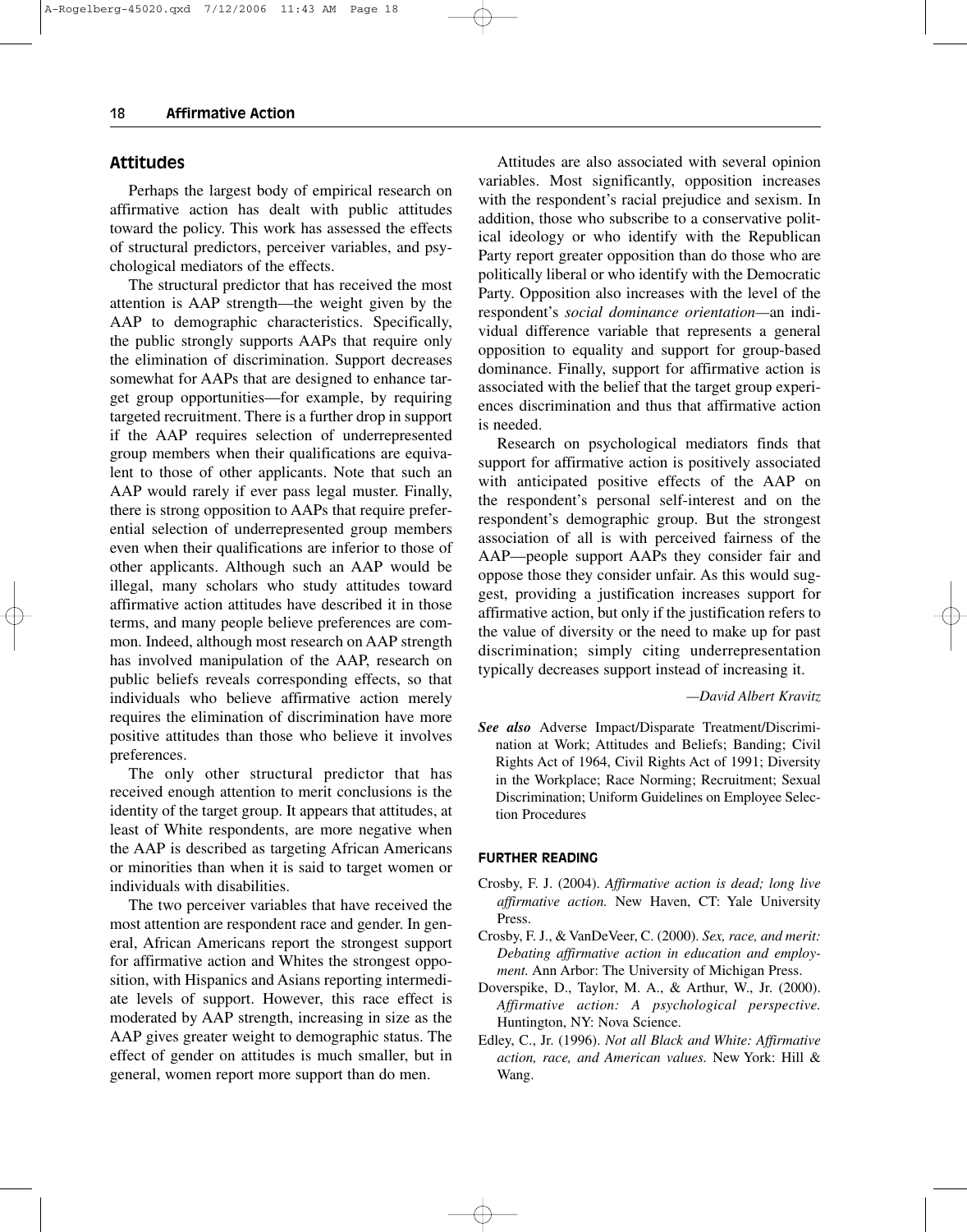## Attitudes

Perhaps the largest body of empirical research on affirmative action has dealt with public attitudes toward the policy. This work has assessed the effects of structural predictors, perceiver variables, and psychological mediators of the effects.

The structural predictor that has received the most attention is AAP strength—the weight given by the AAP to demographic characteristics. Specifically, the public strongly supports AAPs that require only the elimination of discrimination. Support decreases somewhat for AAPs that are designed to enhance target group opportunities—for example, by requiring targeted recruitment. There is a further drop in support if the AAP requires selection of underrepresented group members when their qualifications are equivalent to those of other applicants. Note that such an AAP would rarely if ever pass legal muster. Finally, there is strong opposition to AAPs that require preferential selection of underrepresented group members even when their qualifications are inferior to those of other applicants. Although such an AAP would be illegal, many scholars who study attitudes toward affirmative action attitudes have described it in those terms, and many people believe preferences are common. Indeed, although most research on AAP strength has involved manipulation of the AAP, research on public beliefs reveals corresponding effects, so that individuals who believe affirmative action merely requires the elimination of discrimination have more positive attitudes than those who believe it involves preferences.

The only other structural predictor that has received enough attention to merit conclusions is the identity of the target group. It appears that attitudes, at least of White respondents, are more negative when the AAP is described as targeting African Americans or minorities than when it is said to target women or individuals with disabilities.

The two perceiver variables that have received the most attention are respondent race and gender. In general, African Americans report the strongest support for affirmative action and Whites the strongest opposition, with Hispanics and Asians reporting intermediate levels of support. However, this race effect is moderated by AAP strength, increasing in size as the AAP gives greater weight to demographic status. The effect of gender on attitudes is much smaller, but in general, women report more support than do men.

Attitudes are also associated with several opinion variables. Most significantly, opposition increases with the respondent's racial prejudice and sexism. In addition, those who subscribe to a conservative political ideology or who identify with the Republican Party report greater opposition than do those who are politically liberal or who identify with the Democratic Party. Opposition also increases with the level of the respondent's *social dominance orientation*—an individual difference variable that represents a general opposition to equality and support for group-based dominance. Finally, support for affirmative action is associated with the belief that the target group experiences discrimination and thus that affirmative action is needed.

Research on psychological mediators finds that support for affirmative action is positively associated with anticipated positive effects of the AAP on the respondent's personal self-interest and on the respondent's demographic group. But the strongest association of all is with perceived fairness of the AAP—people support AAPs they consider fair and oppose those they consider unfair. As this would suggest, providing a justification increases support for affirmative action, but only if the justification refers to the value of diversity or the need to make up for past discrimination; simply citing underrepresentation typically decreases support instead of increasing it.

—*David Albert Kravitz*

***See also*** Adverse Impact/Disparate Treatment/Discrimination at Work; Attitudes and Beliefs; Banding; Civil Rights Act of 1964, Civil Rights Act of 1991; Diversity in the Workplace; Race Norming; Recruitment; Sexual Discrimination; Uniform Guidelines on Employee Selection Procedures

### FURTHER READING

Crosby, F. J. (2004). *Affirmative action is dead; long live affirmative action.* New Haven, CT: Yale University Press.

Crosby, F. J., & VanDeVeer, C. (2000). *Sex, race, and merit: Debating affirmative action in education and employment.* Ann Arbor: The University of Michigan Press.

Doverspike, D., Taylor, M. A., & Arthur, W., Jr. (2000). *Affirmative action: A psychological perspective.* Huntington, NY: Nova Science.

Edley, C., Jr. (1996). *Not all Black and White: Affirmative action, race, and American values.* New York: Hill & Wang.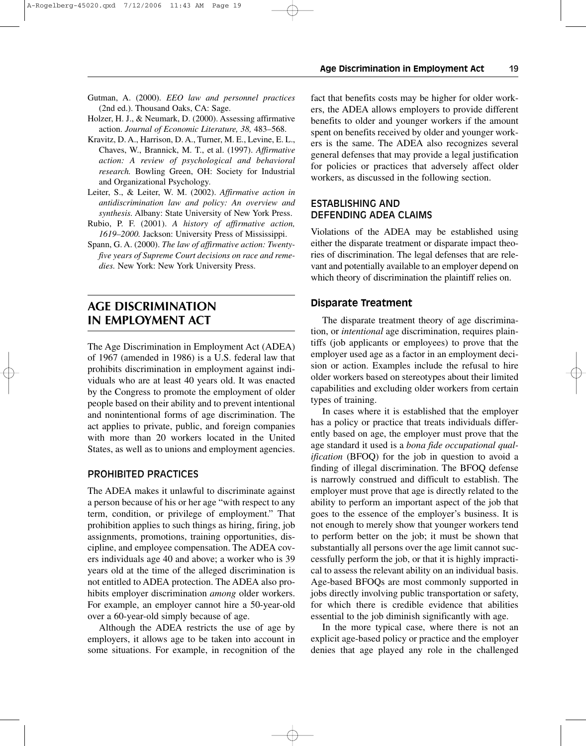Gutman, A. (2000). *EEO law and personnel practices* (2nd ed.). Thousand Oaks, CA: Sage.

Holzer, H. J., & Neumark, D. (2000). Assessing affirmative action. *Journal of Economic Literature, 38,* 483–568.

Kravitz, D. A., Harrison, D. A., Turner, M. E., Levine, E. L., Chaves, W., Brannick, M. T., et al. (1997). *Affirmative action: A review of psychological and behavioral research.* Bowling Green, OH: Society for Industrial and Organizational Psychology.

Leiter, S., & Leiter, W. M. (2002). *Affirmative action in antidiscrimination law and policy: An overview and synthesis.* Albany: State University of New York Press.

Rubio, P. F. (2001). *A history of affirmative action, 1619–2000.* Jackson: University Press of Mississippi.

Spann, G. A. (2000). *The law of affirmative action: Twenty-five years of Supreme Court decisions on race and remedies.* New York: New York University Press.

# AGE DISCRIMINATION IN EMPLOYMENT ACT

The Age Discrimination in Employment Act (ADEA) of 1967 (amended in 1986) is a U.S. federal law that prohibits discrimination in employment against individuals who are at least 40 years old. It was enacted by the Congress to promote the employment of older people based on their ability and to prevent intentional and nonintentional forms of age discrimination. The act applies to private, public, and foreign companies with more than 20 workers located in the United States, as well as to unions and employment agencies.

## PROHIBITED PRACTICES

The ADEA makes it unlawful to discriminate against a person because of his or her age "with respect to any term, condition, or privilege of employment." That prohibition applies to such things as hiring, firing, job assignments, promotions, training opportunities, discipline, and employee compensation. The ADEA covers individuals age 40 and above; a worker who is 39 years old at the time of the alleged discrimination is not entitled to ADEA protection. The ADEA also prohibits employer discrimination *among* older workers. For example, an employer cannot hire a 50-year-old over a 60-year-old simply because of age.

Although the ADEA restricts the use of age by employers, it allows age to be taken into account in some situations. For example, in recognition of the fact that benefits costs may be higher for older workers, the ADEA allows employers to provide different benefits to older and younger workers if the amount spent on benefits received by older and younger workers is the same. The ADEA also recognizes several general defenses that may provide a legal justification for policies or practices that adversely affect older workers, as discussed in the following section.

## ESTABLISHING AND DEFENDING ADEA CLAIMS

Violations of the ADEA may be established using either the disparate treatment or disparate impact theories of discrimination. The legal defenses that are relevant and potentially available to an employer depend on which theory of discrimination the plaintiff relies on.

### Disparate Treatment

The disparate treatment theory of age discrimination, or *intentional* age discrimination, requires plaintiffs (job applicants or employees) to prove that the employer used age as a factor in an employment decision or action. Examples include the refusal to hire older workers based on stereotypes about their limited capabilities and excluding older workers from certain types of training.

In cases where it is established that the employer has a policy or practice that treats individuals differently based on age, the employer must prove that the age standard it used is a *bona fide occupational qualification* (BFOQ) for the job in question to avoid a finding of illegal discrimination. The BFOQ defense is narrowly construed and difficult to establish. The employer must prove that age is directly related to the ability to perform an important aspect of the job that goes to the essence of the employer's business. It is not enough to merely show that younger workers tend to perform better on the job; it must be shown that substantially all persons over the age limit cannot successfully perform the job, or that it is highly impractical to assess the relevant ability on an individual basis. Age-based BFOQs are most commonly supported in jobs directly involving public transportation or safety, for which there is credible evidence that abilities essential to the job diminish significantly with age.

In the more typical case, where there is not an explicit age-based policy or practice and the employer denies that age played any role in the challenged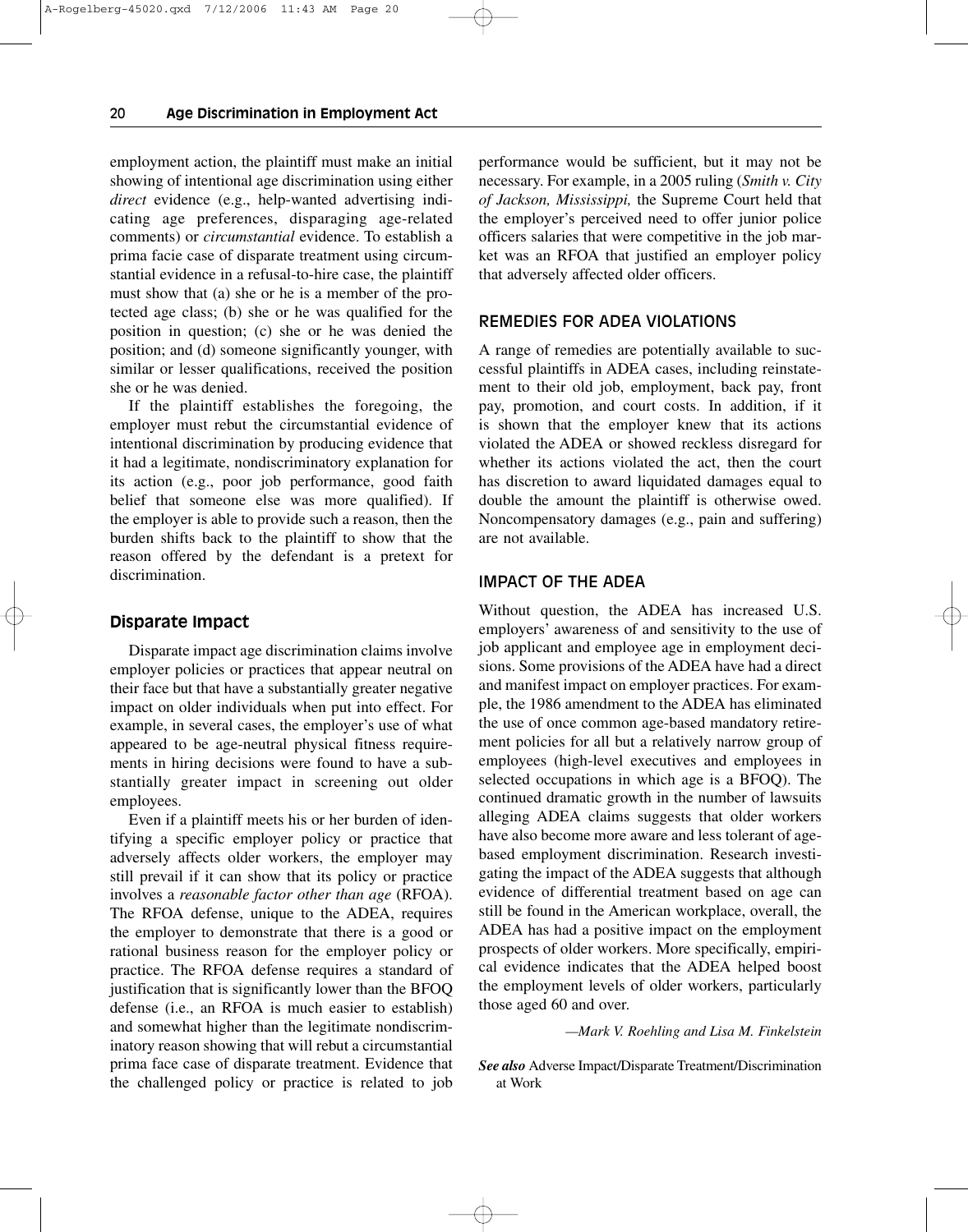employment action, the plaintiff must make an initial showing of intentional age discrimination using either *direct* evidence (e.g., help-wanted advertising indicating age preferences, disparaging age-related comments) or *circumstantial* evidence. To establish a prima facie case of disparate treatment using circumstantial evidence in a refusal-to-hire case, the plaintiff must show that (a) she or he is a member of the protected age class; (b) she or he was qualified for the position in question; (c) she or he was denied the position; and (d) someone significantly younger, with similar or lesser qualifications, received the position she or he was denied.

If the plaintiff establishes the foregoing, the employer must rebut the circumstantial evidence of intentional discrimination by producing evidence that it had a legitimate, nondiscriminatory explanation for its action (e.g., poor job performance, good faith belief that someone else was more qualified). If the employer is able to provide such a reason, then the burden shifts back to the plaintiff to show that the reason offered by the defendant is a pretext for discrimination.

### Disparate Impact

Disparate impact age discrimination claims involve employer policies or practices that appear neutral on their face but that have a substantially greater negative impact on older individuals when put into effect. For example, in several cases, the employer's use of what appeared to be age-neutral physical fitness requirements in hiring decisions were found to have a substantially greater impact in screening out older employees.

Even if a plaintiff meets his or her burden of identifying a specific employer policy or practice that adversely affects older workers, the employer may still prevail if it can show that its policy or practice involves a *reasonable factor other than age* (RFOA). The RFOA defense, unique to the ADEA, requires the employer to demonstrate that there is a good or rational business reason for the employer policy or practice. The RFOA defense requires a standard of justification that is significantly lower than the BFOQ defense (i.e., an RFOA is much easier to establish) and somewhat higher than the legitimate nondiscriminatory reason showing that will rebut a circumstantial prima face case of disparate treatment. Evidence that the challenged policy or practice is related to job performance would be sufficient, but it may not be necessary. For example, in a 2005 ruling (*Smith v. City of Jackson, Mississippi,* the Supreme Court held that the employer's perceived need to offer junior police officers salaries that were competitive in the job market was an RFOA that justified an employer policy that adversely affected older officers.

## REMEDIES FOR ADEA VIOLATIONS

A range of remedies are potentially available to successful plaintiffs in ADEA cases, including reinstatement to their old job, employment, back pay, front pay, promotion, and court costs. In addition, if it is shown that the employer knew that its actions violated the ADEA or showed reckless disregard for whether its actions violated the act, then the court has discretion to award liquidated damages equal to double the amount the plaintiff is otherwise owed. Noncompensatory damages (e.g., pain and suffering) are not available.

## IMPACT OF THE ADEA

Without question, the ADEA has increased U.S. employers' awareness of and sensitivity to the use of job applicant and employee age in employment decisions. Some provisions of the ADEA have had a direct and manifest impact on employer practices. For example, the 1986 amendment to the ADEA has eliminated the use of once common age-based mandatory retirement policies for all but a relatively narrow group of employees (high-level executives and employees in selected occupations in which age is a BFOQ). The continued dramatic growth in the number of lawsuits alleging ADEA claims suggests that older workers have also become more aware and less tolerant of age-based employment discrimination. Research investigating the impact of the ADEA suggests that although evidence of differential treatment based on age can still be found in the American workplace, overall, the ADEA has had a positive impact on the employment prospects of older workers. More specifically, empirical evidence indicates that the ADEA helped boost the employment levels of older workers, particularly those aged 60 and over.

—*Mark V. Roehling and Lisa M. Finkelstein*

***See also*** Adverse Impact/Disparate Treatment/Discrimination at Work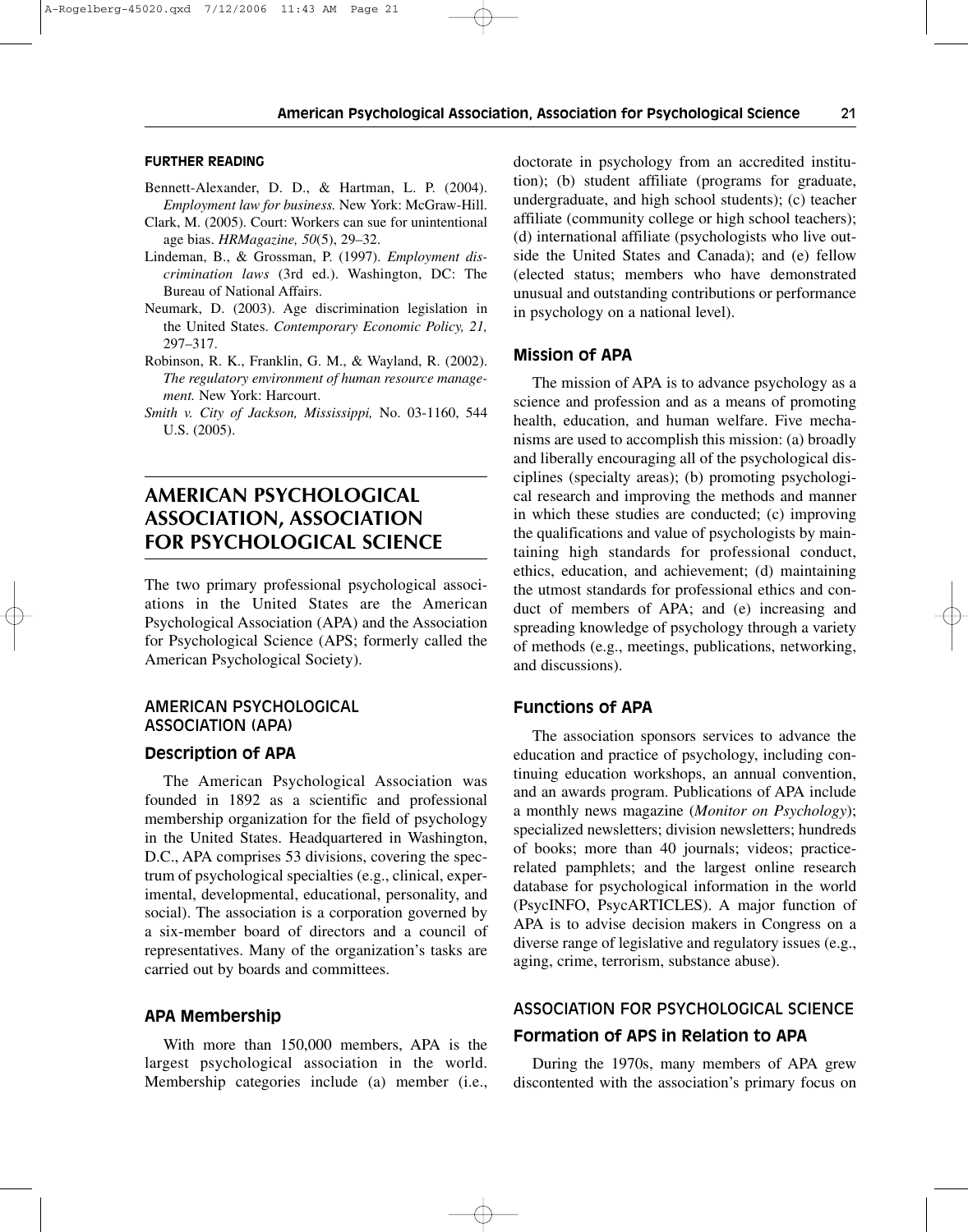#### FURTHER READING

Bennett-Alexander, D. D., & Hartman, L. P. (2004). *Employment law for business.* New York: McGraw-Hill.

Clark, M. (2005). Court: Workers can sue for unintentional age bias. *HRMagazine, 50*(5), 29–32.

Lindeman, B., & Grossman, P. (1997). *Employment discrimination laws* (3rd ed.). Washington, DC: The Bureau of National Affairs.

Neumark, D. (2003). Age discrimination legislation in the United States. *Contemporary Economic Policy, 21,* 297–317.

Robinson, R. K., Franklin, G. M., & Wayland, R. (2002). *The regulatory environment of human resource management.* New York: Harcourt.

*Smith v. City of Jackson, Mississippi,* No. 03-1160, 544 U.S. (2005).

# AMERICAN PSYCHOLOGICAL ASSOCIATION, ASSOCIATION FOR PSYCHOLOGICAL SCIENCE

The two primary professional psychological associations in the United States are the American Psychological Association (APA) and the Association for Psychological Science (APS; formerly called the American Psychological Society).

## AMERICAN PSYCHOLOGICAL ASSOCIATION (APA)

### Description of APA

The American Psychological Association was founded in 1892 as a scientific and professional membership organization for the field of psychology in the United States. Headquartered in Washington, D.C., APA comprises 53 divisions, covering the spectrum of psychological specialties (e.g., clinical, experimental, developmental, educational, personality, and social). The association is a corporation governed by a six-member board of directors and a council of representatives. Many of the organization's tasks are carried out by boards and committees.

### APA Membership

With more than 150,000 members, APA is the largest psychological association in the world. Membership categories include (a) member (i.e., doctorate in psychology from an accredited institution); (b) student affiliate (programs for graduate, undergraduate, and high school students); (c) teacher affiliate (community college or high school teachers); (d) international affiliate (psychologists who live outside the United States and Canada); and (e) fellow (elected status; members who have demonstrated unusual and outstanding contributions or performance in psychology on a national level).

### Mission of APA

The mission of APA is to advance psychology as a science and profession and as a means of promoting health, education, and human welfare. Five mechanisms are used to accomplish this mission: (a) broadly and liberally encouraging all of the psychological disciplines (specialty areas); (b) promoting psychological research and improving the methods and manner in which these studies are conducted; (c) improving the qualifications and value of psychologists by maintaining high standards for professional conduct, ethics, education, and achievement; (d) maintaining the utmost standards for professional ethics and conduct of members of APA; and (e) increasing and spreading knowledge of psychology through a variety of methods (e.g., meetings, publications, networking, and discussions).

### Functions of APA

The association sponsors services to advance the education and practice of psychology, including continuing education workshops, an annual convention, and an awards program. Publications of APA include a monthly news magazine (*Monitor on Psychology*); specialized newsletters; division newsletters; hundreds of books; more than 40 journals; videos; practice-related pamphlets; and the largest online research database for psychological information in the world (PsycINFO, PsycARTICLES). A major function of APA is to advise decision makers in Congress on a diverse range of legislative and regulatory issues (e.g., aging, crime, terrorism, substance abuse).

## ASSOCIATION FOR PSYCHOLOGICAL SCIENCE

### Formation of APS in Relation to APA

During the 1970s, many members of APA grew discontented with the association's primary focus on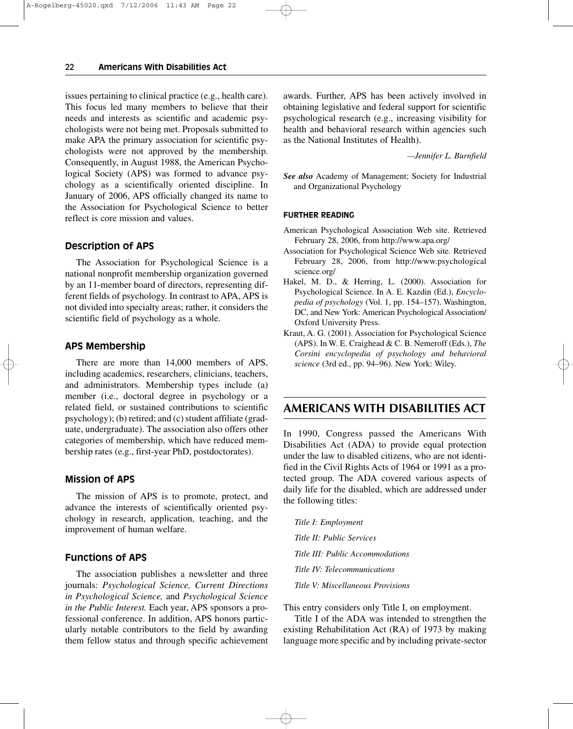issues pertaining to clinical practice (e.g., health care). This focus led many members to believe that their needs and interests as scientific and academic psychologists were not being met. Proposals submitted to make APA the primary association for scientific psychologists were not approved by the membership. Consequently, in August 1988, the American Psychological Society (APS) was formed to advance psychology as a scientifically oriented discipline. In January of 2006, APS officially changed its name to the Association for Psychological Science to better reflect is core mission and values.

### Description of APS

The Association for Psychological Science is a national nonprofit membership organization governed by an 11-member board of directors, representing different fields of psychology. In contrast to APA, APS is not divided into specialty areas; rather, it considers the scientific field of psychology as a whole.

### APS Membership

There are more than 14,000 members of APS, including academics, researchers, clinicians, teachers, and administrators. Membership types include (a) member (i.e., doctoral degree in psychology or a related field, or sustained contributions to scientific psychology); (b) retired; and (c) student affiliate (graduate, undergraduate). The association also offers other categories of membership, which have reduced membership rates (e.g., first-year PhD, postdoctorates).

### Mission of APS

The mission of APS is to promote, protect, and advance the interests of scientifically oriented psychology in research, application, teaching, and the improvement of human welfare.

### Functions of APS

The association publishes a newsletter and three journals: *Psychological Science, Current Directions in Psychological Science,* and *Psychological Science in the Public Interest.* Each year, APS sponsors a professional conference. In addition, APS honors particularly notable contributors to the field by awarding them fellow status and through specific achievement awards. Further, APS has been actively involved in obtaining legislative and federal support for scientific psychological research (e.g., increasing visibility for health and behavioral research within agencies such as the National Institutes of Health).

—*Jennifer L. Burnfield*

***See also*** Academy of Management; Society for Industrial and Organizational Psychology

#### FURTHER READING

American Psychological Association Web site. Retrieved February 28, 2006, from http://www.apa.org/

Association for Psychological Science Web site. Retrieved February 28, 2006, from http://www.psychological science.org/

Hakel, M. D., & Herring, L. (2000). Association for Psychological Science. In A. E. Kazdin (Ed.), *Encyclopedia of psychology* (Vol. 1, pp. 154–157). Washington, DC, and New York: American Psychological Association/Oxford University Press.

Kraut, A. G. (2001). Association for Psychological Science (APS). In W. E. Craighead & C. B. Nemeroff (Eds.), *The Corsini encyclopedia of psychology and behavioral science* (3rd ed., pp. 94–96). New York: Wiley.

## AMERICANS WITH DISABILITIES ACT

In 1990, Congress passed the Americans With Disabilities Act (ADA) to provide equal protection under the law to disabled citizens, who are not identified in the Civil Rights Acts of 1964 or 1991 as a protected group. The ADA covered various aspects of daily life for the disabled, which are addressed under the following titles:

*Title I: Employment*

*Title II: Public Services*

*Title III: Public Accommodations*

*Title IV: Telecommunications*

*Title V: Miscellaneous Provisions*

This entry considers only Title I, on employment.

Title I of the ADA was intended to strengthen the existing Rehabilitation Act (RA) of 1973 by making language more specific and by including private-sector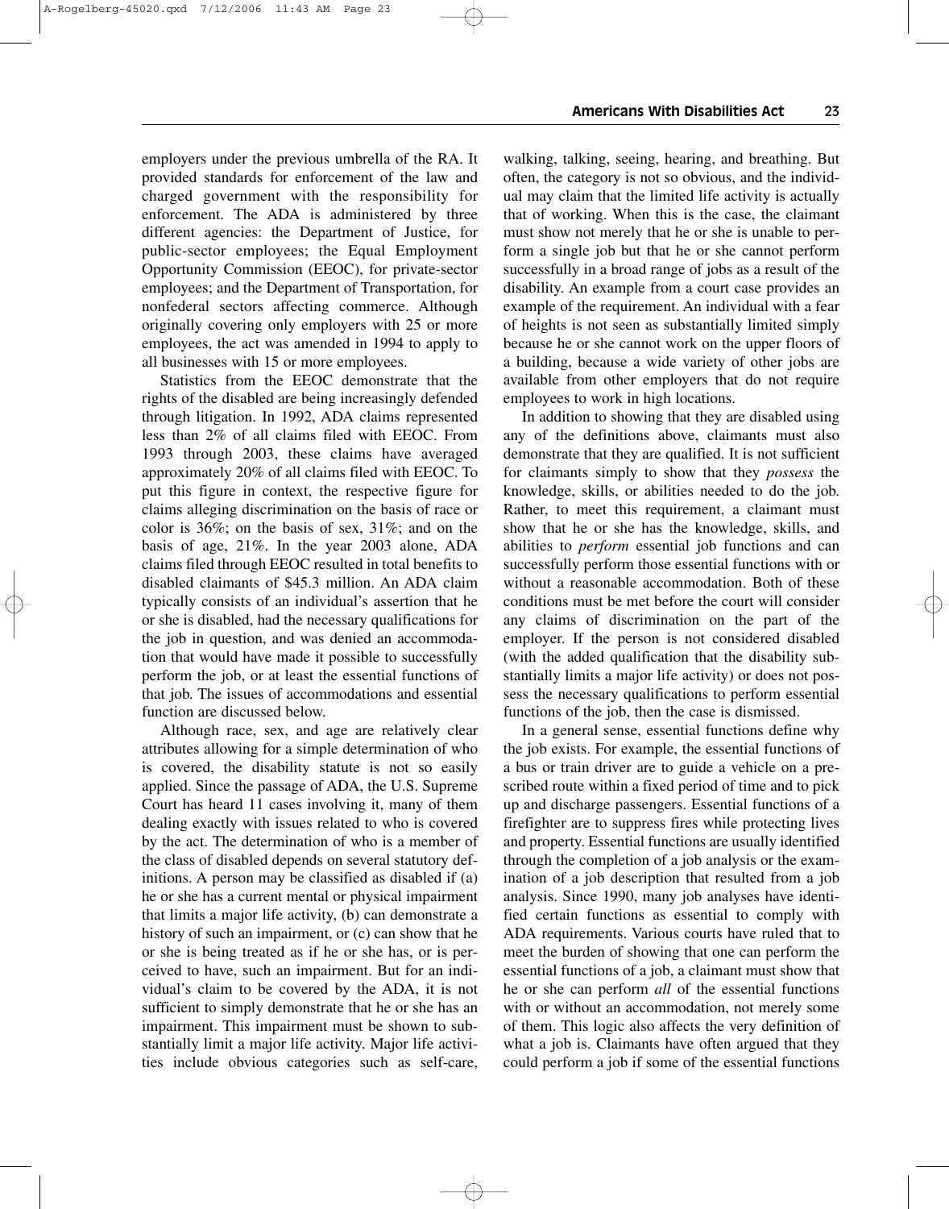employers under the previous umbrella of the RA. It provided standards for enforcement of the law and charged government with the responsibility for enforcement. The ADA is administered by three different agencies: the Department of Justice, for public-sector employees; the Equal Employment Opportunity Commission (EEOC), for private-sector employees; and the Department of Transportation, for nonfederal sectors affecting commerce. Although originally covering only employers with 25 or more employees, the act was amended in 1994 to apply to all businesses with 15 or more employees.

Statistics from the EEOC demonstrate that the rights of the disabled are being increasingly defended through litigation. In 1992, ADA claims represented less than 2% of all claims filed with EEOC. From 1993 through 2003, these claims have averaged approximately 20% of all claims filed with EEOC. To put this figure in context, the respective figure for claims alleging discrimination on the basis of race or color is 36%; on the basis of sex, 31%; and on the basis of age, 21%. In the year 2003 alone, ADA claims filed through EEOC resulted in total benefits to disabled claimants of $45.3 million. An ADA claim typically consists of an individual's assertion that he or she is disabled, had the necessary qualifications for the job in question, and was denied an accommodation that would have made it possible to successfully perform the job, or at least the essential functions of that job. The issues of accommodations and essential function are discussed below.

Although race, sex, and age are relatively clear attributes allowing for a simple determination of who is covered, the disability statute is not so easily applied. Since the passage of ADA, the U.S. Supreme Court has heard 11 cases involving it, many of them dealing exactly with issues related to who is covered by the act. The determination of who is a member of the class of disabled depends on several statutory definitions. A person may be classified as disabled if (a) he or she has a current mental or physical impairment that limits a major life activity, (b) can demonstrate a history of such an impairment, or (c) can show that he or she is being treated as if he or she has, or is perceived to have, such an impairment. But for an individual's claim to be covered by the ADA, it is not sufficient to simply demonstrate that he or she has an impairment. This impairment must be shown to substantially limit a major life activity. Major life activities include obvious categories such as self-care, walking, talking, seeing, hearing, and breathing. But often, the category is not so obvious, and the individual may claim that the limited life activity is actually that of working. When this is the case, the claimant must show not merely that he or she is unable to perform a single job but that he or she cannot perform successfully in a broad range of jobs as a result of the disability. An example from a court case provides an example of the requirement. An individual with a fear of heights is not seen as substantially limited simply because he or she cannot work on the upper floors of a building, because a wide variety of other jobs are available from other employers that do not require employees to work in high locations.

In addition to showing that they are disabled using any of the definitions above, claimants must also demonstrate that they are qualified. It is not sufficient for claimants simply to show that they *possess* the knowledge, skills, or abilities needed to do the job. Rather, to meet this requirement, a claimant must show that he or she has the knowledge, skills, and abilities to *perform* essential job functions and can successfully perform those essential functions with or without a reasonable accommodation. Both of these conditions must be met before the court will consider any claims of discrimination on the part of the employer. If the person is not considered disabled (with the added qualification that the disability substantially limits a major life activity) or does not possess the necessary qualifications to perform essential functions of the job, then the case is dismissed.

In a general sense, essential functions define why the job exists. For example, the essential functions of a bus or train driver are to guide a vehicle on a prescribed route within a fixed period of time and to pick up and discharge passengers. Essential functions of a firefighter are to suppress fires while protecting lives and property. Essential functions are usually identified through the completion of a job analysis or the examination of a job description that resulted from a job analysis. Since 1990, many job analyses have identified certain functions as essential to comply with ADA requirements. Various courts have ruled that to meet the burden of showing that one can perform the essential functions of a job, a claimant must show that he or she can perform *all* of the essential functions with or without an accommodation, not merely some of them. This logic also affects the very definition of what a job is. Claimants have often argued that they could perform a job if some of the essential functions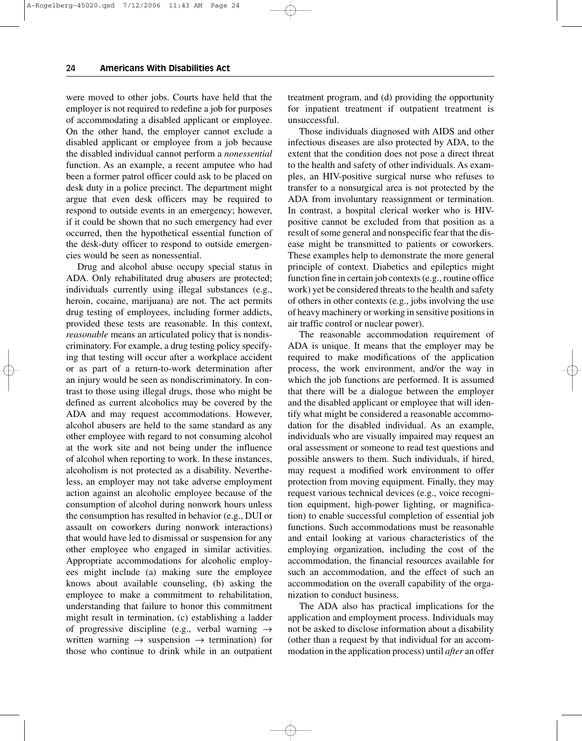were moved to other jobs. Courts have held that the employer is not required to redefine a job for purposes of accommodating a disabled applicant or employee. On the other hand, the employer cannot exclude a disabled applicant or employee from a job because the disabled individual cannot perform a *nonessential* function. As an example, a recent amputee who had been a former patrol officer could ask to be placed on desk duty in a police precinct. The department might argue that even desk officers may be required to respond to outside events in an emergency; however, if it could be shown that no such emergency had ever occurred, then the hypothetical essential function of the desk-duty officer to respond to outside emergencies would be seen as nonessential.

Drug and alcohol abuse occupy special status in ADA. Only rehabilitated drug abusers are protected; individuals currently using illegal substances (e.g., heroin, cocaine, marijuana) are not. The act permits drug testing of employees, including former addicts, provided these tests are reasonable. In this context, *reasonable* means an articulated policy that is nondiscriminatory. For example, a drug testing policy specifying that testing will occur after a workplace accident or as part of a return-to-work determination after an injury would be seen as nondiscriminatory. In contrast to those using illegal drugs, those who might be defined as current alcoholics may be covered by the ADA and may request accommodations. However, alcohol abusers are held to the same standard as any other employee with regard to not consuming alcohol at the work site and not being under the influence of alcohol when reporting to work. In these instances, alcoholism is not protected as a disability. Nevertheless, an employer may not take adverse employment action against an alcoholic employee because of the consumption of alcohol during nonwork hours unless the consumption has resulted in behavior (e.g., DUI or assault on coworkers during nonwork interactions) that would have led to dismissal or suspension for any other employee who engaged in similar activities. Appropriate accommodations for alcoholic employees might include (a) making sure the employee knows about available counseling, (b) asking the employee to make a commitment to rehabilitation, understanding that failure to honor this commitment might result in termination, (c) establishing a ladder of progressive discipline (e.g., verbal warning → written warning → suspension → termination) for those who continue to drink while in an outpatient treatment program, and (d) providing the opportunity for inpatient treatment if outpatient treatment is unsuccessful.

Those individuals diagnosed with AIDS and other infectious diseases are also protected by ADA, to the extent that the condition does not pose a direct threat to the health and safety of other individuals. As examples, an HIV-positive surgical nurse who refuses to transfer to a nonsurgical area is not protected by the ADA from involuntary reassignment or termination. In contrast, a hospital clerical worker who is HIV-positive cannot be excluded from that position as a result of some general and nonspecific fear that the disease might be transmitted to patients or coworkers. These examples help to demonstrate the more general principle of context. Diabetics and epileptics might function fine in certain job contexts (e.g., routine office work) yet be considered threats to the health and safety of others in other contexts (e.g., jobs involving the use of heavy machinery or working in sensitive positions in air traffic control or nuclear power).

The reasonable accommodation requirement of ADA is unique. It means that the employer may be required to make modifications of the application process, the work environment, and/or the way in which the job functions are performed. It is assumed that there will be a dialogue between the employer and the disabled applicant or employee that will identify what might be considered a reasonable accommodation for the disabled individual. As an example, individuals who are visually impaired may request an oral assessment or someone to read test questions and possible answers to them. Such individuals, if hired, may request a modified work environment to offer protection from moving equipment. Finally, they may request various technical devices (e.g., voice recognition equipment, high-power lighting, or magnification) to enable successful completion of essential job functions. Such accommodations must be reasonable and entail looking at various characteristics of the employing organization, including the cost of the accommodation, the financial resources available for such an accommodation, and the effect of such an accommodation on the overall capability of the organization to conduct business.

The ADA also has practical implications for the application and employment process. Individuals may not be asked to disclose information about a disability (other than a request by that individual for an accommodation in the application process) until *after* an offer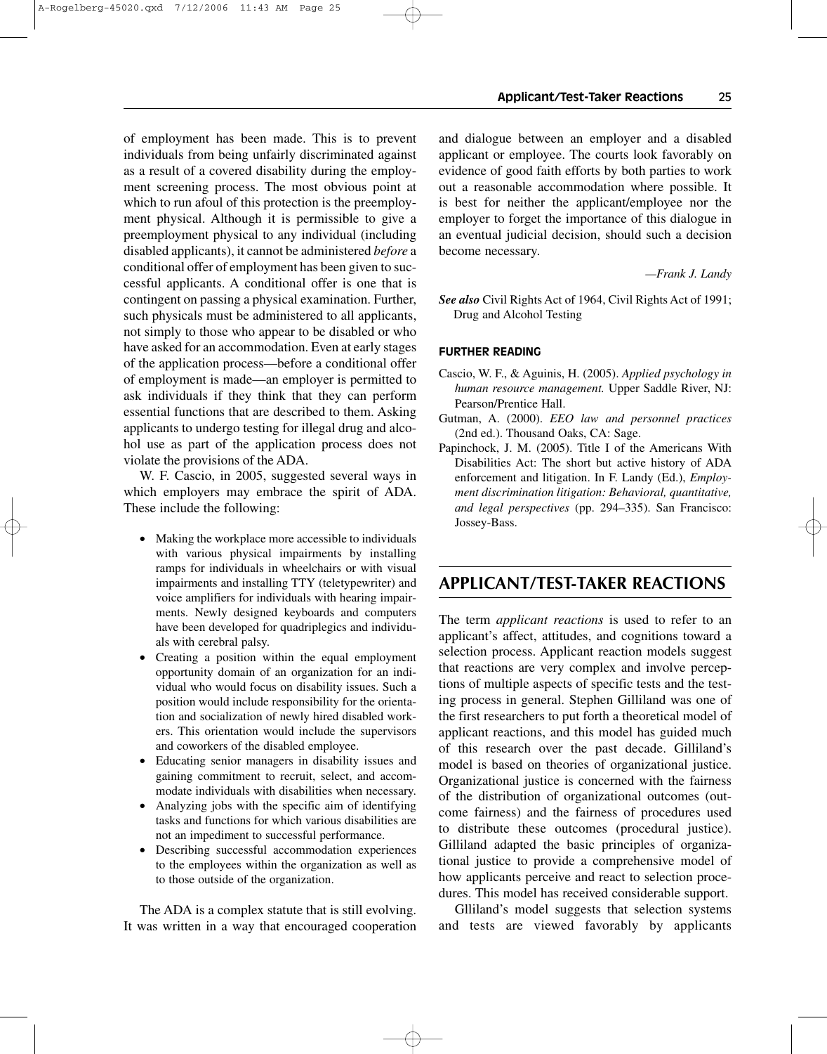of employment has been made. This is to prevent individuals from being unfairly discriminated against as a result of a covered disability during the employment screening process. The most obvious point at which to run afoul of this protection is the preemployment physical. Although it is permissible to give a preemployment physical to any individual (including disabled applicants), it cannot be administered *before* a conditional offer of employment has been given to successful applicants. A conditional offer is one that is contingent on passing a physical examination. Further, such physicals must be administered to all applicants, not simply to those who appear to be disabled or who have asked for an accommodation. Even at early stages of the application process—before a conditional offer of employment is made—an employer is permitted to ask individuals if they think that they can perform essential functions that are described to them. Asking applicants to undergo testing for illegal drug and alcohol use as part of the application process does not violate the provisions of the ADA.

W. F. Cascio, in 2005, suggested several ways in which employers may embrace the spirit of ADA. These include the following:

- Making the workplace more accessible to individuals with various physical impairments by installing ramps for individuals in wheelchairs or with visual impairments and installing TTY (teletypewriter) and voice amplifiers for individuals with hearing impairments. Newly designed keyboards and computers have been developed for quadriplegics and individuals with cerebral palsy.
- Creating a position within the equal employment opportunity domain of an organization for an individual who would focus on disability issues. Such a position would include responsibility for the orientation and socialization of newly hired disabled workers. This orientation would include the supervisors and coworkers of the disabled employee.
- Educating senior managers in disability issues and gaining commitment to recruit, select, and accommodate individuals with disabilities when necessary.
- Analyzing jobs with the specific aim of identifying tasks and functions for which various disabilities are not an impediment to successful performance.
- Describing successful accommodation experiences to the employees within the organization as well as to those outside of the organization.

The ADA is a complex statute that is still evolving. It was written in a way that encouraged cooperation and dialogue between an employer and a disabled applicant or employee. The courts look favorably on evidence of good faith efforts by both parties to work out a reasonable accommodation where possible. It is best for neither the applicant/employee nor the employer to forget the importance of this dialogue in an eventual judicial decision, should such a decision become necessary.

—*Frank J. Landy*

***See also*** Civil Rights Act of 1964, Civil Rights Act of 1991; Drug and Alcohol Testing

### FURTHER READING

Cascio, W. F., & Aguinis, H. (2005). *Applied psychology in human resource management.* Upper Saddle River, NJ: Pearson/Prentice Hall.

Gutman, A. (2000). *EEO law and personnel practices* (2nd ed.). Thousand Oaks, CA: Sage.

Papinchock, J. M. (2005). Title I of the Americans With Disabilities Act: The short but active history of ADA enforcement and litigation. In F. Landy (Ed.), *Employment discrimination litigation: Behavioral, quantitative, and legal perspectives* (pp. 294–335). San Francisco: Jossey-Bass.

## APPLICANT/TEST-TAKER REACTIONS

The term *applicant reactions* is used to refer to an applicant's affect, attitudes, and cognitions toward a selection process. Applicant reaction models suggest that reactions are very complex and involve perceptions of multiple aspects of specific tests and the testing process in general. Stephen Gilliland was one of the first researchers to put forth a theoretical model of applicant reactions, and this model has guided much of this research over the past decade. Gilliland's model is based on theories of organizational justice. Organizational justice is concerned with the fairness of the distribution of organizational outcomes (outcome fairness) and the fairness of procedures used to distribute these outcomes (procedural justice). Gilliland adapted the basic principles of organizational justice to provide a comprehensive model of how applicants perceive and react to selection procedures. This model has received considerable support.

Glliland's model suggests that selection systems and tests are viewed favorably by applicants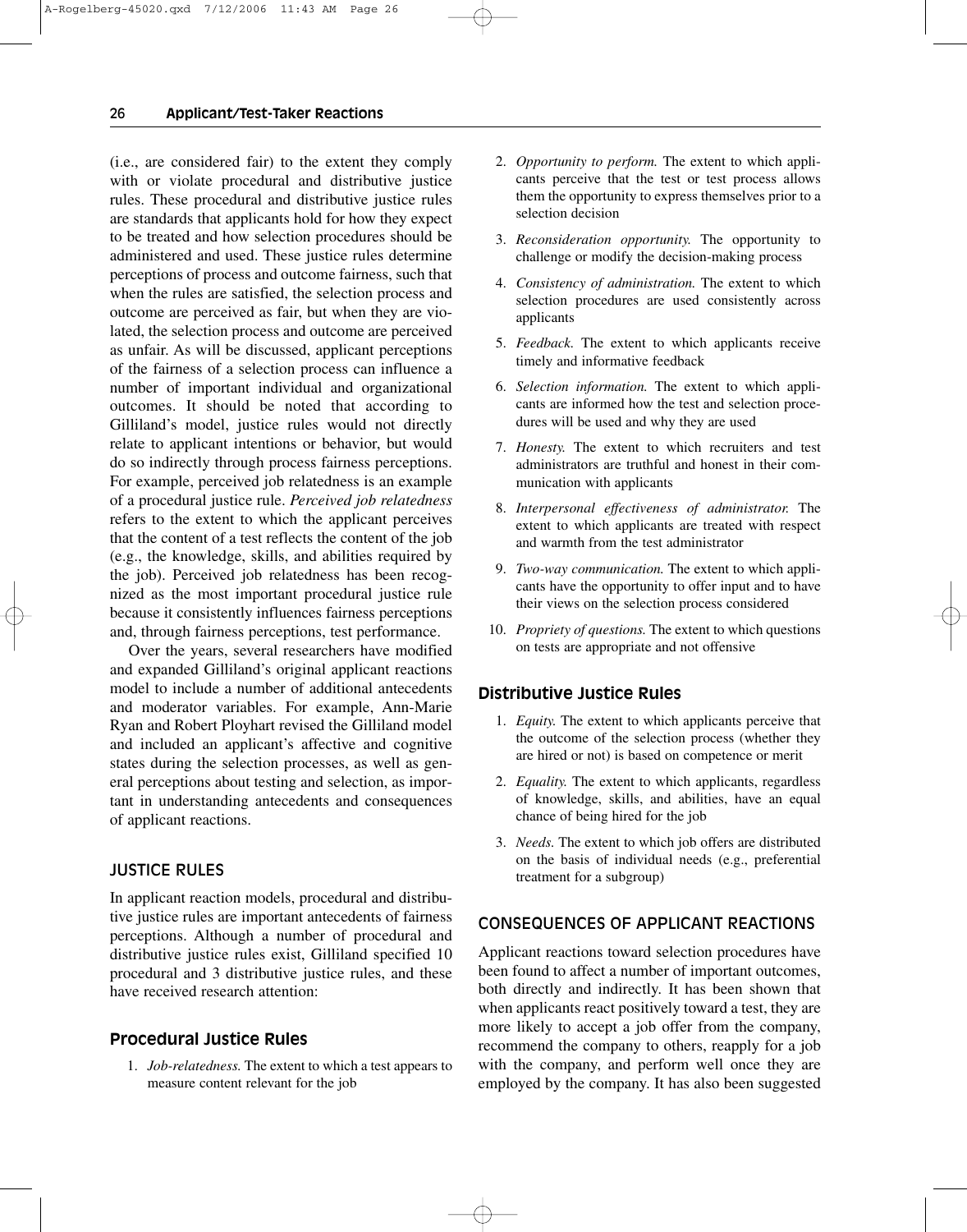(i.e., are considered fair) to the extent they comply with or violate procedural and distributive justice rules. These procedural and distributive justice rules are standards that applicants hold for how they expect to be treated and how selection procedures should be administered and used. These justice rules determine perceptions of process and outcome fairness, such that when the rules are satisfied, the selection process and outcome are perceived as fair, but when they are violated, the selection process and outcome are perceived as unfair. As will be discussed, applicant perceptions of the fairness of a selection process can influence a number of important individual and organizational outcomes. It should be noted that according to Gilliland's model, justice rules would not directly relate to applicant intentions or behavior, but would do so indirectly through process fairness perceptions. For example, perceived job relatedness is an example of a procedural justice rule. *Perceived job relatedness* refers to the extent to which the applicant perceives that the content of a test reflects the content of the job (e.g., the knowledge, skills, and abilities required by the job). Perceived job relatedness has been recognized as the most important procedural justice rule because it consistently influences fairness perceptions and, through fairness perceptions, test performance.

Over the years, several researchers have modified and expanded Gilliland's original applicant reactions model to include a number of additional antecedents and moderator variables. For example, Ann-Marie Ryan and Robert Ployhart revised the Gilliland model and included an applicant's affective and cognitive states during the selection processes, as well as general perceptions about testing and selection, as important in understanding antecedents and consequences of applicant reactions.

## JUSTICE RULES

In applicant reaction models, procedural and distributive justice rules are important antecedents of fairness perceptions. Although a number of procedural and distributive justice rules exist, Gilliland specified 10 procedural and 3 distributive justice rules, and these have received research attention:

### Procedural Justice Rules

1. *Job-relatedness.* The extent to which a test appears to measure content relevant for the job
2. *Opportunity to perform.* The extent to which applicants perceive that the test or test process allows them the opportunity to express themselves prior to a selection decision
3. *Reconsideration opportunity.* The opportunity to challenge or modify the decision-making process
4. *Consistency of administration.* The extent to which selection procedures are used consistently across applicants
5. *Feedback.* The extent to which applicants receive timely and informative feedback
6. *Selection information.* The extent to which applicants are informed how the test and selection procedures will be used and why they are used
7. *Honesty.* The extent to which recruiters and test administrators are truthful and honest in their communication with applicants
8. *Interpersonal effectiveness of administrator.* The extent to which applicants are treated with respect and warmth from the test administrator
9. *Two-way communication.* The extent to which applicants have the opportunity to offer input and to have their views on the selection process considered
10. *Propriety of questions.* The extent to which questions on tests are appropriate and not offensive

### Distributive Justice Rules

1. *Equity.* The extent to which applicants perceive that the outcome of the selection process (whether they are hired or not) is based on competence or merit
2. *Equality.* The extent to which applicants, regardless of knowledge, skills, and abilities, have an equal chance of being hired for the job
3. *Needs.* The extent to which job offers are distributed on the basis of individual needs (e.g., preferential treatment for a subgroup)

## CONSEQUENCES OF APPLICANT REACTIONS

Applicant reactions toward selection procedures have been found to affect a number of important outcomes, both directly and indirectly. It has been shown that when applicants react positively toward a test, they are more likely to accept a job offer from the company, recommend the company to others, reapply for a job with the company, and perform well once they are employed by the company. It has also been suggested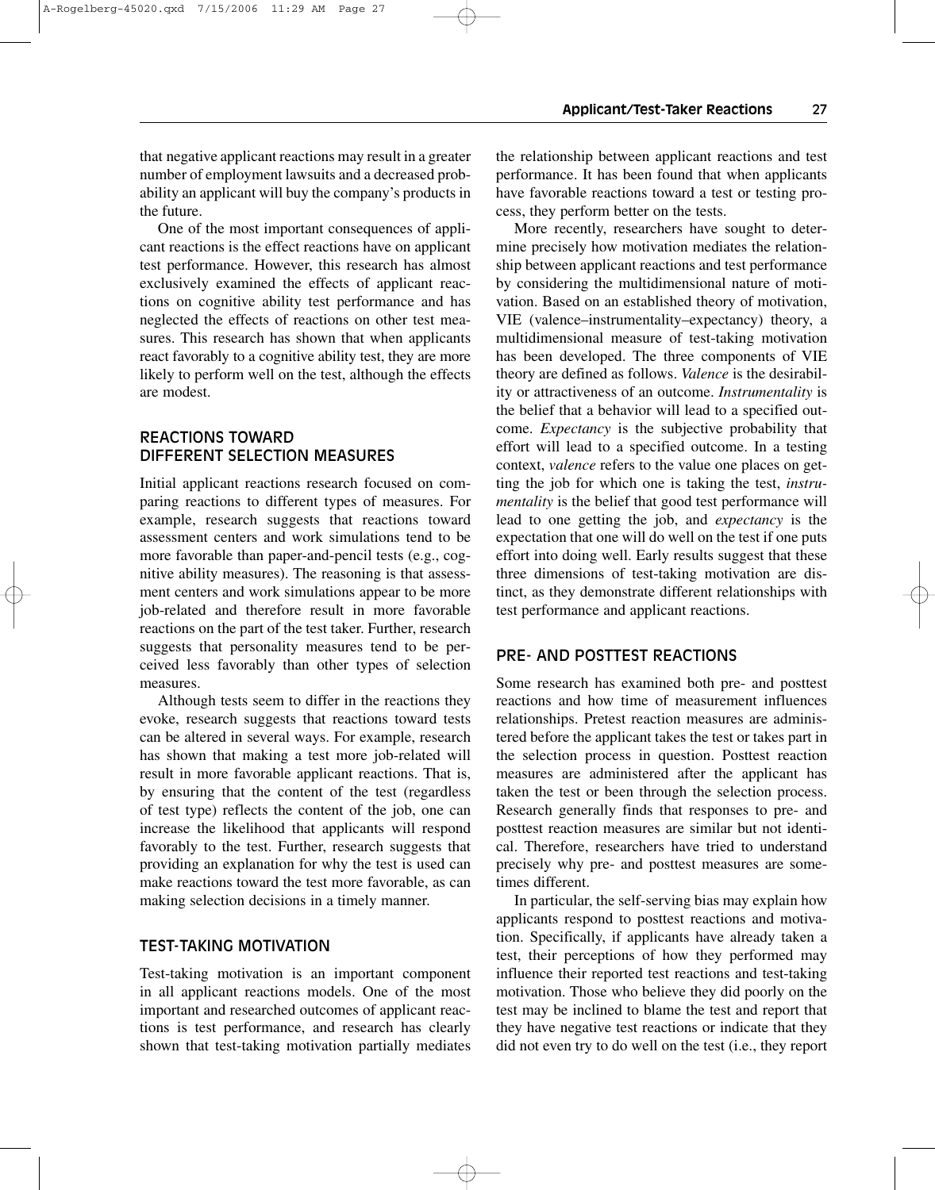that negative applicant reactions may result in a greater number of employment lawsuits and a decreased probability an applicant will buy the company's products in the future.

One of the most important consequences of applicant reactions is the effect reactions have on applicant test performance. However, this research has almost exclusively examined the effects of applicant reactions on cognitive ability test performance and has neglected the effects of reactions on other test measures. This research has shown that when applicants react favorably to a cognitive ability test, they are more likely to perform well on the test, although the effects are modest.

## REACTIONS TOWARD DIFFERENT SELECTION MEASURES

Initial applicant reactions research focused on comparing reactions to different types of measures. For example, research suggests that reactions toward assessment centers and work simulations tend to be more favorable than paper-and-pencil tests (e.g., cognitive ability measures). The reasoning is that assessment centers and work simulations appear to be more job-related and therefore result in more favorable reactions on the part of the test taker. Further, research suggests that personality measures tend to be perceived less favorably than other types of selection measures.

Although tests seem to differ in the reactions they evoke, research suggests that reactions toward tests can be altered in several ways. For example, research has shown that making a test more job-related will result in more favorable applicant reactions. That is, by ensuring that the content of the test (regardless of test type) reflects the content of the job, one can increase the likelihood that applicants will respond favorably to the test. Further, research suggests that providing an explanation for why the test is used can make reactions toward the test more favorable, as can making selection decisions in a timely manner.

## TEST-TAKING MOTIVATION

Test-taking motivation is an important component in all applicant reactions models. One of the most important and researched outcomes of applicant reactions is test performance, and research has clearly shown that test-taking motivation partially mediates the relationship between applicant reactions and test performance. It has been found that when applicants have favorable reactions toward a test or testing process, they perform better on the tests.

More recently, researchers have sought to determine precisely how motivation mediates the relationship between applicant reactions and test performance by considering the multidimensional nature of motivation. Based on an established theory of motivation, VIE (valence–instrumentality–expectancy) theory, a multidimensional measure of test-taking motivation has been developed. The three components of VIE theory are defined as follows. *Valence* is the desirability or attractiveness of an outcome. *Instrumentality* is the belief that a behavior will lead to a specified outcome. *Expectancy* is the subjective probability that effort will lead to a specified outcome. In a testing context, *valence* refers to the value one places on getting the job for which one is taking the test, *instrumentality* is the belief that good test performance will lead to one getting the job, and *expectancy* is the expectation that one will do well on the test if one puts effort into doing well. Early results suggest that these three dimensions of test-taking motivation are distinct, as they demonstrate different relationships with test performance and applicant reactions.

## PRE- AND POSTTEST REACTIONS

Some research has examined both pre- and posttest reactions and how time of measurement influences relationships. Pretest reaction measures are administered before the applicant takes the test or takes part in the selection process in question. Posttest reaction measures are administered after the applicant has taken the test or been through the selection process. Research generally finds that responses to pre- and posttest reaction measures are similar but not identical. Therefore, researchers have tried to understand precisely why pre- and posttest measures are sometimes different.

In particular, the self-serving bias may explain how applicants respond to posttest reactions and motivation. Specifically, if applicants have already taken a test, their perceptions of how they performed may influence their reported test reactions and test-taking motivation. Those who believe they did poorly on the test may be inclined to blame the test and report that they have negative test reactions or indicate that they did not even try to do well on the test (i.e., they report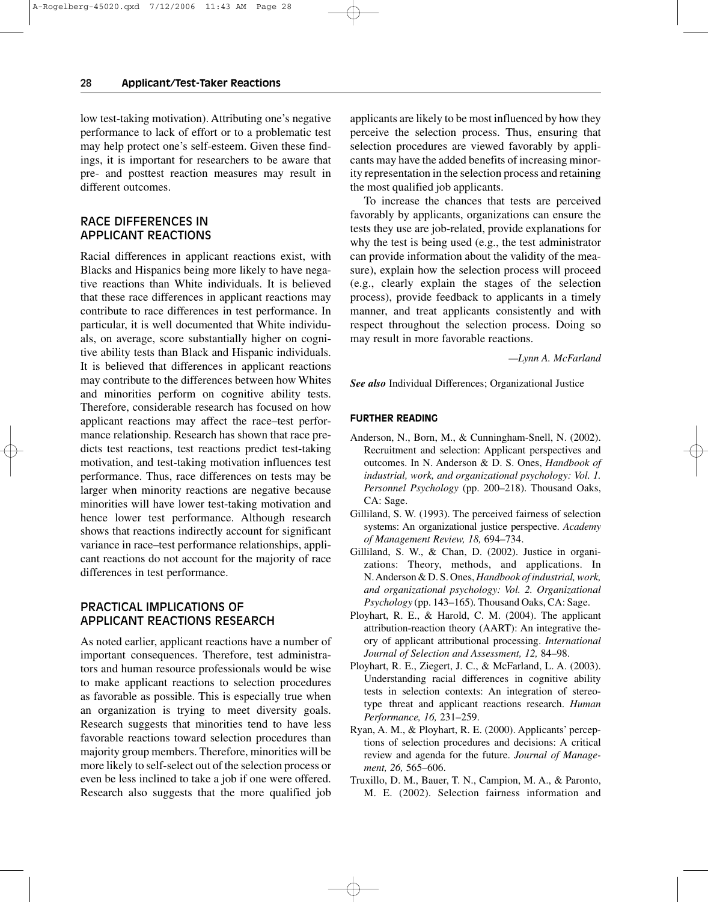low test-taking motivation). Attributing one's negative performance to lack of effort or to a problematic test may help protect one's self-esteem. Given these findings, it is important for researchers to be aware that pre- and posttest reaction measures may result in different outcomes.

## RACE DIFFERENCES IN APPLICANT REACTIONS

Racial differences in applicant reactions exist, with Blacks and Hispanics being more likely to have negative reactions than White individuals. It is believed that these race differences in applicant reactions may contribute to race differences in test performance. In particular, it is well documented that White individuals, on average, score substantially higher on cognitive ability tests than Black and Hispanic individuals. It is believed that differences in applicant reactions may contribute to the differences between how Whites and minorities perform on cognitive ability tests. Therefore, considerable research has focused on how applicant reactions may affect the race–test performance relationship. Research has shown that race predicts test reactions, test reactions predict test-taking motivation, and test-taking motivation influences test performance. Thus, race differences on tests may be larger when minority reactions are negative because minorities will have lower test-taking motivation and hence lower test performance. Although research shows that reactions indirectly account for significant variance in race–test performance relationships, applicant reactions do not account for the majority of race differences in test performance.

## PRACTICAL IMPLICATIONS OF APPLICANT REACTIONS RESEARCH

As noted earlier, applicant reactions have a number of important consequences. Therefore, test administrators and human resource professionals would be wise to make applicant reactions to selection procedures as favorable as possible. This is especially true when an organization is trying to meet diversity goals. Research suggests that minorities tend to have less favorable reactions toward selection procedures than majority group members. Therefore, minorities will be more likely to self-select out of the selection process or even be less inclined to take a job if one were offered. Research also suggests that the more qualified job applicants are likely to be most influenced by how they perceive the selection process. Thus, ensuring that selection procedures are viewed favorably by applicants may have the added benefits of increasing minority representation in the selection process and retaining the most qualified job applicants.

To increase the chances that tests are perceived favorably by applicants, organizations can ensure the tests they use are job-related, provide explanations for why the test is being used (e.g., the test administrator can provide information about the validity of the measure), explain how the selection process will proceed (e.g., clearly explain the stages of the selection process), provide feedback to applicants in a timely manner, and treat applicants consistently and with respect throughout the selection process. Doing so may result in more favorable reactions.

*—Lynn A. McFarland*

***See also*** Individual Differences; Organizational Justice

### FURTHER READING

Anderson, N., Born, M., & Cunningham-Snell, N. (2002). Recruitment and selection: Applicant perspectives and outcomes. In N. Anderson & D. S. Ones, *Handbook of industrial, work, and organizational psychology: Vol. 1. Personnel Psychology* (pp. 200–218). Thousand Oaks, CA: Sage.

Gilliland, S. W. (1993). The perceived fairness of selection systems: An organizational justice perspective. *Academy of Management Review, 18,* 694–734.

Gilliland, S. W., & Chan, D. (2002). Justice in organizations: Theory, methods, and applications. In N. Anderson & D. S. Ones, *Handbook of industrial, work, and organizational psychology: Vol. 2. Organizational Psychology* (pp. 143–165). Thousand Oaks, CA: Sage.

Ployhart, R. E., & Harold, C. M. (2004). The applicant attribution-reaction theory (AART): An integrative theory of applicant attributional processing. *International Journal of Selection and Assessment, 12,* 84–98.

Ployhart, R. E., Ziegert, J. C., & McFarland, L. A. (2003). Understanding racial differences in cognitive ability tests in selection contexts: An integration of stereotype threat and applicant reactions research. *Human Performance, 16,* 231–259.

Ryan, A. M., & Ployhart, R. E. (2000). Applicants' perceptions of selection procedures and decisions: A critical review and agenda for the future. *Journal of Management, 26,* 565–606.

Truxillo, D. M., Bauer, T. N., Campion, M. A., & Paronto, M. E. (2002). Selection fairness information and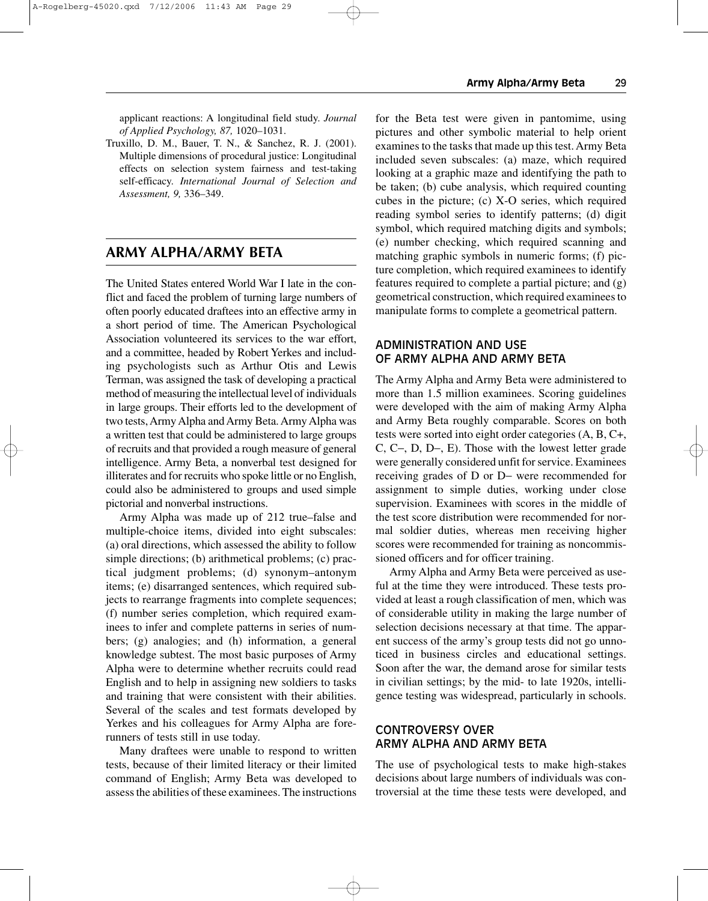applicant reactions: A longitudinal field study. *Journal of Applied Psychology, 87,* 1020–1031.

Truxillo, D. M., Bauer, T. N., & Sanchez, R. J. (2001). Multiple dimensions of procedural justice: Longitudinal effects on selection system fairness and test-taking self-efficacy. *International Journal of Selection and Assessment, 9,* 336–349.

# ARMY ALPHA/ARMY BETA

The United States entered World War I late in the conflict and faced the problem of turning large numbers of often poorly educated draftees into an effective army in a short period of time. The American Psychological Association volunteered its services to the war effort, and a committee, headed by Robert Yerkes and including psychologists such as Arthur Otis and Lewis Terman, was assigned the task of developing a practical method of measuring the intellectual level of individuals in large groups. Their efforts led to the development of two tests, Army Alpha and Army Beta. Army Alpha was a written test that could be administered to large groups of recruits and that provided a rough measure of general intelligence. Army Beta, a nonverbal test designed for illiterates and for recruits who spoke little or no English, could also be administered to groups and used simple pictorial and nonverbal instructions.

Army Alpha was made up of 212 true–false and multiple-choice items, divided into eight subscales: (a) oral directions, which assessed the ability to follow simple directions; (b) arithmetical problems; (c) practical judgment problems; (d) synonym–antonym items; (e) disarranged sentences, which required subjects to rearrange fragments into complete sequences; (f) number series completion, which required examinees to infer and complete patterns in series of numbers; (g) analogies; and (h) information, a general knowledge subtest. The most basic purposes of Army Alpha were to determine whether recruits could read English and to help in assigning new soldiers to tasks and training that were consistent with their abilities. Several of the scales and test formats developed by Yerkes and his colleagues for Army Alpha are forerunners of tests still in use today.

Many draftees were unable to respond to written tests, because of their limited literacy or their limited command of English; Army Beta was developed to assess the abilities of these examinees. The instructions for the Beta test were given in pantomime, using pictures and other symbolic material to help orient examines to the tasks that made up this test. Army Beta included seven subscales: (a) maze, which required looking at a graphic maze and identifying the path to be taken; (b) cube analysis, which required counting cubes in the picture; (c) X-O series, which required reading symbol series to identify patterns; (d) digit symbol, which required matching digits and symbols; (e) number checking, which required scanning and matching graphic symbols in numeric forms; (f) picture completion, which required examinees to identify features required to complete a partial picture; and (g) geometrical construction, which required examinees to manipulate forms to complete a geometrical pattern.

## ADMINISTRATION AND USE OF ARMY ALPHA AND ARMY BETA

The Army Alpha and Army Beta were administered to more than 1.5 million examinees. Scoring guidelines were developed with the aim of making Army Alpha and Army Beta roughly comparable. Scores on both tests were sorted into eight order categories (A, B, C+, C, C–, D, D–, E). Those with the lowest letter grade were generally considered unfit for service. Examinees receiving grades of D or D– were recommended for assignment to simple duties, working under close supervision. Examinees with scores in the middle of the test score distribution were recommended for normal soldier duties, whereas men receiving higher scores were recommended for training as noncommissioned officers and for officer training.

Army Alpha and Army Beta were perceived as useful at the time they were introduced. These tests provided at least a rough classification of men, which was of considerable utility in making the large number of selection decisions necessary at that time. The apparent success of the army's group tests did not go unnoticed in business circles and educational settings. Soon after the war, the demand arose for similar tests in civilian settings; by the mid- to late 1920s, intelligence testing was widespread, particularly in schools.

## CONTROVERSY OVER ARMY ALPHA AND ARMY BETA

The use of psychological tests to make high-stakes decisions about large numbers of individuals was controversial at the time these tests were developed, and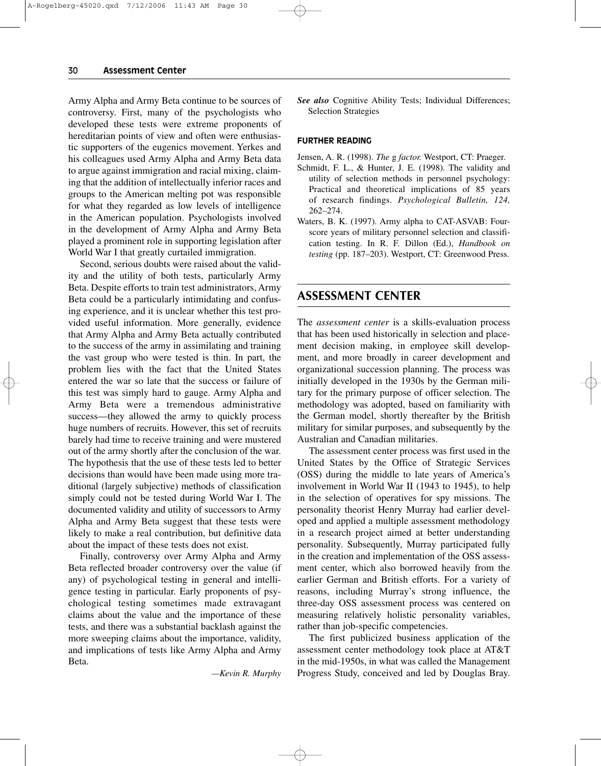Army Alpha and Army Beta continue to be sources of controversy. First, many of the psychologists who developed these tests were extreme proponents of hereditarian points of view and often were enthusiastic supporters of the eugenics movement. Yerkes and his colleagues used Army Alpha and Army Beta data to argue against immigration and racial mixing, claiming that the addition of intellectually inferior races and groups to the American melting pot was responsible for what they regarded as low levels of intelligence in the American population. Psychologists involved in the development of Army Alpha and Army Beta played a prominent role in supporting legislation after World War I that greatly curtailed immigration.

Second, serious doubts were raised about the validity and the utility of both tests, particularly Army Beta. Despite efforts to train test administrators, Army Beta could be a particularly intimidating and confusing experience, and it is unclear whether this test provided useful information. More generally, evidence that Army Alpha and Army Beta actually contributed to the success of the army in assimilating and training the vast group who were tested is thin. In part, the problem lies with the fact that the United States entered the war so late that the success or failure of this test was simply hard to gauge. Army Alpha and Army Beta were a tremendous administrative success—they allowed the army to quickly process huge numbers of recruits. However, this set of recruits barely had time to receive training and were mustered out of the army shortly after the conclusion of the war. The hypothesis that the use of these tests led to better decisions than would have been made using more traditional (largely subjective) methods of classification simply could not be tested during World War I. The documented validity and utility of successors to Army Alpha and Army Beta suggest that these tests were likely to make a real contribution, but definitive data about the impact of these tests does not exist.

Finally, controversy over Army Alpha and Army Beta reflected broader controversy over the value (if any) of psychological testing in general and intelligence testing in particular. Early proponents of psychological testing sometimes made extravagant claims about the value and the importance of these tests, and there was a substantial backlash against the more sweeping claims about the importance, validity, and implications of tests like Army Alpha and Army Beta.

*—Kevin R. Murphy*

***See also*** Cognitive Ability Tests; Individual Differences; Selection Strategies

#### FURTHER READING

Jensen, A. R. (1998). *The* g *factor.* Westport, CT: Praeger.

Schmidt, F. L., & Hunter, J. E. (1998). The validity and utility of selection methods in personnel psychology: Practical and theoretical implications of 85 years of research findings. *Psychological Bulletin, 124,* 262–274.

Waters, B. K. (1997). Army alpha to CAT-ASVAB: Four-score years of military personnel selection and classification testing. In R. F. Dillon (Ed.), *Handbook on testing* (pp. 187–203). Westport, CT: Greenwood Press.

## ASSESSMENT CENTER

The *assessment center* is a skills-evaluation process that has been used historically in selection and placement decision making, in employee skill development, and more broadly in career development and organizational succession planning. The process was initially developed in the 1930s by the German military for the primary purpose of officer selection. The methodology was adopted, based on familiarity with the German model, shortly thereafter by the British military for similar purposes, and subsequently by the Australian and Canadian militaries.

The assessment center process was first used in the United States by the Office of Strategic Services (OSS) during the middle to late years of America's involvement in World War II (1943 to 1945), to help in the selection of operatives for spy missions. The personality theorist Henry Murray had earlier developed and applied a multiple assessment methodology in a research project aimed at better understanding personality. Subsequently, Murray participated fully in the creation and implementation of the OSS assessment center, which also borrowed heavily from the earlier German and British efforts. For a variety of reasons, including Murray's strong influence, the three-day OSS assessment process was centered on measuring relatively holistic personality variables, rather than job-specific competencies.

The first publicized business application of the assessment center methodology took place at AT&T in the mid-1950s, in what was called the Management Progress Study, conceived and led by Douglas Bray.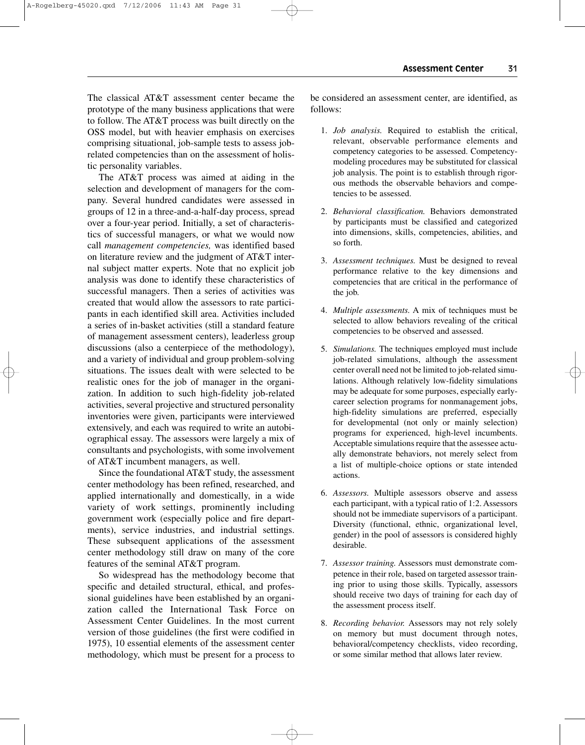The classical AT&T assessment center became the prototype of the many business applications that were to follow. The AT&T process was built directly on the OSS model, but with heavier emphasis on exercises comprising situational, job-sample tests to assess job-related competencies than on the assessment of holistic personality variables.

The AT&T process was aimed at aiding in the selection and development of managers for the company. Several hundred candidates were assessed in groups of 12 in a three-and-a-half-day process, spread over a four-year period. Initially, a set of characteristics of successful managers, or what we would now call *management competencies,* was identified based on literature review and the judgment of AT&T internal subject matter experts. Note that no explicit job analysis was done to identify these characteristics of successful managers. Then a series of activities was created that would allow the assessors to rate participants in each identified skill area. Activities included a series of in-basket activities (still a standard feature of management assessment centers), leaderless group discussions (also a centerpiece of the methodology), and a variety of individual and group problem-solving situations. The issues dealt with were selected to be realistic ones for the job of manager in the organization. In addition to such high-fidelity job-related activities, several projective and structured personality inventories were given, participants were interviewed extensively, and each was required to write an autobiographical essay. The assessors were largely a mix of consultants and psychologists, with some involvement of AT&T incumbent managers, as well.

Since the foundational AT&T study, the assessment center methodology has been refined, researched, and applied internationally and domestically, in a wide variety of work settings, prominently including government work (especially police and fire departments), service industries, and industrial settings. These subsequent applications of the assessment center methodology still draw on many of the core features of the seminal AT&T program.

So widespread has the methodology become that specific and detailed structural, ethical, and professional guidelines have been established by an organization called the International Task Force on Assessment Center Guidelines. In the most current version of those guidelines (the first were codified in 1975), 10 essential elements of the assessment center methodology, which must be present for a process to be considered an assessment center, are identified, as follows:

1. *Job analysis.* Required to establish the critical, relevant, observable performance elements and competency categories to be assessed. Competency-modeling procedures may be substituted for classical job analysis. The point is to establish through rigorous methods the observable behaviors and competencies to be assessed.

2. *Behavioral classification.* Behaviors demonstrated by participants must be classified and categorized into dimensions, skills, competencies, abilities, and so forth.

3. *Assessment techniques.* Must be designed to reveal performance relative to the key dimensions and competencies that are critical in the performance of the job.

4. *Multiple assessments.* A mix of techniques must be selected to allow behaviors revealing of the critical competencies to be observed and assessed.

5. *Simulations.* The techniques employed must include job-related simulations, although the assessment center overall need not be limited to job-related simulations. Although relatively low-fidelity simulations may be adequate for some purposes, especially early-career selection programs for nonmanagement jobs, high-fidelity simulations are preferred, especially for developmental (not only or mainly selection) programs for experienced, high-level incumbents. Acceptable simulations require that the assessee actually demonstrate behaviors, not merely select from a list of multiple-choice options or state intended actions.

6. *Assessors.* Multiple assessors observe and assess each participant, with a typical ratio of 1:2. Assessors should not be immediate supervisors of a participant. Diversity (functional, ethnic, organizational level, gender) in the pool of assessors is considered highly desirable.

7. *Assessor training.* Assessors must demonstrate competence in their role, based on targeted assessor training prior to using those skills. Typically, assessors should receive two days of training for each day of the assessment process itself.

8. *Recording behavior.* Assessors may not rely solely on memory but must document through notes, behavioral/competency checklists, video recording, or some similar method that allows later review.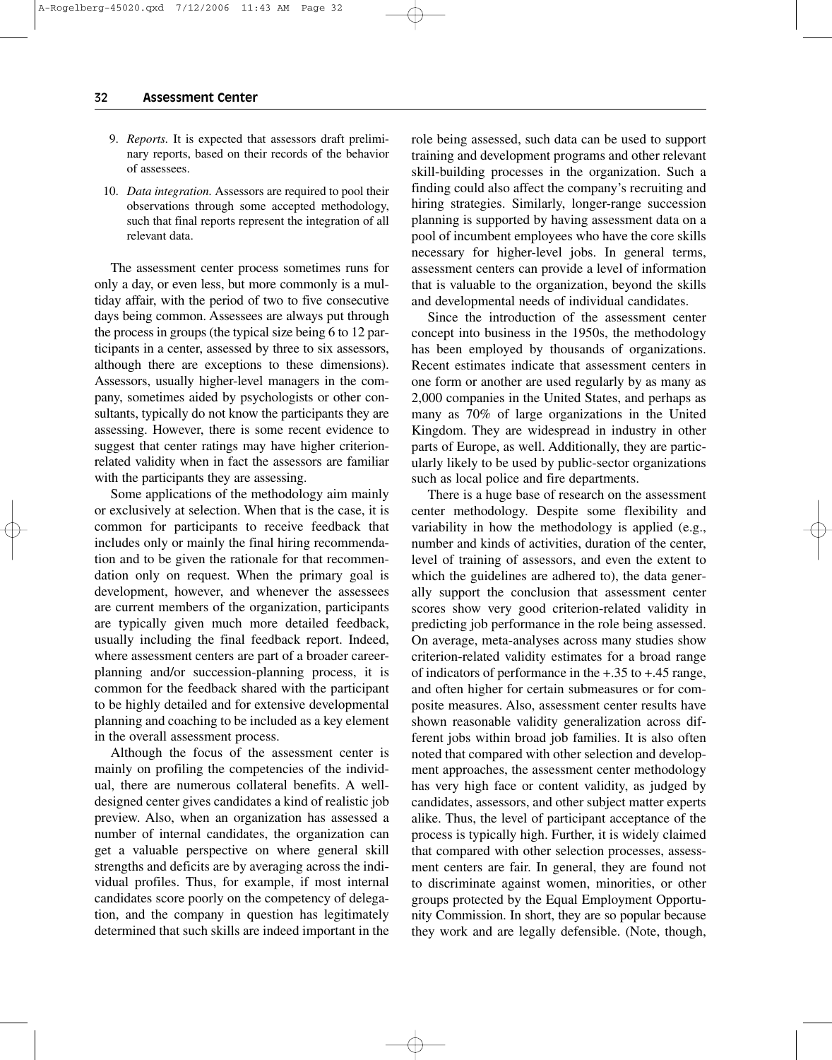9. *Reports.* It is expected that assessors draft preliminary reports, based on their records of the behavior of assessees.
10. *Data integration.* Assessors are required to pool their observations through some accepted methodology, such that final reports represent the integration of all relevant data.

The assessment center process sometimes runs for only a day, or even less, but more commonly is a multiday affair, with the period of two to five consecutive days being common. Assessees are always put through the process in groups (the typical size being 6 to 12 participants in a center, assessed by three to six assessors, although there are exceptions to these dimensions). Assessors, usually higher-level managers in the company, sometimes aided by psychologists or other consultants, typically do not know the participants they are assessing. However, there is some recent evidence to suggest that center ratings may have higher criterion-related validity when in fact the assessors are familiar with the participants they are assessing.

Some applications of the methodology aim mainly or exclusively at selection. When that is the case, it is common for participants to receive feedback that includes only or mainly the final hiring recommendation and to be given the rationale for that recommendation only on request. When the primary goal is development, however, and whenever the assessees are current members of the organization, participants are typically given much more detailed feedback, usually including the final feedback report. Indeed, where assessment centers are part of a broader career-planning and/or succession-planning process, it is common for the feedback shared with the participant to be highly detailed and for extensive developmental planning and coaching to be included as a key element in the overall assessment process.

Although the focus of the assessment center is mainly on profiling the competencies of the individual, there are numerous collateral benefits. A well-designed center gives candidates a kind of realistic job preview. Also, when an organization has assessed a number of internal candidates, the organization can get a valuable perspective on where general skill strengths and deficits are by averaging across the individual profiles. Thus, for example, if most internal candidates score poorly on the competency of delegation, and the company in question has legitimately determined that such skills are indeed important in the role being assessed, such data can be used to support training and development programs and other relevant skill-building processes in the organization. Such a finding could also affect the company's recruiting and hiring strategies. Similarly, longer-range succession planning is supported by having assessment data on a pool of incumbent employees who have the core skills necessary for higher-level jobs. In general terms, assessment centers can provide a level of information that is valuable to the organization, beyond the skills and developmental needs of individual candidates.

Since the introduction of the assessment center concept into business in the 1950s, the methodology has been employed by thousands of organizations. Recent estimates indicate that assessment centers in one form or another are used regularly by as many as 2,000 companies in the United States, and perhaps as many as 70% of large organizations in the United Kingdom. They are widespread in industry in other parts of Europe, as well. Additionally, they are particularly likely to be used by public-sector organizations such as local police and fire departments.

There is a huge base of research on the assessment center methodology. Despite some flexibility and variability in how the methodology is applied (e.g., number and kinds of activities, duration of the center, level of training of assessors, and even the extent to which the guidelines are adhered to), the data generally support the conclusion that assessment center scores show very good criterion-related validity in predicting job performance in the role being assessed. On average, meta-analyses across many studies show criterion-related validity estimates for a broad range of indicators of performance in the +.35 to +.45 range, and often higher for certain submeasures or for composite measures. Also, assessment center results have shown reasonable validity generalization across different jobs within broad job families. It is also often noted that compared with other selection and development approaches, the assessment center methodology has very high face or content validity, as judged by candidates, assessors, and other subject matter experts alike. Thus, the level of participant acceptance of the process is typically high. Further, it is widely claimed that compared with other selection processes, assessment centers are fair. In general, they are found not to discriminate against women, minorities, or other groups protected by the Equal Employment Opportunity Commission. In short, they are so popular because they work and are legally defensible. (Note, though,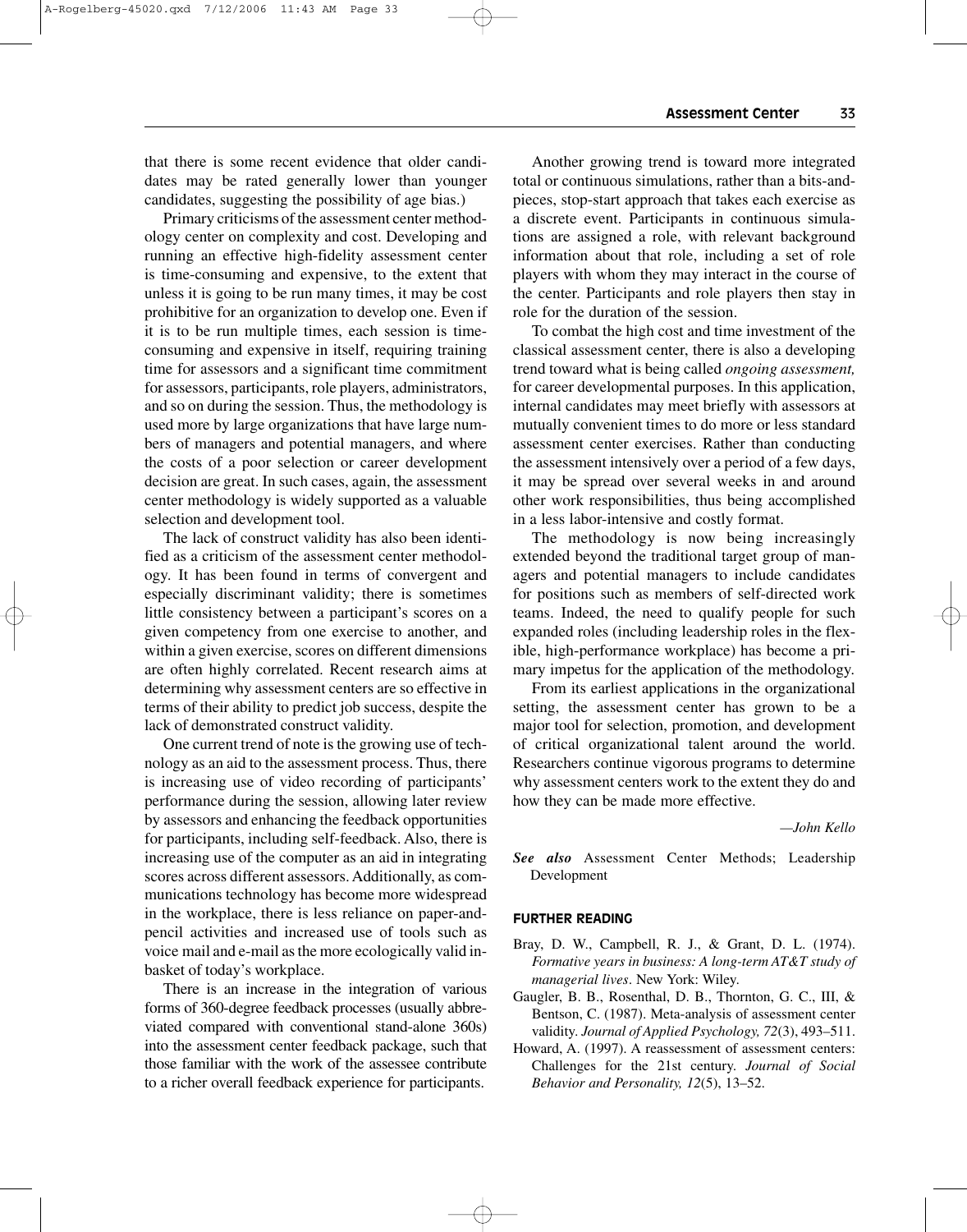that there is some recent evidence that older candidates may be rated generally lower than younger candidates, suggesting the possibility of age bias.)

Primary criticisms of the assessment center methodology center on complexity and cost. Developing and running an effective high-fidelity assessment center is time-consuming and expensive, to the extent that unless it is going to be run many times, it may be cost prohibitive for an organization to develop one. Even if it is to be run multiple times, each session is time-consuming and expensive in itself, requiring training time for assessors and a significant time commitment for assessors, participants, role players, administrators, and so on during the session. Thus, the methodology is used more by large organizations that have large numbers of managers and potential managers, and where the costs of a poor selection or career development decision are great. In such cases, again, the assessment center methodology is widely supported as a valuable selection and development tool.

The lack of construct validity has also been identified as a criticism of the assessment center methodology. It has been found in terms of convergent and especially discriminant validity; there is sometimes little consistency between a participant's scores on a given competency from one exercise to another, and within a given exercise, scores on different dimensions are often highly correlated. Recent research aims at determining why assessment centers are so effective in terms of their ability to predict job success, despite the lack of demonstrated construct validity.

One current trend of note is the growing use of technology as an aid to the assessment process. Thus, there is increasing use of video recording of participants' performance during the session, allowing later review by assessors and enhancing the feedback opportunities for participants, including self-feedback. Also, there is increasing use of the computer as an aid in integrating scores across different assessors. Additionally, as communications technology has become more widespread in the workplace, there is less reliance on paper-and-pencil activities and increased use of tools such as voice mail and e-mail as the more ecologically valid in-basket of today's workplace.

There is an increase in the integration of various forms of 360-degree feedback processes (usually abbreviated compared with conventional stand-alone 360s) into the assessment center feedback package, such that those familiar with the work of the assessee contribute to a richer overall feedback experience for participants.

Another growing trend is toward more integrated total or continuous simulations, rather than a bits-and-pieces, stop-start approach that takes each exercise as a discrete event. Participants in continuous simulations are assigned a role, with relevant background information about that role, including a set of role players with whom they may interact in the course of the center. Participants and role players then stay in role for the duration of the session.

To combat the high cost and time investment of the classical assessment center, there is also a developing trend toward what is being called *ongoing assessment,* for career developmental purposes. In this application, internal candidates may meet briefly with assessors at mutually convenient times to do more or less standard assessment center exercises. Rather than conducting the assessment intensively over a period of a few days, it may be spread over several weeks in and around other work responsibilities, thus being accomplished in a less labor-intensive and costly format.

The methodology is now being increasingly extended beyond the traditional target group of managers and potential managers to include candidates for positions such as members of self-directed work teams. Indeed, the need to qualify people for such expanded roles (including leadership roles in the flexible, high-performance workplace) has become a primary impetus for the application of the methodology.

From its earliest applications in the organizational setting, the assessment center has grown to be a major tool for selection, promotion, and development of critical organizational talent around the world. Researchers continue vigorous programs to determine why assessment centers work to the extent they do and how they can be made more effective.

—*John Kello*

***See also*** Assessment Center Methods; Leadership Development

#### FURTHER READING

Bray, D. W., Campbell, R. J., & Grant, D. L. (1974). *Formative years in business: A long-term AT&T study of managerial lives*. New York: Wiley.

Gaugler, B. B., Rosenthal, D. B., Thornton, G. C., III, & Bentson, C. (1987). Meta-analysis of assessment center validity. *Journal of Applied Psychology, 72*(3), 493–511.

Howard, A. (1997). A reassessment of assessment centers: Challenges for the 21st century. *Journal of Social Behavior and Personality, 12*(5), 13–52.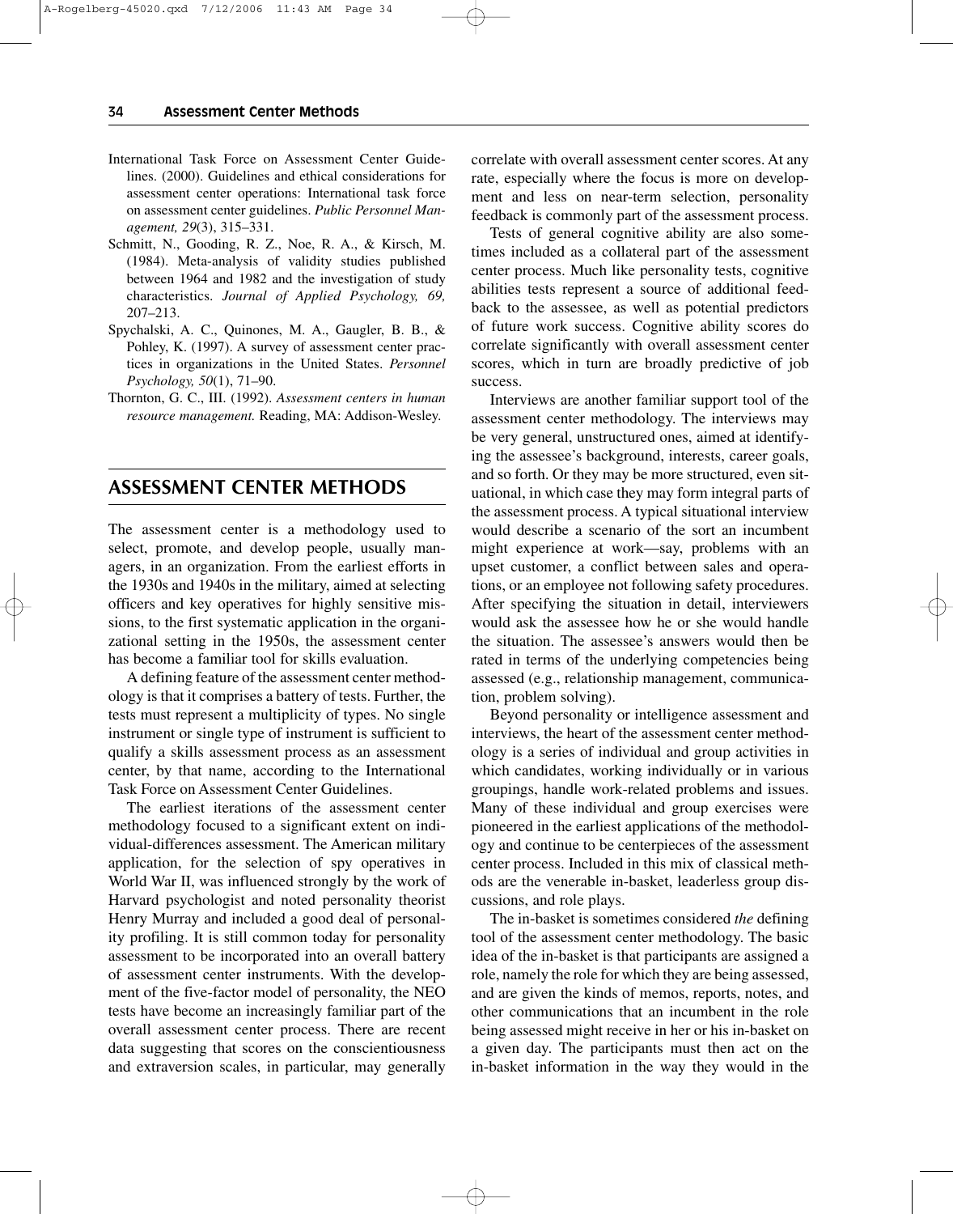International Task Force on Assessment Center Guidelines. (2000). Guidelines and ethical considerations for assessment center operations: International task force on assessment center guidelines. *Public Personnel Management, 29*(3), 315–331.

Schmitt, N., Gooding, R. Z., Noe, R. A., & Kirsch, M. (1984). Meta-analysis of validity studies published between 1964 and 1982 and the investigation of study characteristics. *Journal of Applied Psychology, 69,* 207–213.

Spychalski, A. C., Quinones, M. A., Gaugler, B. B., & Pohley, K. (1997). A survey of assessment center practices in organizations in the United States. *Personnel Psychology, 50*(1), 71–90.

Thornton, G. C., III. (1992). *Assessment centers in human resource management.* Reading, MA: Addison-Wesley.

## ASSESSMENT CENTER METHODS

The assessment center is a methodology used to select, promote, and develop people, usually managers, in an organization. From the earliest efforts in the 1930s and 1940s in the military, aimed at selecting officers and key operatives for highly sensitive missions, to the first systematic application in the organizational setting in the 1950s, the assessment center has become a familiar tool for skills evaluation.

A defining feature of the assessment center methodology is that it comprises a battery of tests. Further, the tests must represent a multiplicity of types. No single instrument or single type of instrument is sufficient to qualify a skills assessment process as an assessment center, by that name, according to the International Task Force on Assessment Center Guidelines.

The earliest iterations of the assessment center methodology focused to a significant extent on individual-differences assessment. The American military application, for the selection of spy operatives in World War II, was influenced strongly by the work of Harvard psychologist and noted personality theorist Henry Murray and included a good deal of personality profiling. It is still common today for personality assessment to be incorporated into an overall battery of assessment center instruments. With the development of the five-factor model of personality, the NEO tests have become an increasingly familiar part of the overall assessment center process. There are recent data suggesting that scores on the conscientiousness and extraversion scales, in particular, may generally correlate with overall assessment center scores. At any rate, especially where the focus is more on development and less on near-term selection, personality feedback is commonly part of the assessment process.

Tests of general cognitive ability are also sometimes included as a collateral part of the assessment center process. Much like personality tests, cognitive abilities tests represent a source of additional feedback to the assessee, as well as potential predictors of future work success. Cognitive ability scores do correlate significantly with overall assessment center scores, which in turn are broadly predictive of job success.

Interviews are another familiar support tool of the assessment center methodology. The interviews may be very general, unstructured ones, aimed at identifying the assessee's background, interests, career goals, and so forth. Or they may be more structured, even situational, in which case they may form integral parts of the assessment process. A typical situational interview would describe a scenario of the sort an incumbent might experience at work—say, problems with an upset customer, a conflict between sales and operations, or an employee not following safety procedures. After specifying the situation in detail, interviewers would ask the assessee how he or she would handle the situation. The assessee's answers would then be rated in terms of the underlying competencies being assessed (e.g., relationship management, communication, problem solving).

Beyond personality or intelligence assessment and interviews, the heart of the assessment center methodology is a series of individual and group activities in which candidates, working individually or in various groupings, handle work-related problems and issues. Many of these individual and group exercises were pioneered in the earliest applications of the methodology and continue to be centerpieces of the assessment center process. Included in this mix of classical methods are the venerable in-basket, leaderless group discussions, and role plays.

The in-basket is sometimes considered *the* defining tool of the assessment center methodology. The basic idea of the in-basket is that participants are assigned a role, namely the role for which they are being assessed, and are given the kinds of memos, reports, notes, and other communications that an incumbent in the role being assessed might receive in her or his in-basket on a given day. The participants must then act on the in-basket information in the way they would in the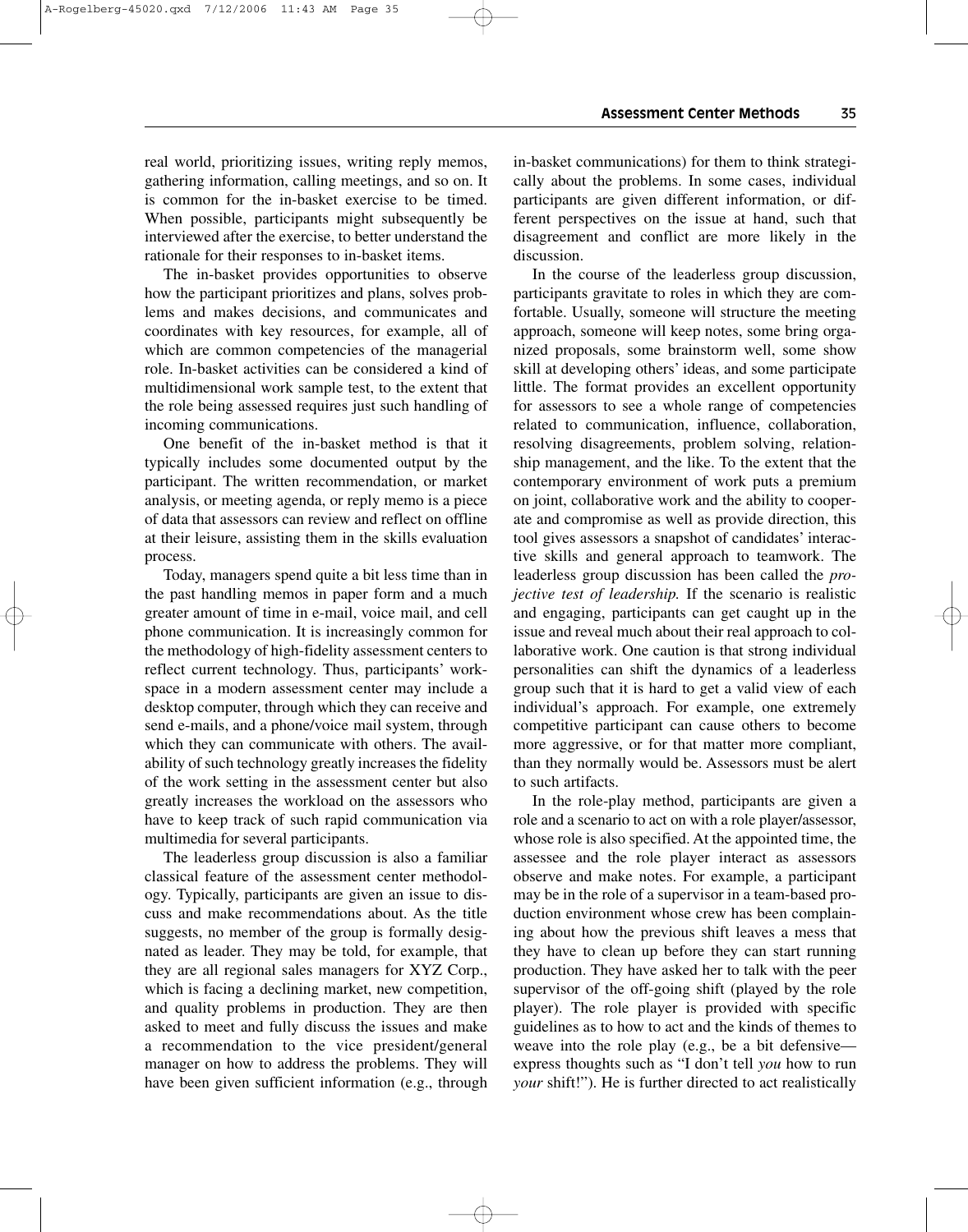real world, prioritizing issues, writing reply memos, gathering information, calling meetings, and so on. It is common for the in-basket exercise to be timed. When possible, participants might subsequently be interviewed after the exercise, to better understand the rationale for their responses to in-basket items.

The in-basket provides opportunities to observe how the participant prioritizes and plans, solves problems and makes decisions, and communicates and coordinates with key resources, for example, all of which are common competencies of the managerial role. In-basket activities can be considered a kind of multidimensional work sample test, to the extent that the role being assessed requires just such handling of incoming communications.

One benefit of the in-basket method is that it typically includes some documented output by the participant. The written recommendation, or market analysis, or meeting agenda, or reply memo is a piece of data that assessors can review and reflect on offline at their leisure, assisting them in the skills evaluation process.

Today, managers spend quite a bit less time than in the past handling memos in paper form and a much greater amount of time in e-mail, voice mail, and cell phone communication. It is increasingly common for the methodology of high-fidelity assessment centers to reflect current technology. Thus, participants' workspace in a modern assessment center may include a desktop computer, through which they can receive and send e-mails, and a phone/voice mail system, through which they can communicate with others. The availability of such technology greatly increases the fidelity of the work setting in the assessment center but also greatly increases the workload on the assessors who have to keep track of such rapid communication via multimedia for several participants.

The leaderless group discussion is also a familiar classical feature of the assessment center methodology. Typically, participants are given an issue to discuss and make recommendations about. As the title suggests, no member of the group is formally designated as leader. They may be told, for example, that they are all regional sales managers for XYZ Corp., which is facing a declining market, new competition, and quality problems in production. They are then asked to meet and fully discuss the issues and make a recommendation to the vice president/general manager on how to address the problems. They will have been given sufficient information (e.g., through in-basket communications) for them to think strategically about the problems. In some cases, individual participants are given different information, or different perspectives on the issue at hand, such that disagreement and conflict are more likely in the discussion.

In the course of the leaderless group discussion, participants gravitate to roles in which they are comfortable. Usually, someone will structure the meeting approach, someone will keep notes, some bring organized proposals, some brainstorm well, some show skill at developing others' ideas, and some participate little. The format provides an excellent opportunity for assessors to see a whole range of competencies related to communication, influence, collaboration, resolving disagreements, problem solving, relationship management, and the like. To the extent that the contemporary environment of work puts a premium on joint, collaborative work and the ability to cooperate and compromise as well as provide direction, this tool gives assessors a snapshot of candidates' interactive skills and general approach to teamwork. The leaderless group discussion has been called the *projective test of leadership.* If the scenario is realistic and engaging, participants can get caught up in the issue and reveal much about their real approach to collaborative work. One caution is that strong individual personalities can shift the dynamics of a leaderless group such that it is hard to get a valid view of each individual's approach. For example, one extremely competitive participant can cause others to become more aggressive, or for that matter more compliant, than they normally would be. Assessors must be alert to such artifacts.

In the role-play method, participants are given a role and a scenario to act on with a role player/assessor, whose role is also specified. At the appointed time, the assessee and the role player interact as assessors observe and make notes. For example, a participant may be in the role of a supervisor in a team-based production environment whose crew has been complaining about how the previous shift leaves a mess that they have to clean up before they can start running production. They have asked her to talk with the peer supervisor of the off-going shift (played by the role player). The role player is provided with specific guidelines as to how to act and the kinds of themes to weave into the role play (e.g., be a bit defensive—express thoughts such as "I don't tell *you* how to run *your* shift!"). He is further directed to act realistically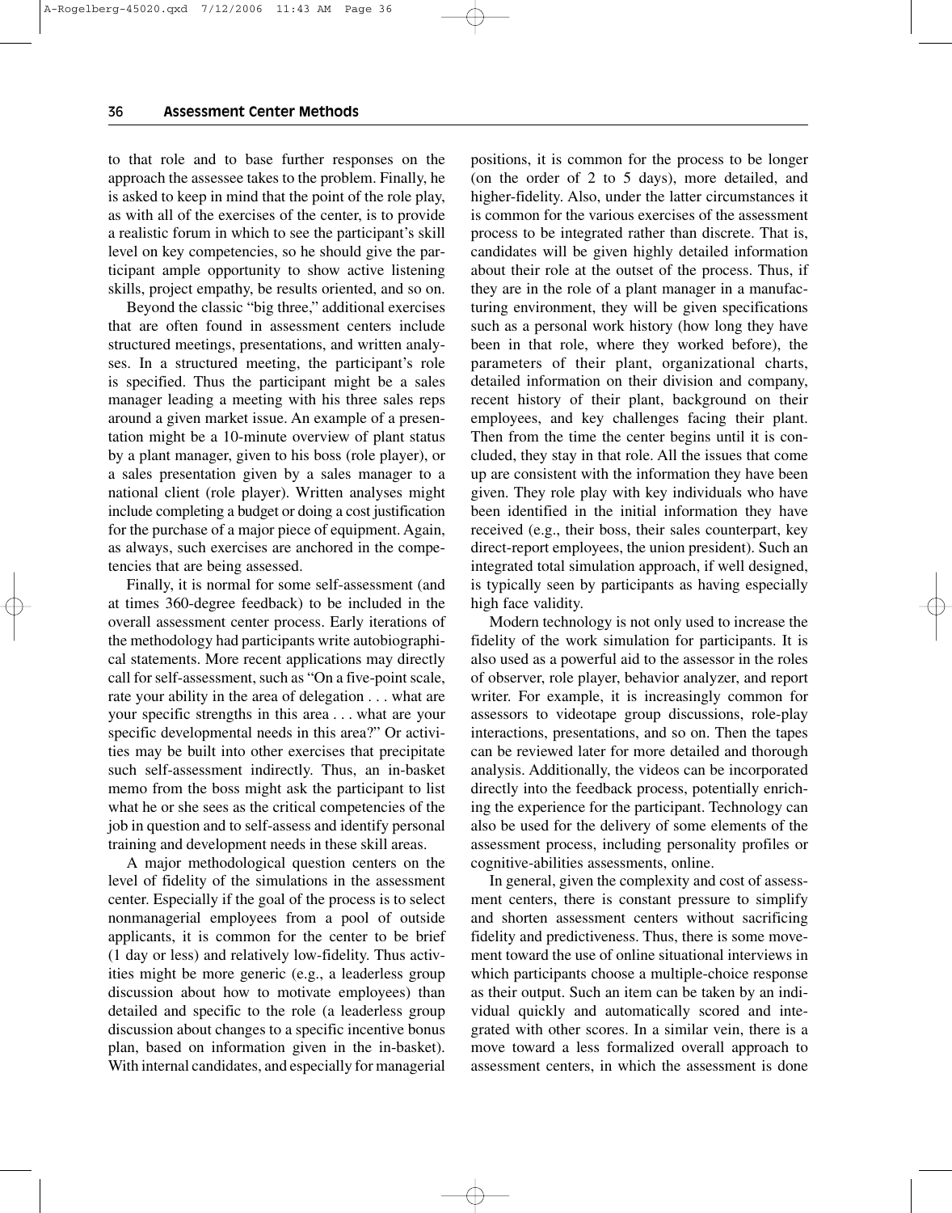to that role and to base further responses on the approach the assessee takes to the problem. Finally, he is asked to keep in mind that the point of the role play, as with all of the exercises of the center, is to provide a realistic forum in which to see the participant's skill level on key competencies, so he should give the participant ample opportunity to show active listening skills, project empathy, be results oriented, and so on.

Beyond the classic "big three," additional exercises that are often found in assessment centers include structured meetings, presentations, and written analyses. In a structured meeting, the participant's role is specified. Thus the participant might be a sales manager leading a meeting with his three sales reps around a given market issue. An example of a presentation might be a 10-minute overview of plant status by a plant manager, given to his boss (role player), or a sales presentation given by a sales manager to a national client (role player). Written analyses might include completing a budget or doing a cost justification for the purchase of a major piece of equipment. Again, as always, such exercises are anchored in the competencies that are being assessed.

Finally, it is normal for some self-assessment (and at times 360-degree feedback) to be included in the overall assessment center process. Early iterations of the methodology had participants write autobiographical statements. More recent applications may directly call for self-assessment, such as "On a five-point scale, rate your ability in the area of delegation . . . what are your specific strengths in this area . . . what are your specific developmental needs in this area?" Or activities may be built into other exercises that precipitate such self-assessment indirectly. Thus, an in-basket memo from the boss might ask the participant to list what he or she sees as the critical competencies of the job in question and to self-assess and identify personal training and development needs in these skill areas.

A major methodological question centers on the level of fidelity of the simulations in the assessment center. Especially if the goal of the process is to select nonmanagerial employees from a pool of outside applicants, it is common for the center to be brief (1 day or less) and relatively low-fidelity. Thus activities might be more generic (e.g., a leaderless group discussion about how to motivate employees) than detailed and specific to the role (a leaderless group discussion about changes to a specific incentive bonus plan, based on information given in the in-basket). With internal candidates, and especially for managerial positions, it is common for the process to be longer (on the order of 2 to 5 days), more detailed, and higher-fidelity. Also, under the latter circumstances it is common for the various exercises of the assessment process to be integrated rather than discrete. That is, candidates will be given highly detailed information about their role at the outset of the process. Thus, if they are in the role of a plant manager in a manufacturing environment, they will be given specifications such as a personal work history (how long they have been in that role, where they worked before), the parameters of their plant, organizational charts, detailed information on their division and company, recent history of their plant, background on their employees, and key challenges facing their plant. Then from the time the center begins until it is concluded, they stay in that role. All the issues that come up are consistent with the information they have been given. They role play with key individuals who have been identified in the initial information they have received (e.g., their boss, their sales counterpart, key direct-report employees, the union president). Such an integrated total simulation approach, if well designed, is typically seen by participants as having especially high face validity.

Modern technology is not only used to increase the fidelity of the work simulation for participants. It is also used as a powerful aid to the assessor in the roles of observer, role player, behavior analyzer, and report writer. For example, it is increasingly common for assessors to videotape group discussions, role-play interactions, presentations, and so on. Then the tapes can be reviewed later for more detailed and thorough analysis. Additionally, the videos can be incorporated directly into the feedback process, potentially enriching the experience for the participant. Technology can also be used for the delivery of some elements of the assessment process, including personality profiles or cognitive-abilities assessments, online.

In general, given the complexity and cost of assessment centers, there is constant pressure to simplify and shorten assessment centers without sacrificing fidelity and predictiveness. Thus, there is some movement toward the use of online situational interviews in which participants choose a multiple-choice response as their output. Such an item can be taken by an individual quickly and automatically scored and integrated with other scores. In a similar vein, there is a move toward a less formalized overall approach to assessment centers, in which the assessment is done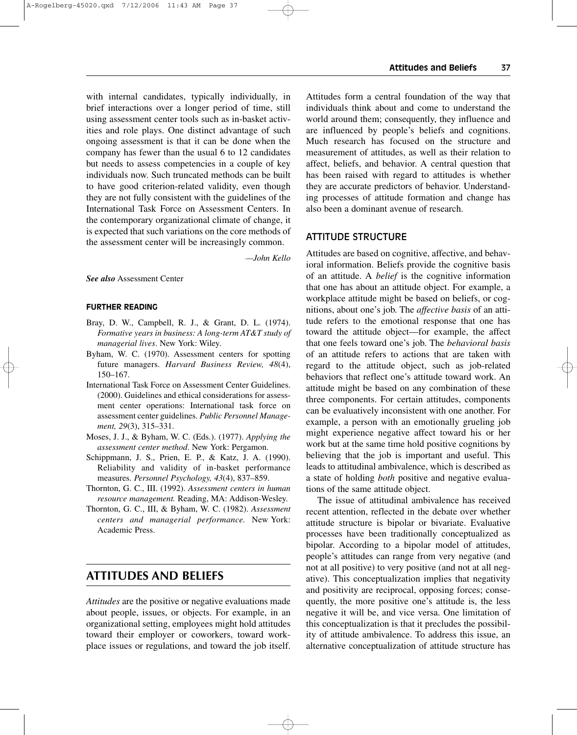with internal candidates, typically individually, in brief interactions over a longer period of time, still using assessment center tools such as in-basket activities and role plays. One distinct advantage of such ongoing assessment is that it can be done when the company has fewer than the usual 6 to 12 candidates but needs to assess competencies in a couple of key individuals now. Such truncated methods can be built to have good criterion-related validity, even though they are not fully consistent with the guidelines of the International Task Force on Assessment Centers. In the contemporary organizational climate of change, it is expected that such variations on the core methods of the assessment center will be increasingly common.

—*John Kello*

***See also*** Assessment Center

#### FURTHER READING

- Bray, D. W., Campbell, R. J., & Grant, D. L. (1974). *Formative years in business: A long-term AT&T study of managerial lives*. New York: Wiley.
- Byham, W. C. (1970). Assessment centers for spotting future managers. *Harvard Business Review, 48*(4), 150–167.
- International Task Force on Assessment Center Guidelines. (2000). Guidelines and ethical considerations for assessment center operations: International task force on assessment center guidelines. *Public Personnel Management, 29*(3), 315–331.
- Moses, J. J., & Byham, W. C. (Eds.). (1977). *Applying the assessment center method*. New York: Pergamon.
- Schippmann, J. S., Prien, E. P., & Katz, J. A. (1990). Reliability and validity of in-basket performance measures. *Personnel Psychology, 43*(4), 837–859.
- Thornton, G. C., III. (1992). *Assessment centers in human resource management.* Reading, MA: Addison-Wesley.
- Thornton, G. C., III, & Byham, W. C. (1982). *Assessment centers and managerial performance.* New York: Academic Press.

## ATTITUDES AND BELIEFS

*Attitudes* are the positive or negative evaluations made about people, issues, or objects. For example, in an organizational setting, employees might hold attitudes toward their employer or coworkers, toward workplace issues or regulations, and toward the job itself. Attitudes form a central foundation of the way that individuals think about and come to understand the world around them; consequently, they influence and are influenced by people's beliefs and cognitions. Much research has focused on the structure and measurement of attitudes, as well as their relation to affect, beliefs, and behavior. A central question that has been raised with regard to attitudes is whether they are accurate predictors of behavior. Understanding processes of attitude formation and change has also been a dominant avenue of research.

### ATTITUDE STRUCTURE

Attitudes are based on cognitive, affective, and behavioral information. Beliefs provide the cognitive basis of an attitude. A *belief* is the cognitive information that one has about an attitude object. For example, a workplace attitude might be based on beliefs, or cognitions, about one's job. The *affective basis* of an attitude refers to the emotional response that one has toward the attitude object—for example, the affect that one feels toward one's job. The *behavioral basis* of an attitude refers to actions that are taken with regard to the attitude object, such as job-related behaviors that reflect one's attitude toward work. An attitude might be based on any combination of these three components. For certain attitudes, components can be evaluatively inconsistent with one another. For example, a person with an emotionally grueling job might experience negative affect toward his or her work but at the same time hold positive cognitions by believing that the job is important and useful. This leads to attitudinal ambivalence, which is described as a state of holding *both* positive and negative evaluations of the same attitude object.

The issue of attitudinal ambivalence has received recent attention, reflected in the debate over whether attitude structure is bipolar or bivariate. Evaluative processes have been traditionally conceptualized as bipolar. According to a bipolar model of attitudes, people's attitudes can range from very negative (and not at all positive) to very positive (and not at all negative). This conceptualization implies that negativity and positivity are reciprocal, opposing forces; consequently, the more positive one's attitude is, the less negative it will be, and vice versa. One limitation of this conceptualization is that it precludes the possibility of attitude ambivalence. To address this issue, an alternative conceptualization of attitude structure has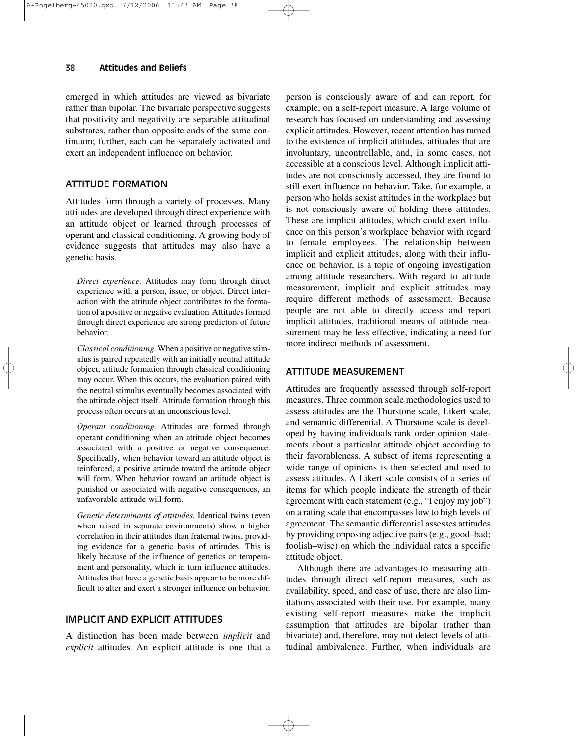emerged in which attitudes are viewed as bivariate rather than bipolar. The bivariate perspective suggests that positivity and negativity are separable attitudinal substrates, rather than opposite ends of the same continuum; further, each can be separately activated and exert an independent influence on behavior.

## ATTITUDE FORMATION

Attitudes form through a variety of processes. Many attitudes are developed through direct experience with an attitude object or learned through processes of operant and classical conditioning. A growing body of evidence suggests that attitudes may also have a genetic basis.

*Direct experience.* Attitudes may form through direct experience with a person, issue, or object. Direct interaction with the attitude object contributes to the formation of a positive or negative evaluation. Attitudes formed through direct experience are strong predictors of future behavior.

*Classical conditioning.* When a positive or negative stimulus is paired repeatedly with an initially neutral attitude object, attitude formation through classical conditioning may occur. When this occurs, the evaluation paired with the neutral stimulus eventually becomes associated with the attitude object itself. Attitude formation through this process often occurs at an unconscious level.

*Operant conditioning.* Attitudes are formed through operant conditioning when an attitude object becomes associated with a positive or negative consequence. Specifically, when behavior toward an attitude object is reinforced, a positive attitude toward the attitude object will form. When behavior toward an attitude object is punished or associated with negative consequences, an unfavorable attitude will form.

*Genetic determinants of attitudes.* Identical twins (even when raised in separate environments) show a higher correlation in their attitudes than fraternal twins, providing evidence for a genetic basis of attitudes. This is likely because of the influence of genetics on temperament and personality, which in turn influence attitudes. Attitudes that have a genetic basis appear to be more difficult to alter and exert a stronger influence on behavior.

## IMPLICIT AND EXPLICIT ATTITUDES

A distinction has been made between *implicit* and *explicit* attitudes. An explicit attitude is one that a person is consciously aware of and can report, for example, on a self-report measure. A large volume of research has focused on understanding and assessing explicit attitudes. However, recent attention has turned to the existence of implicit attitudes, attitudes that are involuntary, uncontrollable, and, in some cases, not accessible at a conscious level. Although implicit attitudes are not consciously accessed, they are found to still exert influence on behavior. Take, for example, a person who holds sexist attitudes in the workplace but is not consciously aware of holding these attitudes. These are implicit attitudes, which could exert influence on this person's workplace behavior with regard to female employees. The relationship between implicit and explicit attitudes, along with their influence on behavior, is a topic of ongoing investigation among attitude researchers. With regard to attitude measurement, implicit and explicit attitudes may require different methods of assessment. Because people are not able to directly access and report implicit attitudes, traditional means of attitude measurement may be less effective, indicating a need for more indirect methods of assessment.

## ATTITUDE MEASUREMENT

Attitudes are frequently assessed through self-report measures. Three common scale methodologies used to assess attitudes are the Thurstone scale, Likert scale, and semantic differential. A Thurstone scale is developed by having individuals rank order opinion statements about a particular attitude object according to their favorableness. A subset of items representing a wide range of opinions is then selected and used to assess attitudes. A Likert scale consists of a series of items for which people indicate the strength of their agreement with each statement (e.g., "I enjoy my job") on a rating scale that encompasses low to high levels of agreement. The semantic differential assesses attitudes by providing opposing adjective pairs (e.g., good–bad; foolish–wise) on which the individual rates a specific attitude object.

Although there are advantages to measuring attitudes through direct self-report measures, such as availability, speed, and ease of use, there are also limitations associated with their use. For example, many existing self-report measures make the implicit assumption that attitudes are bipolar (rather than bivariate) and, therefore, may not detect levels of attitudinal ambivalence. Further, when individuals are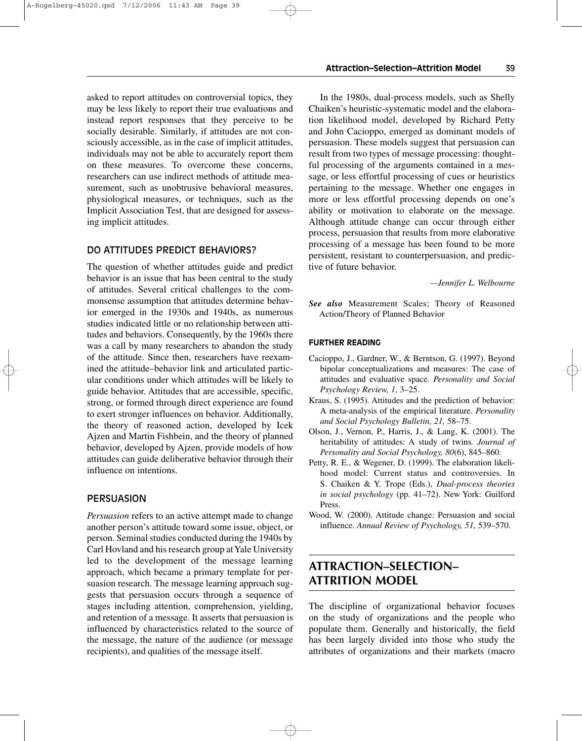asked to report attitudes on controversial topics, they may be less likely to report their true evaluations and instead report responses that they perceive to be socially desirable. Similarly, if attitudes are not consciously accessible, as in the case of implicit attitudes, individuals may not be able to accurately report them on these measures. To overcome these concerns, researchers can use indirect methods of attitude measurement, such as unobtrusive behavioral measures, physiological measures, or techniques, such as the Implicit Association Test, that are designed for assessing implicit attitudes.

## DO ATTITUDES PREDICT BEHAVIORS?

The question of whether attitudes guide and predict behavior is an issue that has been central to the study of attitudes. Several critical challenges to the commonsense assumption that attitudes determine behavior emerged in the 1930s and 1940s, as numerous studies indicated little or no relationship between attitudes and behaviors. Consequently, by the 1960s there was a call by many researchers to abandon the study of the attitude. Since then, researchers have reexamined the attitude–behavior link and articulated particular conditions under which attitudes will be likely to guide behavior. Attitudes that are accessible, specific, strong, or formed through direct experience are found to exert stronger influences on behavior. Additionally, the theory of reasoned action, developed by Icek Ajzen and Martin Fishbein, and the theory of planned behavior, developed by Ajzen, provide models of how attitudes can guide deliberative behavior through their influence on intentions.

## PERSUASION

*Persuasion* refers to an active attempt made to change another person's attitude toward some issue, object, or person. Seminal studies conducted during the 1940s by Carl Hovland and his research group at Yale University led to the development of the message learning approach, which became a primary template for persuasion research. The message learning approach suggests that persuasion occurs through a sequence of stages including attention, comprehension, yielding, and retention of a message. It asserts that persuasion is influenced by characteristics related to the source of the message, the nature of the audience (or message recipients), and qualities of the message itself.

In the 1980s, dual-process models, such as Shelly Chaiken's heuristic-systematic model and the elaboration likelihood model, developed by Richard Petty and John Cacioppo, emerged as dominant models of persuasion. These models suggest that persuasion can result from two types of message processing: thoughtful processing of the arguments contained in a message, or less effortful processing of cues or heuristics pertaining to the message. Whether one engages in more or less effortful processing depends on one's ability or motivation to elaborate on the message. Although attitude change can occur through either process, persuasion that results from more elaborative processing of a message has been found to be more persistent, resistant to counterpersuasion, and predictive of future behavior.

—*Jennifer L. Welbourne*

***See also*** Measurement Scales; Theory of Reasoned Action/Theory of Planned Behavior

### FURTHER READING

Cacioppo, J., Gardner, W., & Berntson, G. (1997). Beyond bipolar conceptualizations and measures: The case of attitudes and evaluative space. *Personality and Social Psychology Review, 1,* 3–25.

Kraus, S. (1995). Attitudes and the prediction of behavior: A meta-analysis of the empirical literature. *Personality and Social Psychology Bulletin, 21,* 58–75.

Olson, J., Vernon, P., Harris, J., & Lang, K. (2001). The heritability of attitudes: A study of twins. *Journal of Personality and Social Psychology, 80*(6), 845–860.

Petty, R. E., & Wegener, D. (1999). The elaboration likelihood model: Current status and controversies. In S. Chaiken & Y. Trope (Eds.), *Dual-process theories in social psychology* (pp. 41–72). New York: Guilford Press.

Wood, W. (2000). Attitude change: Persuasion and social influence. *Annual Review of Psychology, 51,* 539–570.

# ATTRACTION–SELECTION–ATTRITION MODEL

The discipline of organizational behavior focuses on the study of organizations and the people who populate them. Generally and historically, the field has been largely divided into those who study the attributes of organizations and their markets (macro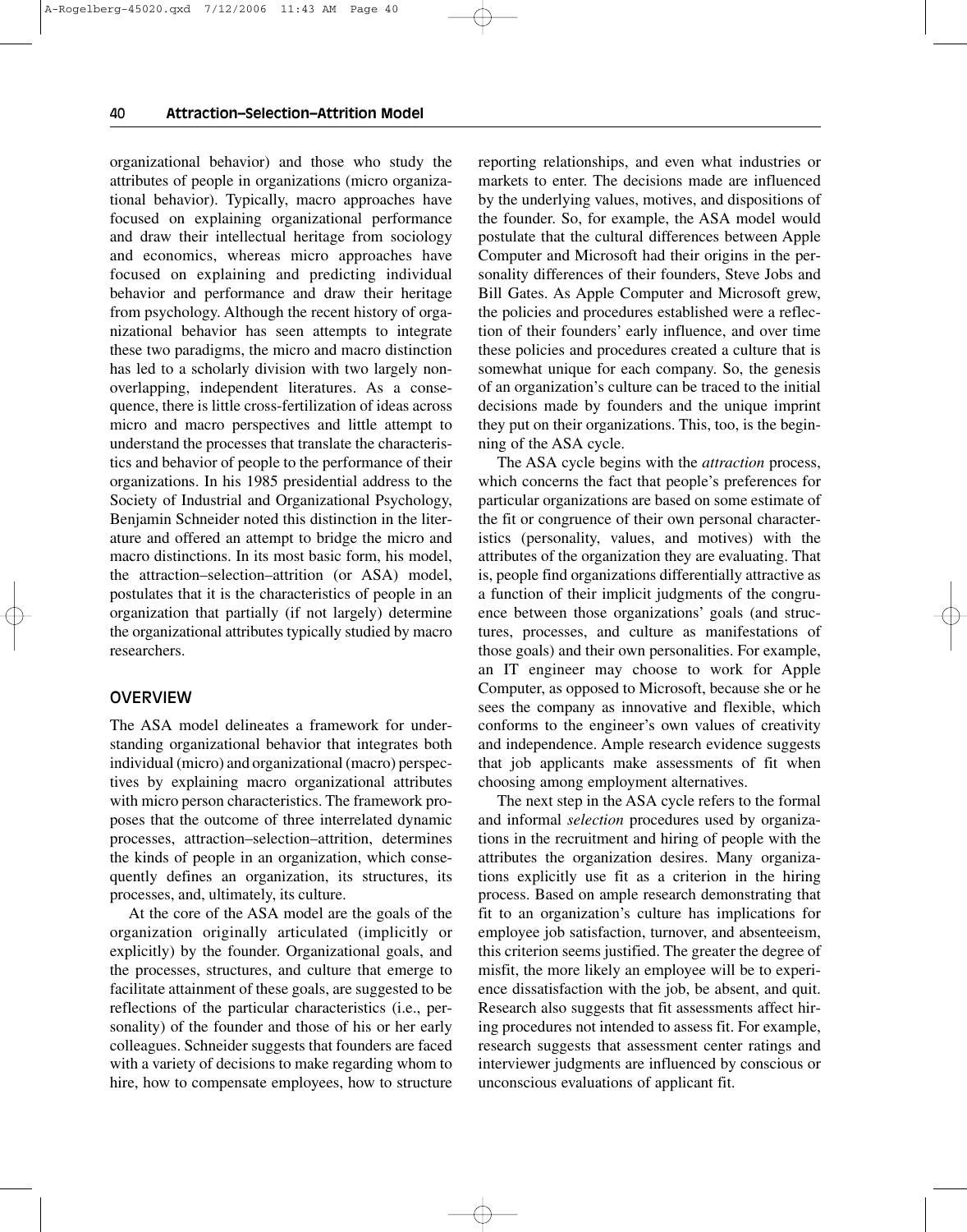organizational behavior) and those who study the attributes of people in organizations (micro organizational behavior). Typically, macro approaches have focused on explaining organizational performance and draw their intellectual heritage from sociology and economics, whereas micro approaches have focused on explaining and predicting individual behavior and performance and draw their heritage from psychology. Although the recent history of organizational behavior has seen attempts to integrate these two paradigms, the micro and macro distinction has led to a scholarly division with two largely nonoverlapping, independent literatures. As a consequence, there is little cross-fertilization of ideas across micro and macro perspectives and little attempt to understand the processes that translate the characteristics and behavior of people to the performance of their organizations. In his 1985 presidential address to the Society of Industrial and Organizational Psychology, Benjamin Schneider noted this distinction in the literature and offered an attempt to bridge the micro and macro distinctions. In its most basic form, his model, the attraction–selection–attrition (or ASA) model, postulates that it is the characteristics of people in an organization that partially (if not largely) determine the organizational attributes typically studied by macro researchers.

## OVERVIEW

The ASA model delineates a framework for understanding organizational behavior that integrates both individual (micro) and organizational (macro) perspectives by explaining macro organizational attributes with micro person characteristics. The framework proposes that the outcome of three interrelated dynamic processes, attraction–selection–attrition, determines the kinds of people in an organization, which consequently defines an organization, its structures, its processes, and, ultimately, its culture.

At the core of the ASA model are the goals of the organization originally articulated (implicitly or explicitly) by the founder. Organizational goals, and the processes, structures, and culture that emerge to facilitate attainment of these goals, are suggested to be reflections of the particular characteristics (i.e., personality) of the founder and those of his or her early colleagues. Schneider suggests that founders are faced with a variety of decisions to make regarding whom to hire, how to compensate employees, how to structure reporting relationships, and even what industries or markets to enter. The decisions made are influenced by the underlying values, motives, and dispositions of the founder. So, for example, the ASA model would postulate that the cultural differences between Apple Computer and Microsoft had their origins in the personality differences of their founders, Steve Jobs and Bill Gates. As Apple Computer and Microsoft grew, the policies and procedures established were a reflection of their founders' early influence, and over time these policies and procedures created a culture that is somewhat unique for each company. So, the genesis of an organization's culture can be traced to the initial decisions made by founders and the unique imprint they put on their organizations. This, too, is the beginning of the ASA cycle.

The ASA cycle begins with the *attraction* process, which concerns the fact that people's preferences for particular organizations are based on some estimate of the fit or congruence of their own personal characteristics (personality, values, and motives) with the attributes of the organization they are evaluating. That is, people find organizations differentially attractive as a function of their implicit judgments of the congruence between those organizations' goals (and structures, processes, and culture as manifestations of those goals) and their own personalities. For example, an IT engineer may choose to work for Apple Computer, as opposed to Microsoft, because she or he sees the company as innovative and flexible, which conforms to the engineer's own values of creativity and independence. Ample research evidence suggests that job applicants make assessments of fit when choosing among employment alternatives.

The next step in the ASA cycle refers to the formal and informal *selection* procedures used by organizations in the recruitment and hiring of people with the attributes the organization desires. Many organizations explicitly use fit as a criterion in the hiring process. Based on ample research demonstrating that fit to an organization's culture has implications for employee job satisfaction, turnover, and absenteeism, this criterion seems justified. The greater the degree of misfit, the more likely an employee will be to experience dissatisfaction with the job, be absent, and quit. Research also suggests that fit assessments affect hiring procedures not intended to assess fit. For example, research suggests that assessment center ratings and interviewer judgments are influenced by conscious or unconscious evaluations of applicant fit.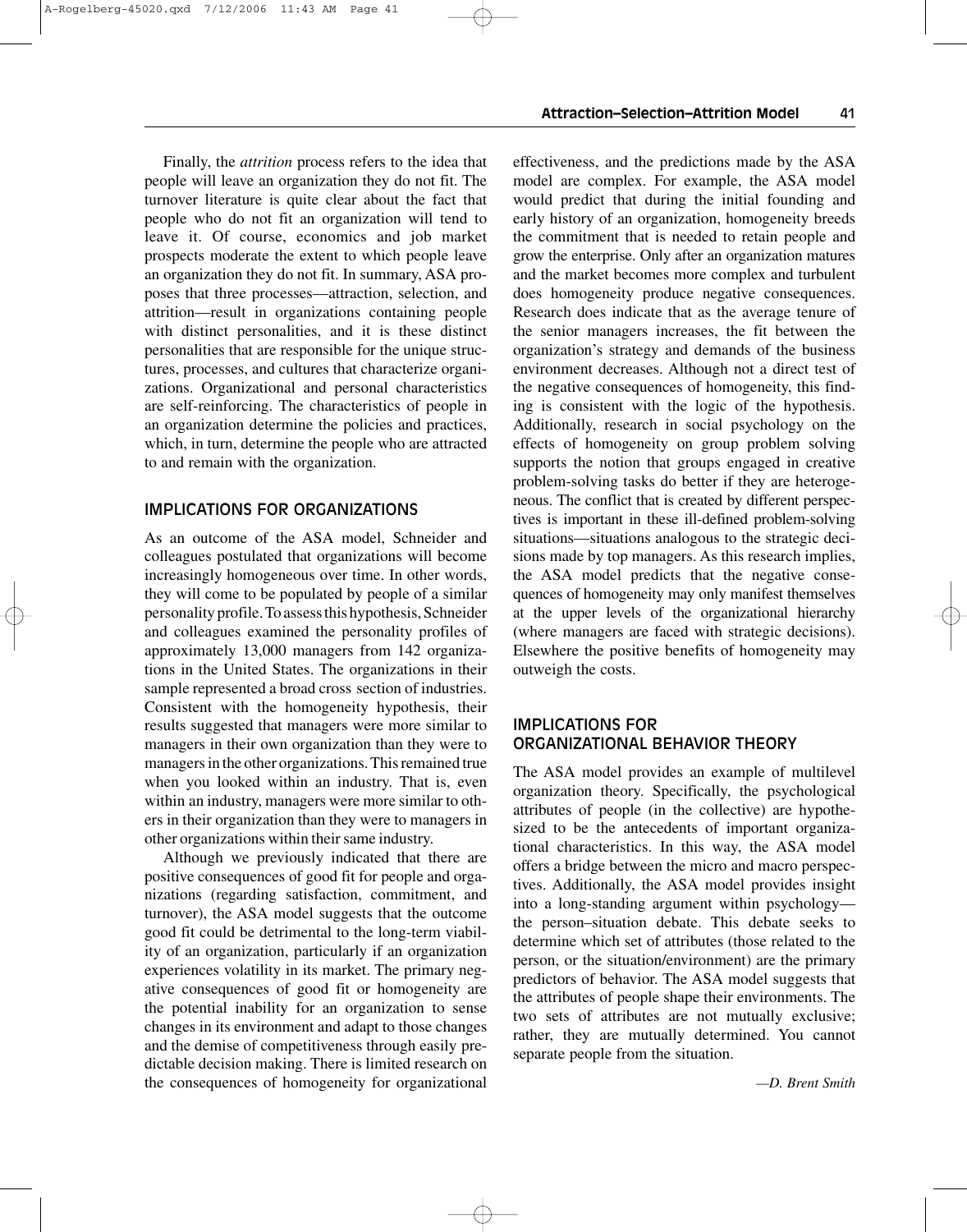Finally, the *attrition* process refers to the idea that people will leave an organization they do not fit. The turnover literature is quite clear about the fact that people who do not fit an organization will tend to leave it. Of course, economics and job market prospects moderate the extent to which people leave an organization they do not fit. In summary, ASA proposes that three processes—attraction, selection, and attrition—result in organizations containing people with distinct personalities, and it is these distinct personalities that are responsible for the unique structures, processes, and cultures that characterize organizations. Organizational and personal characteristics are self-reinforcing. The characteristics of people in an organization determine the policies and practices, which, in turn, determine the people who are attracted to and remain with the organization.

## IMPLICATIONS FOR ORGANIZATIONS

As an outcome of the ASA model, Schneider and colleagues postulated that organizations will become increasingly homogeneous over time. In other words, they will come to be populated by people of a similar personality profile. To assess this hypothesis, Schneider and colleagues examined the personality profiles of approximately 13,000 managers from 142 organizations in the United States. The organizations in their sample represented a broad cross section of industries. Consistent with the homogeneity hypothesis, their results suggested that managers were more similar to managers in their own organization than they were to managers in the other organizations. This remained true when you looked within an industry. That is, even within an industry, managers were more similar to others in their organization than they were to managers in other organizations within their same industry.

Although we previously indicated that there are positive consequences of good fit for people and organizations (regarding satisfaction, commitment, and turnover), the ASA model suggests that the outcome good fit could be detrimental to the long-term viability of an organization, particularly if an organization experiences volatility in its market. The primary negative consequences of good fit or homogeneity are the potential inability for an organization to sense changes in its environment and adapt to those changes and the demise of competitiveness through easily predictable decision making. There is limited research on the consequences of homogeneity for organizational effectiveness, and the predictions made by the ASA model are complex. For example, the ASA model would predict that during the initial founding and early history of an organization, homogeneity breeds the commitment that is needed to retain people and grow the enterprise. Only after an organization matures and the market becomes more complex and turbulent does homogeneity produce negative consequences. Research does indicate that as the average tenure of the senior managers increases, the fit between the organization's strategy and demands of the business environment decreases. Although not a direct test of the negative consequences of homogeneity, this finding is consistent with the logic of the hypothesis. Additionally, research in social psychology on the effects of homogeneity on group problem solving supports the notion that groups engaged in creative problem-solving tasks do better if they are heterogeneous. The conflict that is created by different perspectives is important in these ill-defined problem-solving situations—situations analogous to the strategic decisions made by top managers. As this research implies, the ASA model predicts that the negative consequences of homogeneity may only manifest themselves at the upper levels of the organizational hierarchy (where managers are faced with strategic decisions). Elsewhere the positive benefits of homogeneity may outweigh the costs.

## IMPLICATIONS FOR ORGANIZATIONAL BEHAVIOR THEORY

The ASA model provides an example of multilevel organization theory. Specifically, the psychological attributes of people (in the collective) are hypothesized to be the antecedents of important organizational characteristics. In this way, the ASA model offers a bridge between the micro and macro perspectives. Additionally, the ASA model provides insight into a long-standing argument within psychology—the person–situation debate. This debate seeks to determine which set of attributes (those related to the person, or the situation/environment) are the primary predictors of behavior. The ASA model suggests that the attributes of people shape their environments. The two sets of attributes are not mutually exclusive; rather, they are mutually determined. You cannot separate people from the situation.

*—D. Brent Smith*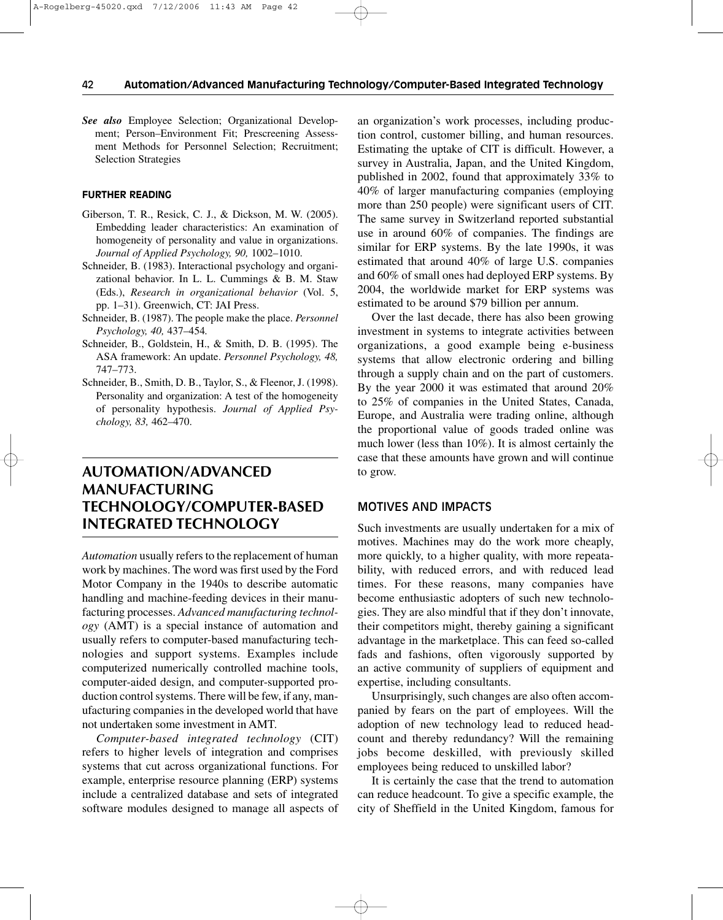***See also*** Employee Selection; Organizational Development; Person–Environment Fit; Prescreening Assessment Methods for Personnel Selection; Recruitment; Selection Strategies

### FURTHER READING

- Giberson, T. R., Resick, C. J., & Dickson, M. W. (2005). Embedding leader characteristics: An examination of homogeneity of personality and value in organizations. *Journal of Applied Psychology, 90,* 1002–1010.
- Schneider, B. (1983). Interactional psychology and organizational behavior. In L. L. Cummings & B. M. Staw (Eds.), *Research in organizational behavior* (Vol. 5, pp. 1–31). Greenwich, CT: JAI Press.
- Schneider, B. (1987). The people make the place. *Personnel Psychology, 40,* 437–454.
- Schneider, B., Goldstein, H., & Smith, D. B. (1995). The ASA framework: An update. *Personnel Psychology, 48,* 747–773.
- Schneider, B., Smith, D. B., Taylor, S., & Fleenor, J. (1998). Personality and organization: A test of the homogeneity of personality hypothesis. *Journal of Applied Psychology, 83,* 462–470.

# AUTOMATION/ADVANCED MANUFACTURING TECHNOLOGY/COMPUTER-BASED INTEGRATED TECHNOLOGY

*Automation* usually refers to the replacement of human work by machines. The word was first used by the Ford Motor Company in the 1940s to describe automatic handling and machine-feeding devices in their manufacturing processes. *Advanced manufacturing technology* (AMT) is a special instance of automation and usually refers to computer-based manufacturing technologies and support systems. Examples include computerized numerically controlled machine tools, computer-aided design, and computer-supported production control systems. There will be few, if any, manufacturing companies in the developed world that have not undertaken some investment in AMT.

*Computer-based integrated technology* (CIT) refers to higher levels of integration and comprises systems that cut across organizational functions. For example, enterprise resource planning (ERP) systems include a centralized database and sets of integrated software modules designed to manage all aspects of an organization's work processes, including production control, customer billing, and human resources. Estimating the uptake of CIT is difficult. However, a survey in Australia, Japan, and the United Kingdom, published in 2002, found that approximately 33% to 40% of larger manufacturing companies (employing more than 250 people) were significant users of CIT. The same survey in Switzerland reported substantial use in around 60% of companies. The findings are similar for ERP systems. By the late 1990s, it was estimated that around 40% of large U.S. companies and 60% of small ones had deployed ERP systems. By 2004, the worldwide market for ERP systems was estimated to be around $79 billion per annum.

Over the last decade, there has also been growing investment in systems to integrate activities between organizations, a good example being e-business systems that allow electronic ordering and billing through a supply chain and on the part of customers. By the year 2000 it was estimated that around 20% to 25% of companies in the United States, Canada, Europe, and Australia were trading online, although the proportional value of goods traded online was much lower (less than 10%). It is almost certainly the case that these amounts have grown and will continue to grow.

## MOTIVES AND IMPACTS

Such investments are usually undertaken for a mix of motives. Machines may do the work more cheaply, more quickly, to a higher quality, with more repeatability, with reduced errors, and with reduced lead times. For these reasons, many companies have become enthusiastic adopters of such new technologies. They are also mindful that if they don't innovate, their competitors might, thereby gaining a significant advantage in the marketplace. This can feed so-called fads and fashions, often vigorously supported by an active community of suppliers of equipment and expertise, including consultants.

Unsurprisingly, such changes are also often accompanied by fears on the part of employees. Will the adoption of new technology lead to reduced headcount and thereby redundancy? Will the remaining jobs become deskilled, with previously skilled employees being reduced to unskilled labor?

It is certainly the case that the trend to automation can reduce headcount. To give a specific example, the city of Sheffield in the United Kingdom, famous for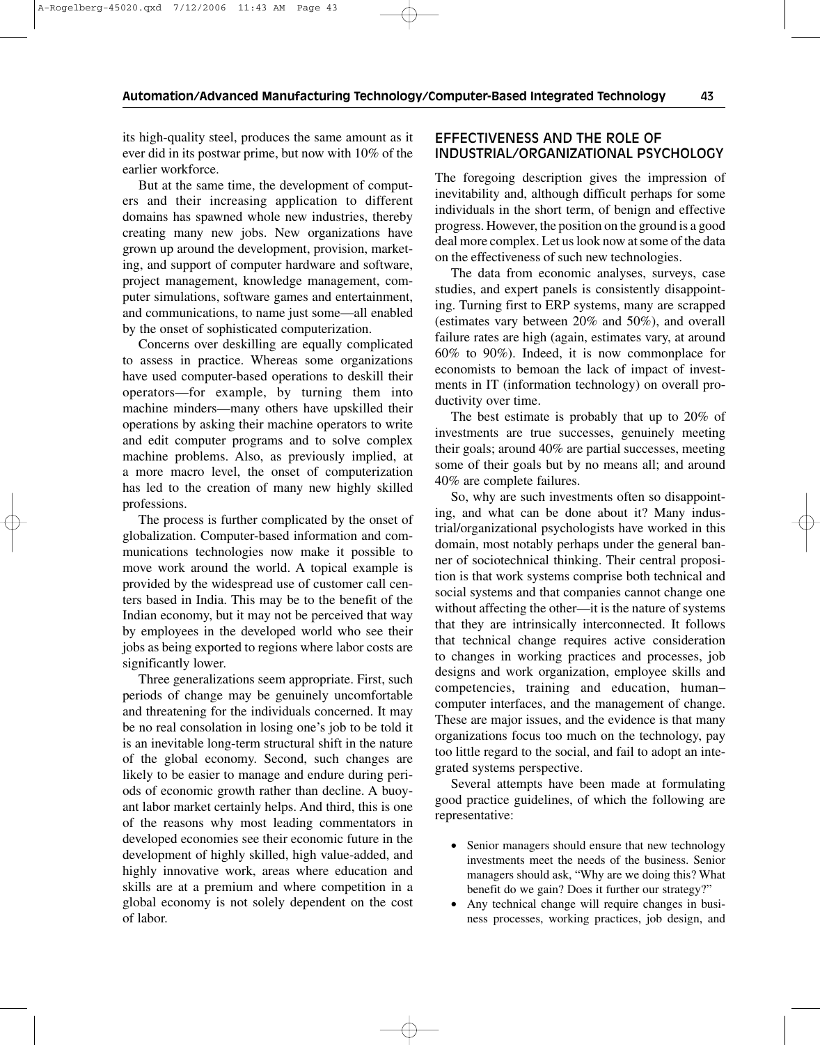its high-quality steel, produces the same amount as it ever did in its postwar prime, but now with 10% of the earlier workforce.

But at the same time, the development of computers and their increasing application to different domains has spawned whole new industries, thereby creating many new jobs. New organizations have grown up around the development, provision, marketing, and support of computer hardware and software, project management, knowledge management, computer simulations, software games and entertainment, and communications, to name just some—all enabled by the onset of sophisticated computerization.

Concerns over deskilling are equally complicated to assess in practice. Whereas some organizations have used computer-based operations to deskill their operators—for example, by turning them into machine minders—many others have upskilled their operations by asking their machine operators to write and edit computer programs and to solve complex machine problems. Also, as previously implied, at a more macro level, the onset of computerization has led to the creation of many new highly skilled professions.

The process is further complicated by the onset of globalization. Computer-based information and communications technologies now make it possible to move work around the world. A topical example is provided by the widespread use of customer call centers based in India. This may be to the benefit of the Indian economy, but it may not be perceived that way by employees in the developed world who see their jobs as being exported to regions where labor costs are significantly lower.

Three generalizations seem appropriate. First, such periods of change may be genuinely uncomfortable and threatening for the individuals concerned. It may be no real consolation in losing one's job to be told it is an inevitable long-term structural shift in the nature of the global economy. Second, such changes are likely to be easier to manage and endure during periods of economic growth rather than decline. A buoyant labor market certainly helps. And third, this is one of the reasons why most leading commentators in developed economies see their economic future in the development of highly skilled, high value-added, and highly innovative work, areas where education and skills are at a premium and where competition in a global economy is not solely dependent on the cost of labor.

## EFFECTIVENESS AND THE ROLE OF INDUSTRIAL/ORGANIZATIONAL PSYCHOLOGY

The foregoing description gives the impression of inevitability and, although difficult perhaps for some individuals in the short term, of benign and effective progress. However, the position on the ground is a good deal more complex. Let us look now at some of the data on the effectiveness of such new technologies.

The data from economic analyses, surveys, case studies, and expert panels is consistently disappointing. Turning first to ERP systems, many are scrapped (estimates vary between 20% and 50%), and overall failure rates are high (again, estimates vary, at around 60% to 90%). Indeed, it is now commonplace for economists to bemoan the lack of impact of investments in IT (information technology) on overall productivity over time.

The best estimate is probably that up to 20% of investments are true successes, genuinely meeting their goals; around 40% are partial successes, meeting some of their goals but by no means all; and around 40% are complete failures.

So, why are such investments often so disappointing, and what can be done about it? Many industrial/organizational psychologists have worked in this domain, most notably perhaps under the general banner of sociotechnical thinking. Their central proposition is that work systems comprise both technical and social systems and that companies cannot change one without affecting the other—it is the nature of systems that they are intrinsically interconnected. It follows that technical change requires active consideration to changes in working practices and processes, job designs and work organization, employee skills and competencies, training and education, human–computer interfaces, and the management of change. These are major issues, and the evidence is that many organizations focus too much on the technology, pay too little regard to the social, and fail to adopt an integrated systems perspective.

Several attempts have been made at formulating good practice guidelines, of which the following are representative:

- Senior managers should ensure that new technology investments meet the needs of the business. Senior managers should ask, "Why are we doing this? What benefit do we gain? Does it further our strategy?"
- Any technical change will require changes in business processes, working practices, job design, and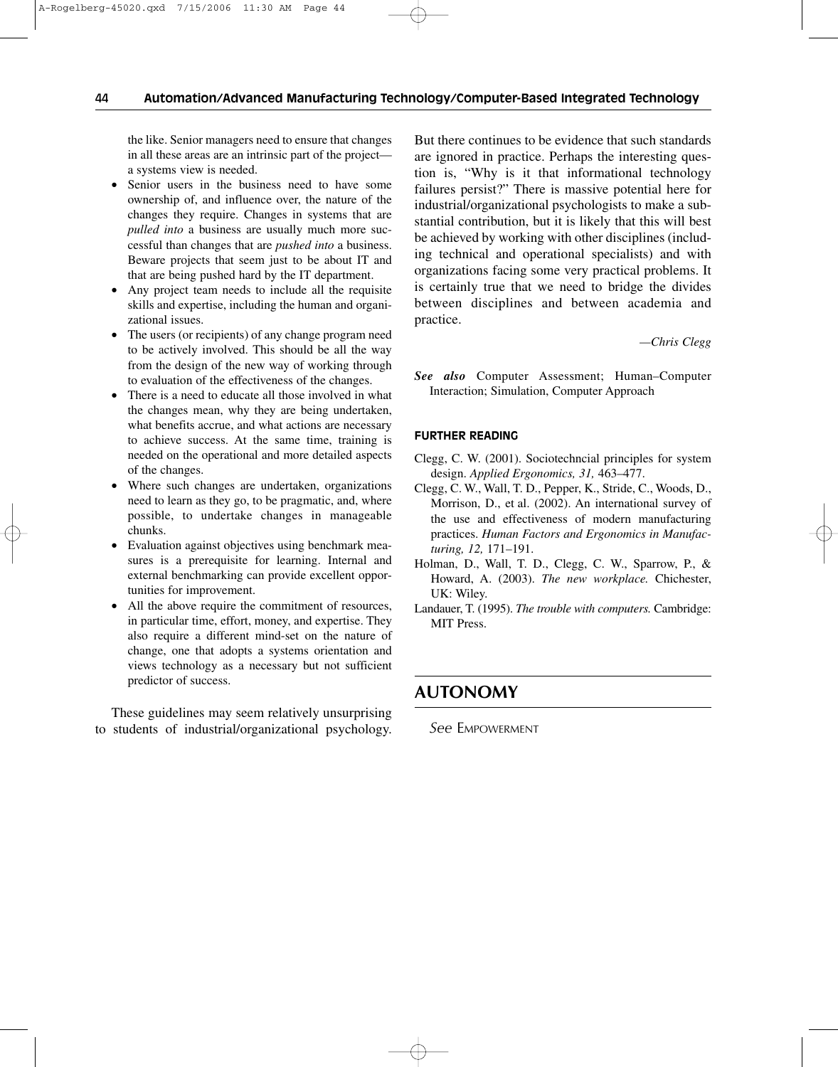the like. Senior managers need to ensure that changes in all these areas are an intrinsic part of the project—a systems view is needed.

- Senior users in the business need to have some ownership of, and influence over, the nature of the changes they require. Changes in systems that are *pulled into* a business are usually much more successful than changes that are *pushed into* a business. Beware projects that seem just to be about IT and that are being pushed hard by the IT department.
- Any project team needs to include all the requisite skills and expertise, including the human and organizational issues.
- The users (or recipients) of any change program need to be actively involved. This should be all the way from the design of the new way of working through to evaluation of the effectiveness of the changes.
- There is a need to educate all those involved in what the changes mean, why they are being undertaken, what benefits accrue, and what actions are necessary to achieve success. At the same time, training is needed on the operational and more detailed aspects of the changes.
- Where such changes are undertaken, organizations need to learn as they go, to be pragmatic, and, where possible, to undertake changes in manageable chunks.
- Evaluation against objectives using benchmark measures is a prerequisite for learning. Internal and external benchmarking can provide excellent opportunities for improvement.
- All the above require the commitment of resources, in particular time, effort, money, and expertise. They also require a different mind-set on the nature of change, one that adopts a systems orientation and views technology as a necessary but not sufficient predictor of success.

These guidelines may seem relatively unsurprising to students of industrial/organizational psychology. But there continues to be evidence that such standards are ignored in practice. Perhaps the interesting question is, "Why is it that informational technology failures persist?" There is massive potential here for industrial/organizational psychologists to make a substantial contribution, but it is likely that this will best be achieved by working with other disciplines (including technical and operational specialists) and with organizations facing some very practical problems. It is certainly true that we need to bridge the divides between disciplines and between academia and practice.

—*Chris Clegg*

***See also*** Computer Assessment; Human–Computer Interaction; Simulation, Computer Approach

### FURTHER READING

Clegg, C. W. (2001). Sociotechncial principles for system design. *Applied Ergonomics, 31,* 463–477.

Clegg, C. W., Wall, T. D., Pepper, K., Stride, C., Woods, D., Morrison, D., et al. (2002). An international survey of the use and effectiveness of modern manufacturing practices. *Human Factors and Ergonomics in Manufacturing, 12,* 171–191.

Holman, D., Wall, T. D., Clegg, C. W., Sparrow, P., & Howard, A. (2003). *The new workplace.* Chichester, UK: Wiley.

Landauer, T. (1995). *The trouble with computers.* Cambridge: MIT Press.

## AUTONOMY

*See* EMPOWERMENT